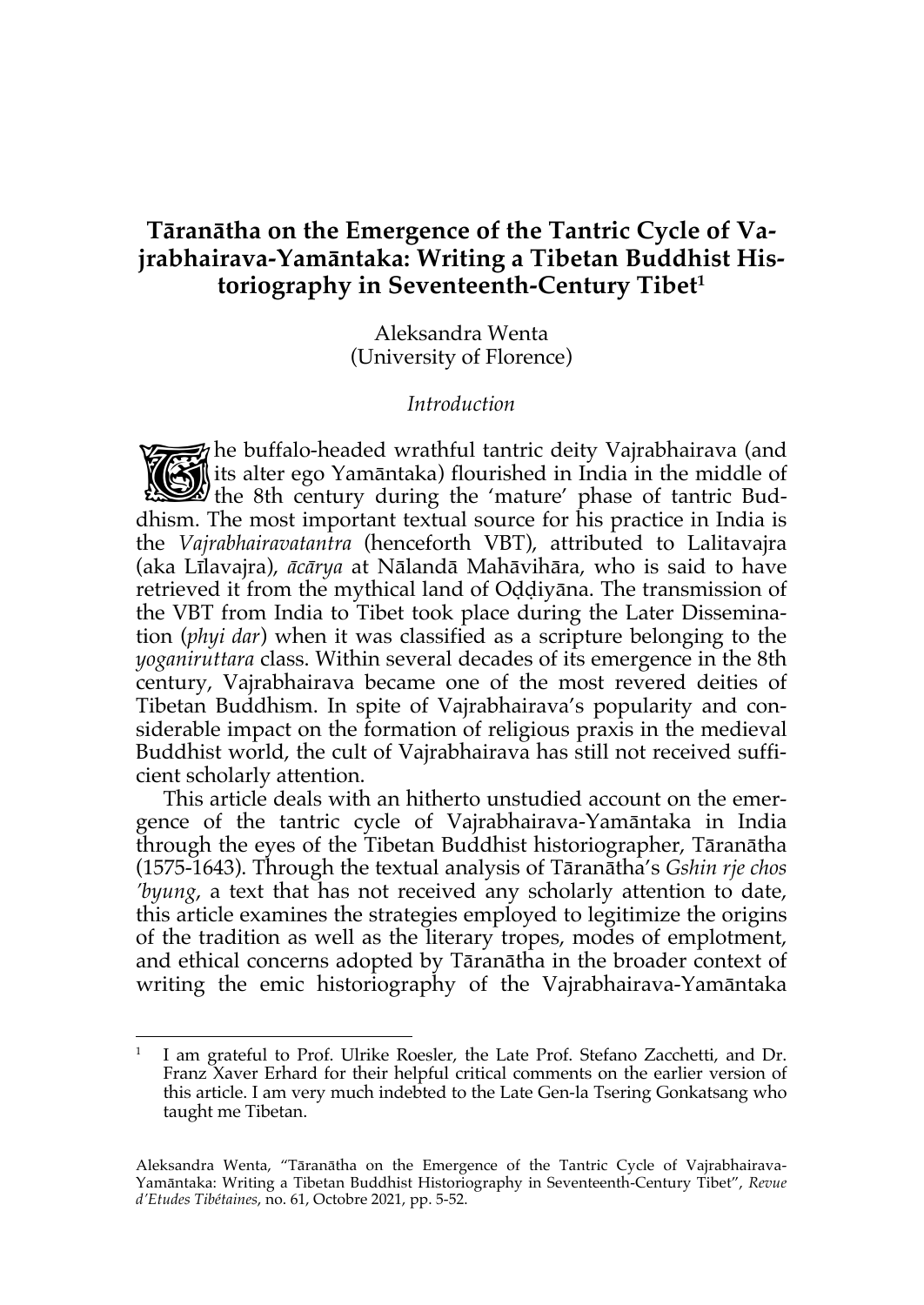# Tāranātha on the Emergence of the Tantric Cycle of Vajrabhairava-Yamāntaka: Writing a Tibetan Buddhist Historiography in Seventeenth-Century Tibet[1]

Aleksandra Wenta
(University of Florence)

## *Introduction*

The buffalo-headed wrathful tantric deity Vajrabhairava (and its alter ego Yamāntaka) flourished in India in the middle of the 8th century during the 'mature' phase of tantric Buddhism. The most important textual source for his practice in India is the *Vajrabhairavatantra* (henceforth VBT), attributed to Lalitavajra (aka Līlavajra), *ācārya* at Nālandā Mahāvihāra, who is said to have retrieved it from the mythical land of Oḍḍiyāna. The transmission of the VBT from India to Tibet took place during the Later Dissemination (*phyi dar*) when it was classified as a scripture belonging to the *yoganiruttara* class. Within several decades of its emergence in the 8th century, Vajrabhairava became one of the most revered deities of Tibetan Buddhism. In spite of Vajrabhairava's popularity and considerable impact on the formation of religious praxis in the medieval Buddhist world, the cult of Vajrabhairava has still not received sufficient scholarly attention.

This article deals with an hitherto unstudied account on the emergence of the tantric cycle of Vajrabhairava-Yamāntaka in India through the eyes of the Tibetan Buddhist historiographer, Tāranātha (1575-1643). Through the textual analysis of Tāranātha's *Gshin rje chos 'byung*, a text that has not received any scholarly attention to date, this article examines the strategies employed to legitimize the origins of the tradition as well as the literary tropes, modes of emplotment, and ethical concerns adopted by Tāranātha in the broader context of writing the emic historiography of the Vajrabhairava-Yamāntaka

---

[1] I am grateful to Prof. Ulrike Roesler, the Late Prof. Stefano Zacchetti, and Dr. Franz Xaver Erhard for their helpful critical comments on the earlier version of this article. I am very much indebted to the Late Gen-la Tsering Gonkatsang who taught me Tibetan.

Aleksandra Wenta, "Tāranātha on the Emergence of the Tantric Cycle of Vajrabhairava-Yamāntaka: Writing a Tibetan Buddhist Historiography in Seventeenth-Century Tibet", *Revue d'Etudes Tibétaines*, no. 61, Octobre 2021, pp. 5-52.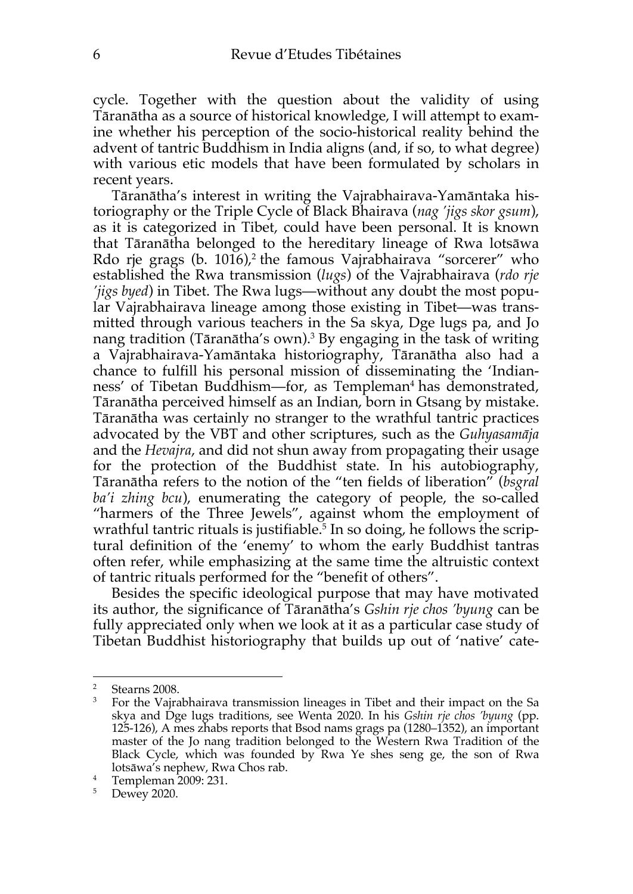cycle. Together with the question about the validity of using Tāranātha as a source of historical knowledge, I will attempt to examine whether his perception of the socio-historical reality behind the advent of tantric Buddhism in India aligns (and, if so, to what degree) with various etic models that have been formulated by scholars in recent years.

Tāranātha's interest in writing the Vajrabhairava-Yamāntaka historiography or the Triple Cycle of Black Bhairava (*nag 'jigs skor gsum*), as it is categorized in Tibet, could have been personal. It is known that Tāranātha belonged to the hereditary lineage of Rwa lotsāwa Rdo rje grags (b. 1016),[2] the famous Vajrabhairava "sorcerer" who established the Rwa transmission (*lugs*) of the Vajrabhairava (*rdo rje 'jigs byed*) in Tibet. The Rwa lugs—without any doubt the most popular Vajrabhairava lineage among those existing in Tibet—was transmitted through various teachers in the Sa skya, Dge lugs pa, and Jo nang tradition (Tāranātha's own).[3] By engaging in the task of writing a Vajrabhairava-Yamāntaka historiography, Tāranātha also had a chance to fulfill his personal mission of disseminating the 'Indianness' of Tibetan Buddhism—for, as Templeman[4] has demonstrated, Tāranātha perceived himself as an Indian, born in Gtsang by mistake. Tāranātha was certainly no stranger to the wrathful tantric practices advocated by the VBT and other scriptures, such as the *Guhyasamāja* and the *Hevajra*, and did not shun away from propagating their usage for the protection of the Buddhist state. In his autobiography, Tāranātha refers to the notion of the "ten fields of liberation" (*bsgral ba'i zhing bcu*), enumerating the category of people, the so-called "harmers of the Three Jewels", against whom the employment of wrathful tantric rituals is justifiable.[5] In so doing, he follows the scriptural definition of the 'enemy' to whom the early Buddhist tantras often refer, while emphasizing at the same time the altruistic context of tantric rituals performed for the "benefit of others".

Besides the specific ideological purpose that may have motivated its author, the significance of Tāranātha's *Gshin rje chos 'byung* can be fully appreciated only when we look at it as a particular case study of Tibetan Buddhist historiography that builds up out of 'native' cate-

---

[2] Stearns 2008.

[3] For the Vajrabhairava transmission lineages in Tibet and their impact on the Sa skya and Dge lugs traditions, see Wenta 2020. In his *Gshin rje chos 'byung* (pp. 125-126), A mes zhabs reports that Bsod nams grags pa (1280–1352), an important master of the Jo nang tradition belonged to the Western Rwa Tradition of the Black Cycle, which was founded by Rwa Ye shes seng ge, the son of Rwa lotsāwa's nephew, Rwa Chos rab.

[4] Templeman 2009: 231.

[5] Dewey 2020.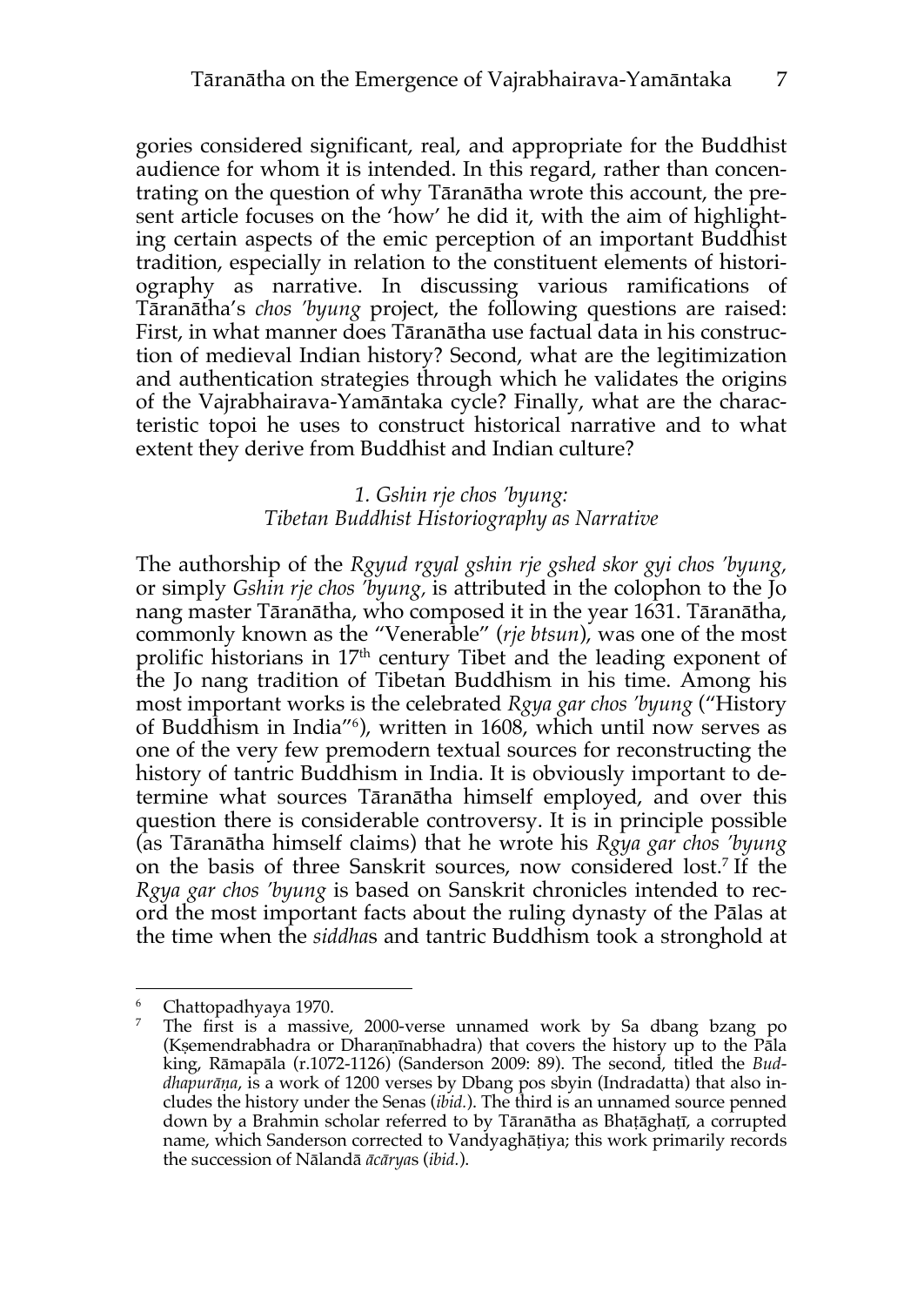gories considered significant, real, and appropriate for the Buddhist audience for whom it is intended. In this regard, rather than concentrating on the question of why Tāranātha wrote this account, the present article focuses on the 'how' he did it, with the aim of highlighting certain aspects of the emic perception of an important Buddhist tradition, especially in relation to the constituent elements of historiography as narrative. In discussing various ramifications of Tāranātha's *chos 'byung* project, the following questions are raised: First, in what manner does Tāranātha use factual data in his construction of medieval Indian history? Second, what are the legitimization and authentication strategies through which he validates the origins of the Vajrabhairava-Yamāntaka cycle? Finally, what are the characteristic topoi he uses to construct historical narrative and to what extent they derive from Buddhist and Indian culture?

## *1. Gshin rje chos 'byung: Tibetan Buddhist Historiography as Narrative*

The authorship of the *Rgyud rgyal gshin rje gshed skor gyi chos 'byung*, or simply *Gshin rje chos 'byung*, is attributed in the colophon to the Jo nang master Tāranātha, who composed it in the year 1631. Tāranātha, commonly known as the "Venerable" (*rje btsun*), was one of the most prolific historians in 17th century Tibet and the leading exponent of the Jo nang tradition of Tibetan Buddhism in his time. Among his most important works is the celebrated *Rgya gar chos 'byung* ("History of Buddhism in India"[6]), written in 1608, which until now serves as one of the very few premodern textual sources for reconstructing the history of tantric Buddhism in India. It is obviously important to determine what sources Tāranātha himself employed, and over this question there is considerable controversy. It is in principle possible (as Tāranātha himself claims) that he wrote his *Rgya gar chos 'byung* on the basis of three Sanskrit sources, now considered lost.[7] If the *Rgya gar chos 'byung* is based on Sanskrit chronicles intended to record the most important facts about the ruling dynasty of the Pālas at the time when the *siddha*s and tantric Buddhism took a stronghold at

---

[6] Chattopadhyaya 1970.

[7] The first is a massive, 2000-verse unnamed work by Sa dbang bzang po (Kṣemendrabhadra or Dharaṇīnabhadra) that covers the history up to the Pāla king, Rāmapāla (r.1072-1126) (Sanderson 2009: 89). The second, titled the *Buddhapurāṇa*, is a work of 1200 verses by Dbang pos sbyin (Indradatta) that also includes the history under the Senas (*ibid.*). The third is an unnamed source penned down by a Brahmin scholar referred to by Tāranātha as Bhaṭāghaṭī, a corrupted name, which Sanderson corrected to Vandyaghāṭiya; this work primarily records the succession of Nālandā *ācārya*s (*ibid.*).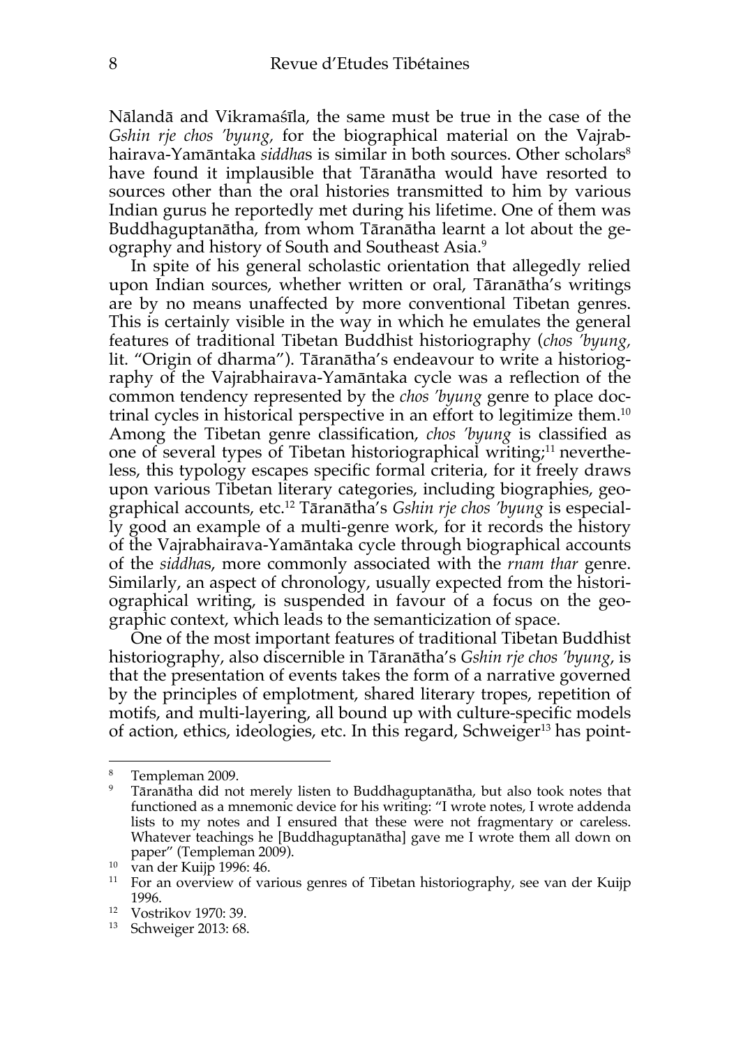Nālandā and Vikramaśīla, the same must be true in the case of the *Gshin rje chos 'byung*, for the biographical material on the Vajrabhairava-Yamāntaka *siddha*s is similar in both sources. Other scholars[8] have found it implausible that Tāranātha would have resorted to sources other than the oral histories transmitted to him by various Indian gurus he reportedly met during his lifetime. One of them was Buddhaguptanātha, from whom Tāranātha learnt a lot about the geography and history of South and Southeast Asia.[9]

In spite of his general scholastic orientation that allegedly relied upon Indian sources, whether written or oral, Tāranātha's writings are by no means unaffected by more conventional Tibetan genres. This is certainly visible in the way in which he emulates the general features of traditional Tibetan Buddhist historiography (*chos 'byung*, lit. "Origin of dharma"). Tāranātha's endeavour to write a historiography of the Vajrabhairava-Yamāntaka cycle was a reflection of the common tendency represented by the *chos 'byung* genre to place doctrinal cycles in historical perspective in an effort to legitimize them.[10] Among the Tibetan genre classification, *chos 'byung* is classified as one of several types of Tibetan historiographical writing;[11] nevertheless, this typology escapes specific formal criteria, for it freely draws upon various Tibetan literary categories, including biographies, geographical accounts, etc.[12] Tāranātha's *Gshin rje chos 'byung* is especially good an example of a multi-genre work, for it records the history of the Vajrabhairava-Yamāntaka cycle through biographical accounts of the *siddha*s, more commonly associated with the *rnam thar* genre. Similarly, an aspect of chronology, usually expected from the historiographical writing, is suspended in favour of a focus on the geographic context, which leads to the semanticization of space.

One of the most important features of traditional Tibetan Buddhist historiography, also discernible in Tāranātha's *Gshin rje chos 'byung*, is that the presentation of events takes the form of a narrative governed by the principles of emplotment, shared literary tropes, repetition of motifs, and multi-layering, all bound up with culture-specific models of action, ethics, ideologies, etc. In this regard, Schweiger[13] has point-

---

[8] Templeman 2009.

[9] Tāranātha did not merely listen to Buddhaguptanātha, but also took notes that functioned as a mnemonic device for his writing: "I wrote notes, I wrote addenda lists to my notes and I ensured that these were not fragmentary or careless. Whatever teachings he [Buddhaguptanātha] gave me I wrote them all down on paper" (Templeman 2009).

[10] van der Kuijp 1996: 46.

[11] For an overview of various genres of Tibetan historiography, see van der Kuijp 1996.

[12] Vostrikov 1970: 39.

[13] Schweiger 2013: 68.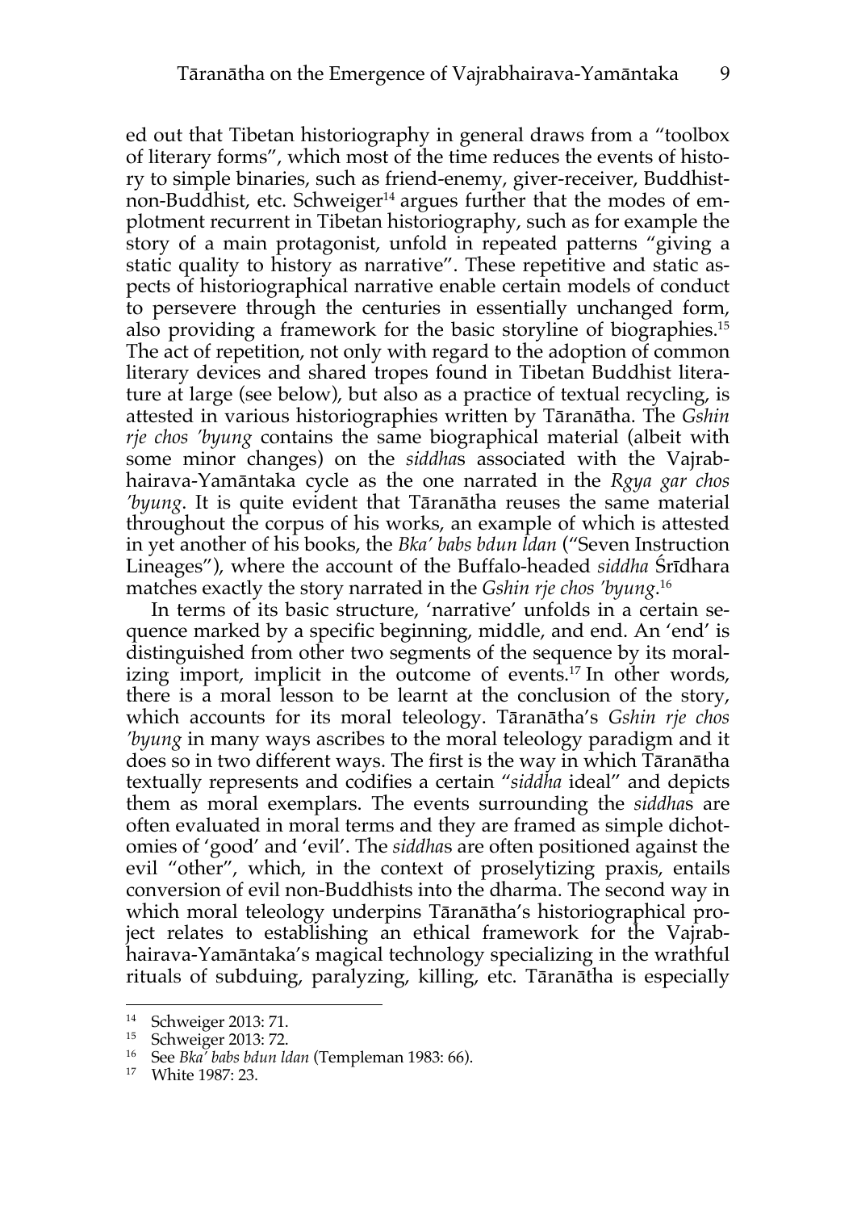ed out that Tibetan historiography in general draws from a "toolbox of literary forms", which most of the time reduces the events of history to simple binaries, such as friend-enemy, giver-receiver, Buddhist-non-Buddhist, etc. Schweiger[14] argues further that the modes of emplotment recurrent in Tibetan historiography, such as for example the story of a main protagonist, unfold in repeated patterns "giving a static quality to history as narrative". These repetitive and static aspects of historiographical narrative enable certain models of conduct to persevere through the centuries in essentially unchanged form, also providing a framework for the basic storyline of biographies.[15] The act of repetition, not only with regard to the adoption of common literary devices and shared tropes found in Tibetan Buddhist literature at large (see below), but also as a practice of textual recycling, is attested in various historiographies written by Tāranātha. The *Gshin rje chos 'byung* contains the same biographical material (albeit with some minor changes) on the *siddha*s associated with the Vajrabhairava-Yamāntaka cycle as the one narrated in the *Rgya gar chos 'byung*. It is quite evident that Tāranātha reuses the same material throughout the corpus of his works, an example of which is attested in yet another of his books, the *Bka' babs bdun ldan* ("Seven Instruction Lineages"), where the account of the Buffalo-headed *siddha* Śrīdhara matches exactly the story narrated in the *Gshin rje chos 'byung*.[16]

In terms of its basic structure, 'narrative' unfolds in a certain sequence marked by a specific beginning, middle, and end. An 'end' is distinguished from other two segments of the sequence by its moralizing import, implicit in the outcome of events.[17] In other words, there is a moral lesson to be learnt at the conclusion of the story, which accounts for its moral teleology. Tāranātha's *Gshin rje chos 'byung* in many ways ascribes to the moral teleology paradigm and it does so in two different ways. The first is the way in which Tāranātha textually represents and codifies a certain "*siddha* ideal" and depicts them as moral exemplars. The events surrounding the *siddha*s are often evaluated in moral terms and they are framed as simple dichotomies of 'good' and 'evil'. The *siddha*s are often positioned against the evil "other", which, in the context of proselytizing praxis, entails conversion of evil non-Buddhists into the dharma. The second way in which moral teleology underpins Tāranātha's historiographical project relates to establishing an ethical framework for the Vajrabhairava-Yamāntaka's magical technology specializing in the wrathful rituals of subduing, paralyzing, killing, etc. Tāranātha is especially

---

[14] Schweiger 2013: 71.
[15] Schweiger 2013: 72.
[16] See *Bka' babs bdun ldan* (Templeman 1983: 66).
[17] White 1987: 23.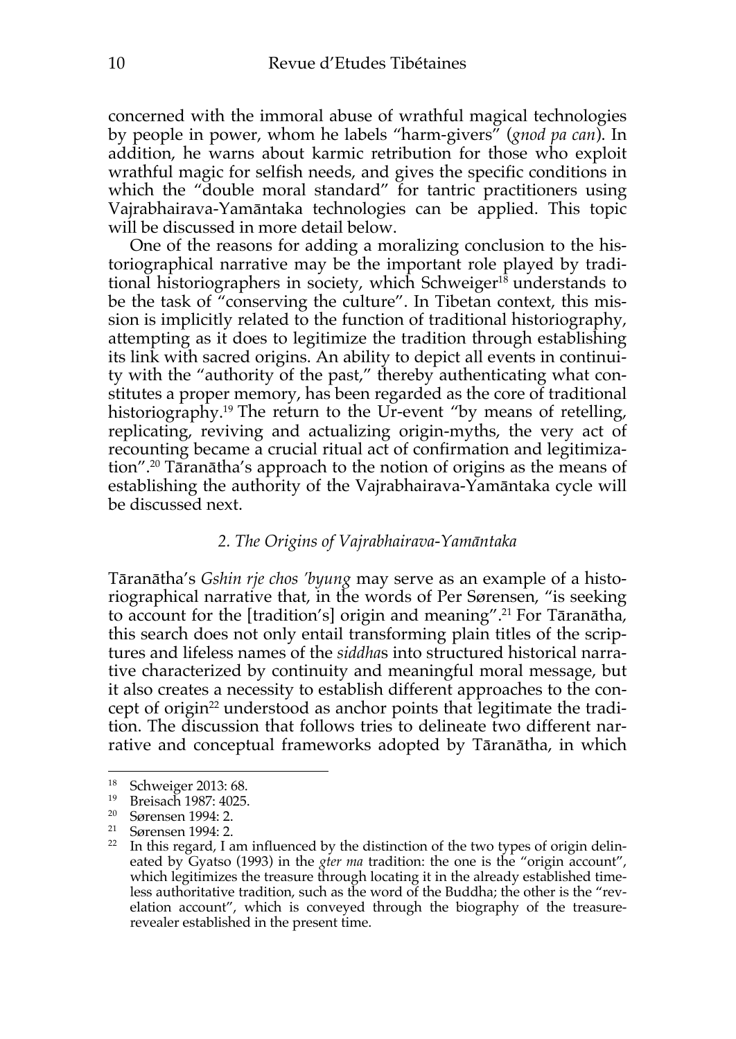concerned with the immoral abuse of wrathful magical technologies by people in power, whom he labels "harm-givers" (*gnod pa can*). In addition, he warns about karmic retribution for those who exploit wrathful magic for selfish needs, and gives the specific conditions in which the "double moral standard" for tantric practitioners using Vajrabhairava-Yamāntaka technologies can be applied. This topic will be discussed in more detail below.

One of the reasons for adding a moralizing conclusion to the historiographical narrative may be the important role played by traditional historiographers in society, which Schweiger[18] understands to be the task of "conserving the culture". In Tibetan context, this mission is implicitly related to the function of traditional historiography, attempting as it does to legitimize the tradition through establishing its link with sacred origins. An ability to depict all events in continuity with the "authority of the past," thereby authenticating what constitutes a proper memory, has been regarded as the core of traditional historiography.[19] The return to the Ur-event "by means of retelling, replicating, reviving and actualizing origin-myths, the very act of recounting became a crucial ritual act of confirmation and legitimization".[20] Tāranātha's approach to the notion of origins as the means of establishing the authority of the Vajrabhairava-Yamāntaka cycle will be discussed next.

### *2. The Origins of Vajrabhairava-Yamāntaka*

Tāranātha's *Gshin rje chos 'byung* may serve as an example of a historiographical narrative that, in the words of Per Sørensen, "is seeking to account for the [tradition's] origin and meaning".[21] For Tāranātha, this search does not only entail transforming plain titles of the scriptures and lifeless names of the *siddha*s into structured historical narrative characterized by continuity and meaningful moral message, but it also creates a necessity to establish different approaches to the concept of origin[22] understood as anchor points that legitimate the tradition. The discussion that follows tries to delineate two different narrative and conceptual frameworks adopted by Tāranātha, in which

---

[18] Schweiger 2013: 68.

[19] Breisach 1987: 4025.

[20] Sørensen 1994: 2.

[21] Sørensen 1994: 2.

[22] In this regard, I am influenced by the distinction of the two types of origin delineated by Gyatso (1993) in the *gter ma* tradition: the one is the "origin account", which legitimizes the treasure through locating it in the already established timeless authoritative tradition, such as the word of the Buddha; the other is the "revelation account", which is conveyed through the biography of the treasure-revealer established in the present time.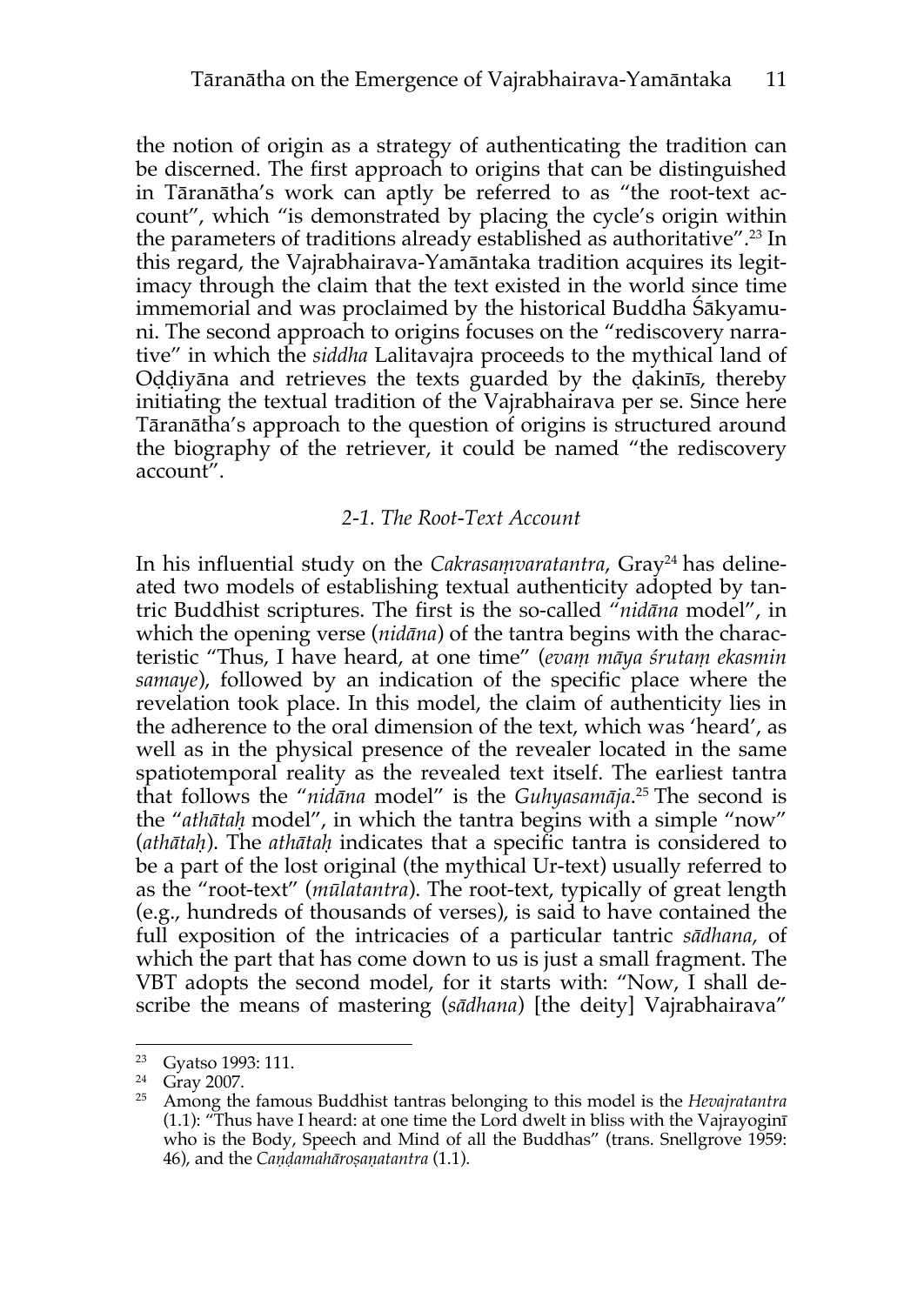the notion of origin as a strategy of authenticating the tradition can be discerned. The first approach to origins that can be distinguished in Tāranātha's work can aptly be referred to as "the root-text account", which "is demonstrated by placing the cycle's origin within the parameters of traditions already established as authoritative".[23] In this regard, the Vajrabhairava-Yamāntaka tradition acquires its legitimacy through the claim that the text existed in the world since time immemorial and was proclaimed by the historical Buddha Śākyamuni. The second approach to origins focuses on the "rediscovery narrative" in which the *siddha* Lalitavajra proceeds to the mythical land of Oḍḍiyāna and retrieves the texts guarded by the ḍakinīs, thereby initiating the textual tradition of the Vajrabhairava per se. Since here Tāranātha's approach to the question of origins is structured around the biography of the retriever, it could be named "the rediscovery account".

### *2-1. The Root-Text Account*

In his influential study on the *Cakrasaṃvaratantra*, Gray[24] has delineated two models of establishing textual authenticity adopted by tantric Buddhist scriptures. The first is the so-called "*nidāna* model", in which the opening verse (*nidāna*) of the tantra begins with the characteristic "Thus, I have heard, at one time" (*evaṃ māya śrutaṃ ekasmin samaye*), followed by an indication of the specific place where the revelation took place. In this model, the claim of authenticity lies in the adherence to the oral dimension of the text, which was 'heard', as well as in the physical presence of the revealer located in the same spatiotemporal reality as the revealed text itself. The earliest tantra that follows the "*nidāna* model" is the *Guhyasamāja*.[25] The second is the "*athātaḥ* model", in which the tantra begins with a simple "now" (*athātaḥ*). The *athātaḥ* indicates that a specific tantra is considered to be a part of the lost original (the mythical Ur-text) usually referred to as the "root-text" (*mūlatantra*). The root-text, typically of great length (e.g., hundreds of thousands of verses), is said to have contained the full exposition of the intricacies of a particular tantric *sādhana*, of which the part that has come down to us is just a small fragment. The VBT adopts the second model, for it starts with: "Now, I shall describe the means of mastering (*sādhana*) [the deity] Vajrabhairava"

---

[23] Gyatso 1993: 111.

[24] Gray 2007.

[25] Among the famous Buddhist tantras belonging to this model is the *Hevajratantra* (1.1): "Thus have I heard: at one time the Lord dwelt in bliss with the Vajrayoginī who is the Body, Speech and Mind of all the Buddhas" (trans. Snellgrove 1959: 46), and the *Caṇḍamahāroṣaṇatantra* (1.1).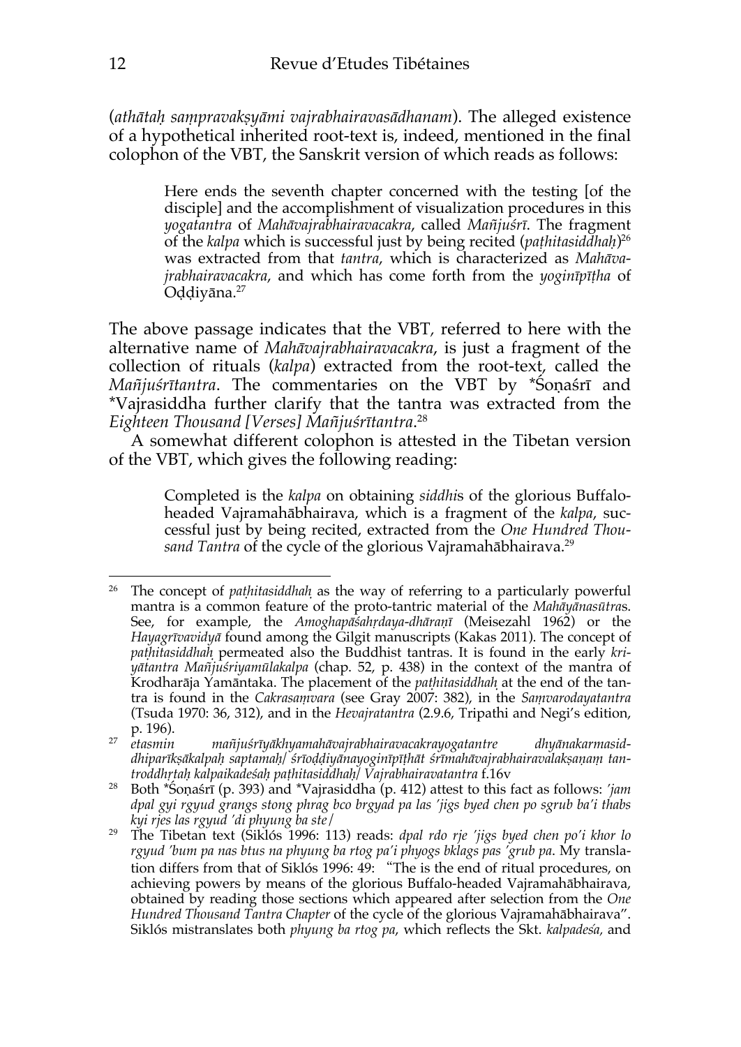(*athātaḥ saṃpravakṣyāmi vajrabhairavasādhanam*). The alleged existence of a hypothetical inherited root-text is, indeed, mentioned in the final colophon of the VBT, the Sanskrit version of which reads as follows:

> Here ends the seventh chapter concerned with the testing [of the disciple] and the accomplishment of visualization procedures in this *yogatantra* of *Mahāvajrabhairavacakra*, called *Mañjuśrī*. The fragment of the *kalpa* which is successful just by being recited (*paṭhitasiddhaḥ*)[26] was extracted from that *tantra*, which is characterized as *Mahāvajrabhairavacakra*, and which has come forth from the *yoginīpīṭha* of Oḍḍiyāna.[27]

The above passage indicates that the VBT, referred to here with the alternative name of *Mahāvajrabhairavacakra*, is just a fragment of the collection of rituals (*kalpa*) extracted from the root-text, called the *Mañjuśrītantra*. The commentaries on the VBT by *Śoṇaśrī and *Vajrasiddha further clarify that the tantra was extracted from the *Eighteen Thousand [Verses] Mañjuśrītantra*.[28]

A somewhat different colophon is attested in the Tibetan version of the VBT, which gives the following reading:

> Completed is the *kalpa* on obtaining *siddhi*s of the glorious Buffalo-headed Vajramahābhairava, which is a fragment of the *kalpa*, successful just by being recited, extracted from the *One Hundred Thousand Tantra* of the cycle of the glorious Vajramahābhairava.[29]

---

[26] The concept of *paṭhitasiddhaḥ* as the way of referring to a particularly powerful mantra is a common feature of the proto-tantric material of the *Mahāyānasūtra*s. See, for example, the *Amoghapāśahṛdaya-dhāraṇī* (Meisezahl 1962) or the *Hayagrīvavidyā* found among the Gilgit manuscripts (Kakas 2011). The concept of *paṭhitasiddhaḥ* permeated also the Buddhist tantras. It is found in the early *kriyātantra Mañjuśriyamūlakalpa* (chap. 52, p. 438) in the context of the mantra of Krodharāja Yamāntaka. The placement of the *paṭhitasiddhaḥ* at the end of the tantra is found in the *Cakrasaṃvara* (see Gray 2007: 382), in the *Saṃvarodayatantra* (Tsuda 1970: 36, 312), and in the *Hevajratantra* (2.9.6, Tripathi and Negi's edition, p. 196).

[27] *etasmin mañjuśrīyākhyamahāvajrabhairavacakrayogatantre dhyānakarmasiddhiparīkṣākalpaḥ saptamaḥ/ śrīoḍḍiyānayoginīpīṭhāt śrīmahāvajrabhairavalakṣaṇaṃ tantroddhṛtaḥ kalpaikadeśaḥ paṭhitasiddhaḥ/* *Vajrabhairavatantra* f.16v

[28] Both *Śoṇaśrī (p. 393) and *Vajrasiddha (p. 412) attest to this fact as follows: *'jam dpal gyi rgyud grangs stong phrag bco brgyad pa las 'jigs byed chen po sgrub ba'i thabs kyi rjes las rgyud 'di phyung ba ste/*

[29] The Tibetan text (Siklós 1996: 113) reads: *dpal rdo rje 'jigs byed chen po'i khor lo rgyud 'bum pa nas btus na phyung ba rtog pa'i phyogs bklags pas 'grub pa*. My translation differs from that of Siklós 1996: 49: "The is the end of ritual procedures, on achieving powers by means of the glorious Buffalo-headed Vajramahābhairava, obtained by reading those sections which appeared after selection from the *One Hundred Thousand Tantra Chapter* of the cycle of the glorious Vajramahābhairava". Siklós mistranslates both *phyung ba rtog pa*, which reflects the Skt. *kalpadeśa,* and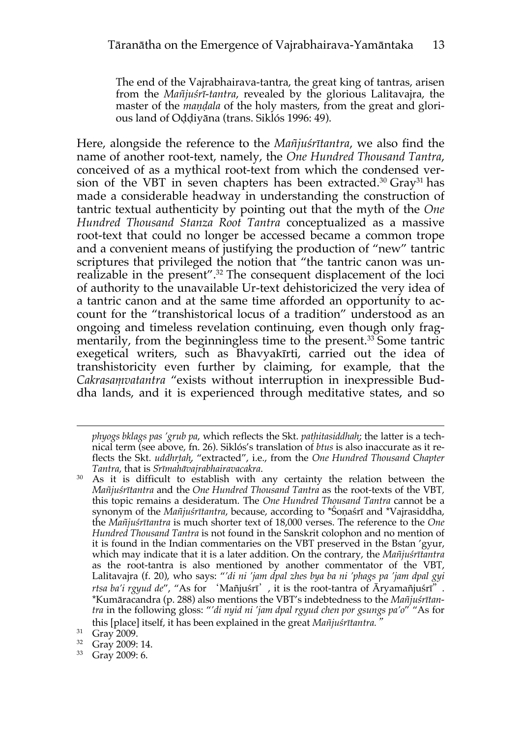> The end of the Vajrabhairava-tantra, the great king of tantras, arisen from the *Mañjuśrī-tantra*, revealed by the glorious Lalitavajra, the master of the *maṇḍala* of the holy masters, from the great and glorious land of Oḍḍiyāna (trans. Siklós 1996: 49).

Here, alongside the reference to the *Mañjuśrītantra*, we also find the name of another root-text, namely, the *One Hundred Thousand Tantra*, conceived of as a mythical root-text from which the condensed version of the VBT in seven chapters has been extracted.[30] Gray[31] has made a considerable headway in understanding the construction of tantric textual authenticity by pointing out that the myth of the *One Hundred Thousand Stanza Root Tantra* conceptualized as a massive root-text that could no longer be accessed became a common trope and a convenient means of justifying the production of "new" tantric scriptures that privileged the notion that "the tantric canon was unrealizable in the present".[32] The consequent displacement of the loci of authority to the unavailable Ur-text dehistoricized the very idea of a tantric canon and at the same time afforded an opportunity to account for the "transhistorical locus of a tradition" understood as an ongoing and timeless revelation continuing, even though only fragmentarily, from the beginningless time to the present.[33] Some tantric exegetical writers, such as Bhavyakīrti, carried out the idea of transhistoricity even further by claiming, for example, that the *Cakrasaṃvatantra* "exists without interruption in inexpressible Buddha lands, and it is experienced through meditative states, and so

---

*phyogs bklags pas 'grub pa*, which reflects the Skt. *paṭhitasiddhah*; the latter is a technical term (see above, fn. 26). Siklós's translation of *btus* is also inaccurate as it reflects the Skt. *uddhṛtah*, "extracted", i.e., from the *One Hundred Thousand Chapter Tantra*, that is *Śrīmahāvajrabhairavacakra*.

30 As it is difficult to establish with any certainty the relation between the *Mañjuśrītantra* and the *One Hundred Thousand Tantra* as the root-texts of the VBT, this topic remains a desideratum. The *One Hundred Thousand Tantra* cannot be a synonym of the *Mañjuśrītantra*, because, according to *Śoṇaśrī and *Vajrasiddha, the *Mañjuśrītantra* is much shorter text of 18,000 verses. The reference to the *One Hundred Thousand Tantra* is not found in the Sanskrit colophon and no mention of it is found in the Indian commentaries on the VBT preserved in the Bstan 'gyur, which may indicate that it is a later addition. On the contrary, the *Mañjuśrītantra* as the root-tantra is also mentioned by another commentator of the VBT, Lalitavajra (f. 20), who says: "*'di ni 'jam dpal zhes bya ba ni 'phags pa 'jam dpal gyi rtsa ba'i rgyud de*", "As for 'Mañjuśrī', it is the root-tantra of Āryamañjuśrī". *Kumāracandra (p. 288) also mentions the VBT's indebtedness to the *Mañjuśrītantra* in the following gloss: "*'di nyid ni 'jam dpal rgyud chen por gsungs pa'o*" "As for this [place] itself, it has been explained in the great *Mañjuśrītantra.*"

31 Gray 2009.

32 Gray 2009: 14.

33 Gray 2009: 6.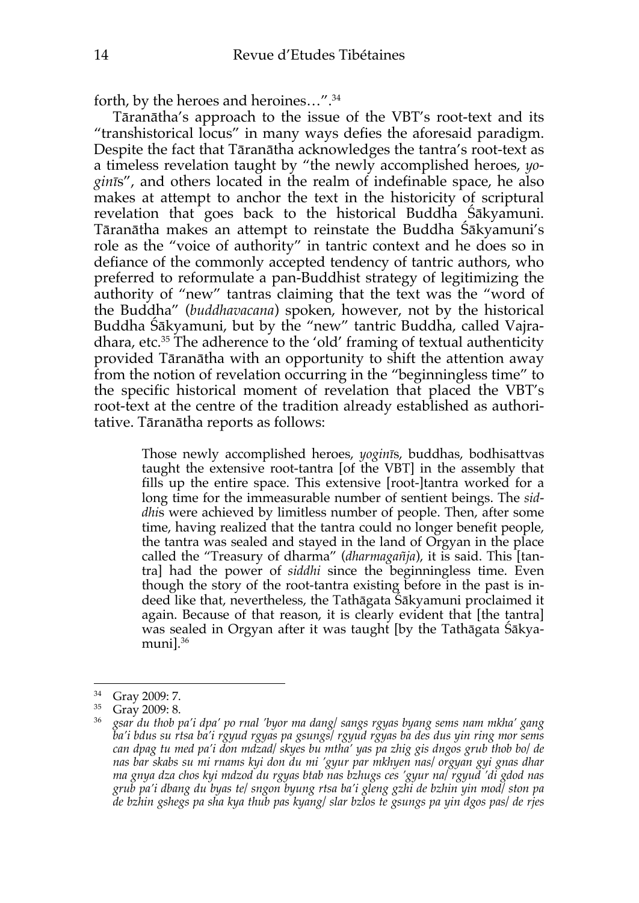forth, by the heroes and heroines…".[34]

Tāranātha's approach to the issue of the VBT's root-text and its "transhistorical locus" in many ways defies the aforesaid paradigm. Despite the fact that Tāranātha acknowledges the tantra's root-text as a timeless revelation taught by "the newly accomplished heroes, *yoginī*s", and others located in the realm of indefinable space, he also makes at attempt to anchor the text in the historicity of scriptural revelation that goes back to the historical Buddha Śākyamuni. Tāranātha makes an attempt to reinstate the Buddha Śākyamuni's role as the "voice of authority" in tantric context and he does so in defiance of the commonly accepted tendency of tantric authors, who preferred to reformulate a pan-Buddhist strategy of legitimizing the authority of "new" tantras claiming that the text was the "word of the Buddha" (*buddhavacana*) spoken, however, not by the historical Buddha Śākyamuni, but by the "new" tantric Buddha, called Vajradhara, etc.[35] The adherence to the 'old' framing of textual authenticity provided Tāranātha with an opportunity to shift the attention away from the notion of revelation occurring in the "beginningless time" to the specific historical moment of revelation that placed the VBT's root-text at the centre of the tradition already established as authoritative. Tāranātha reports as follows:

> Those newly accomplished heroes, *yoginī*s, buddhas, bodhisattvas taught the extensive root-tantra [of the VBT] in the assembly that fills up the entire space. This extensive [root-]tantra worked for a long time for the immeasurable number of sentient beings. The *siddhi*s were achieved by limitless number of people. Then, after some time, having realized that the tantra could no longer benefit people, the tantra was sealed and stayed in the land of Orgyan in the place called the "Treasury of dharma" (*dharmagañja*), it is said. This [tantra] had the power of *siddhi* since the beginningless time. Even though the story of the root-tantra existing before in the past is indeed like that, nevertheless, the Tathāgata Śākyamuni proclaimed it again. Because of that reason, it is clearly evident that [the tantra] was sealed in Orgyan after it was taught [by the Tathāgata Śākyamuni].[36]

---

[34] Gray 2009: 7.

[35] Gray 2009: 8.

[36] *gsar du thob pa'i dpa' po rnal 'byor ma dang/ sangs rgyas byang sems nam mkha' gang ba'i bdus su rtsa ba'i rgyud rgyas pa gsungs/ rgyud rgyas ba des dus yin ring mor sems can dpag tu med pa'i don mdzad/ skyes bu mtha' yas pa zhig gis dngos grub thob bo/ de nas bar skabs su mi rnams kyi don du mi 'gyur par mkhyen nas/ orgyan gyi gnas dhar ma gnya dza chos kyi mdzod du rgyas btab nas bzhugs ces 'gyur na/ rgyud 'di gdod nas grub pa'i dbang du byas te/ sngon byung rtsa ba'i gleng gzhi de bzhin yin mod/ ston pa de bzhin gshegs pa sha kya thub pas kyang/ slar bzlos te gsungs pa yin dgos pas/ de rjes*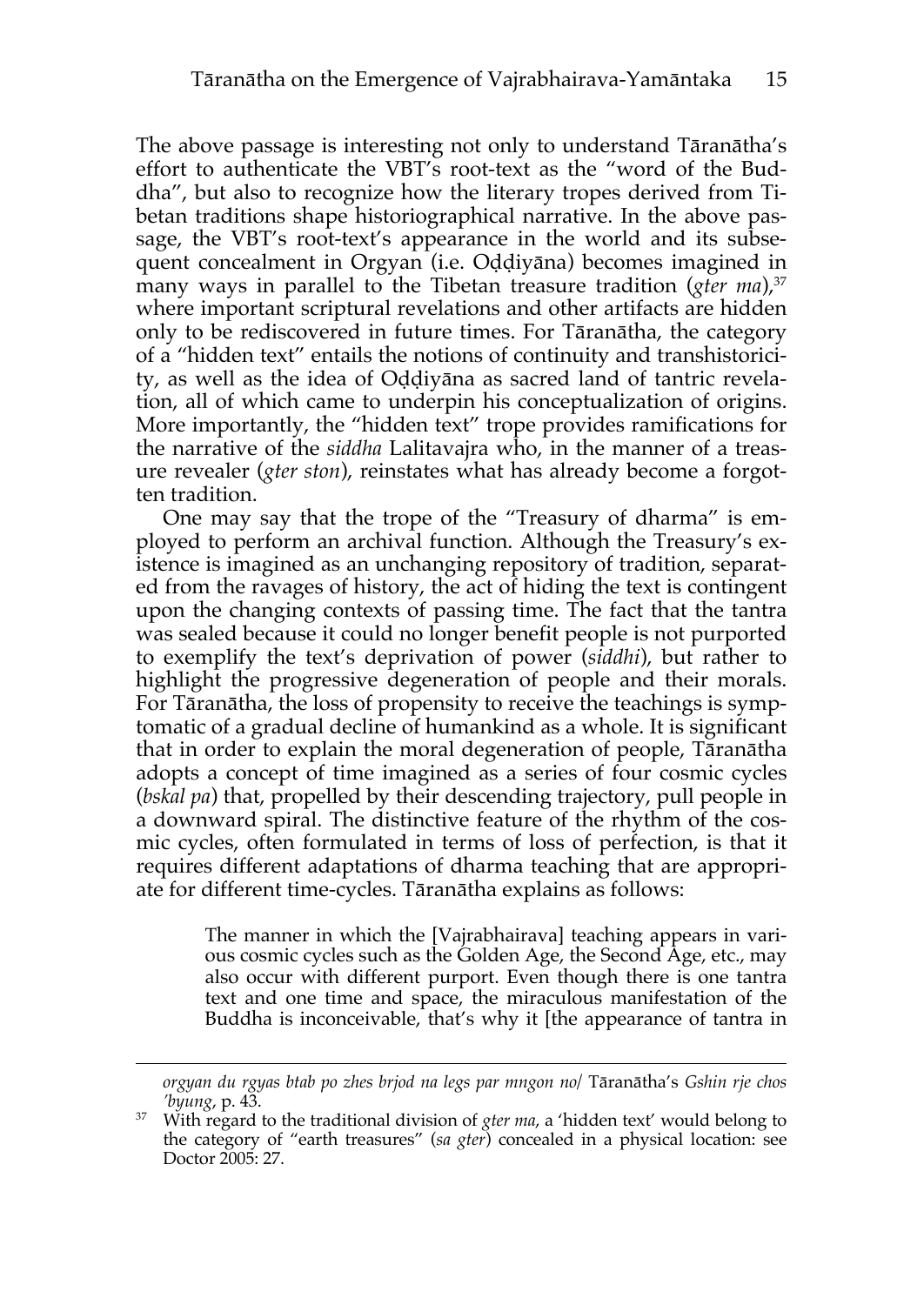The above passage is interesting not only to understand Tāranātha's effort to authenticate the VBT's root-text as the "word of the Buddha", but also to recognize how the literary tropes derived from Tibetan traditions shape historiographical narrative. In the above passage, the VBT's root-text's appearance in the world and its subsequent concealment in Orgyan (i.e. Oḍḍiyāna) becomes imagined in many ways in parallel to the Tibetan treasure tradition (*gter ma*),[37] where important scriptural revelations and other artifacts are hidden only to be rediscovered in future times. For Tāranātha, the category of a "hidden text" entails the notions of continuity and transhistoricity, as well as the idea of Oḍḍiyāna as sacred land of tantric revelation, all of which came to underpin his conceptualization of origins. More importantly, the "hidden text" trope provides ramifications for the narrative of the *siddha* Lalitavajra who, in the manner of a treasure revealer (*gter ston*), reinstates what has already become a forgotten tradition.

One may say that the trope of the "Treasury of dharma" is employed to perform an archival function. Although the Treasury's existence is imagined as an unchanging repository of tradition, separated from the ravages of history, the act of hiding the text is contingent upon the changing contexts of passing time. The fact that the tantra was sealed because it could no longer benefit people is not purported to exemplify the text's deprivation of power (*siddhi*), but rather to highlight the progressive degeneration of people and their morals. For Tāranātha, the loss of propensity to receive the teachings is symptomatic of a gradual decline of humankind as a whole. It is significant that in order to explain the moral degeneration of people, Tāranātha adopts a concept of time imagined as a series of four cosmic cycles (*bskal pa*) that, propelled by their descending trajectory, pull people in a downward spiral. The distinctive feature of the rhythm of the cosmic cycles, often formulated in terms of loss of perfection, is that it requires different adaptations of dharma teaching that are appropriate for different time-cycles. Tāranātha explains as follows:

> The manner in which the [Vajrabhairava] teaching appears in various cosmic cycles such as the Golden Age, the Second Age, etc., may also occur with different purport. Even though there is one tantra text and one time and space, the miraculous manifestation of the Buddha is inconceivable, that's why it [the appearance of tantra in

---

*orgyan du rgyas btab po zhes brjod na legs par mngon no*/ Tāranātha's *Gshin rje chos 'byung*, p. 43.

[37] With regard to the traditional division of *gter ma*, a 'hidden text' would belong to the category of "earth treasures" (*sa gter*) concealed in a physical location: see Doctor 2005: 27.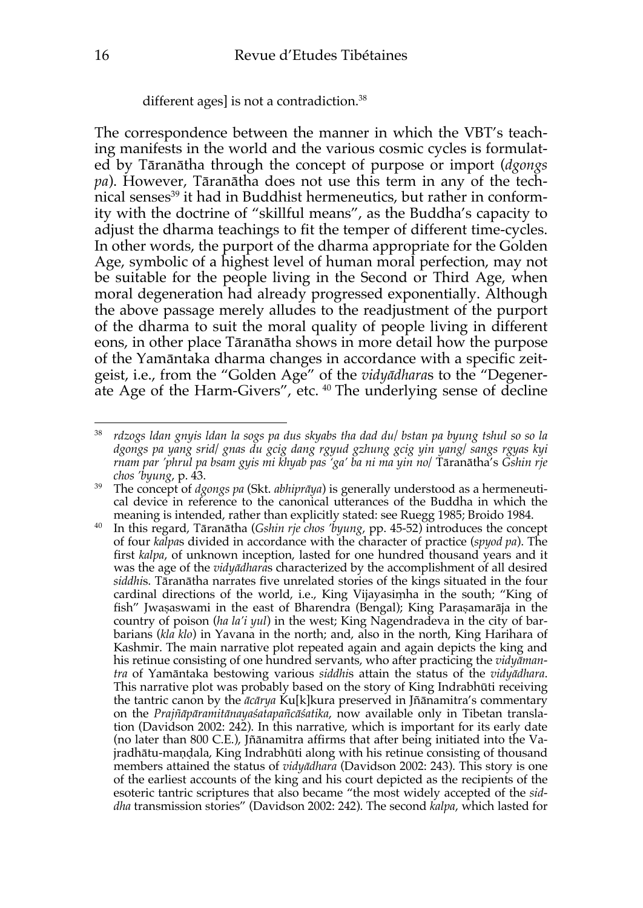different ages] is not a contradiction.[38]

The correspondence between the manner in which the VBT's teaching manifests in the world and the various cosmic cycles is formulated by Tāranātha through the concept of purpose or import (*dgongs pa*). However, Tāranātha does not use this term in any of the technical senses[39] it had in Buddhist hermeneutics, but rather in conformity with the doctrine of "skillful means", as the Buddha's capacity to adjust the dharma teachings to fit the temper of different time-cycles. In other words, the purport of the dharma appropriate for the Golden Age, symbolic of a highest level of human moral perfection, may not be suitable for the people living in the Second or Third Age, when moral degeneration had already progressed exponentially. Although the above passage merely alludes to the readjustment of the purport of the dharma to suit the moral quality of people living in different eons, in other place Tāranātha shows in more detail how the purpose of the Yamāntaka dharma changes in accordance with a specific zeitgeist, i.e., from the "Golden Age" of the *vidyādhara*s to the "Degenerate Age of the Harm-Givers", etc. [40] The underlying sense of decline

---

[38] *rdzogs ldan gnyis ldan la sogs pa dus skyabs tha dad du/ bstan pa byung tshul so so la dgongs pa yang srid/ gnas du gcig dang rgyud gzhung gcig yin yang/ sangs rgyas kyi rnam par 'phrul pa bsam gyis mi khyab pas 'ga' ba ni ma yin no/* Tāranātha's *Gshin rje chos 'byung*, p. 43.

[39] The concept of *dgongs pa* (Skt. *abhiprāya*) is generally understood as a hermeneutical device in reference to the canonical utterances of the Buddha in which the meaning is intended, rather than explicitly stated: see Ruegg 1985; Broido 1984.

[40] In this regard, Tāranātha (*Gshin rje chos 'byung*, pp. 45-52) introduces the concept of four *kalpa*s divided in accordance with the character of practice (*spyod pa*). The first *kalpa*, of unknown inception, lasted for one hundred thousand years and it was the age of the *vidyādhara*s characterized by the accomplishment of all desired *siddhi*s. Tāranātha narrates five unrelated stories of the kings situated in the four cardinal directions of the world, i.e., King Vijayasiṃha in the south; "King of fish" Jwaṣaswami in the east of Bharendra (Bengal); King Paraṣamarāja in the country of poison (*ha la'i yul*) in the west; King Nagendradeva in the city of barbarians (*kla klo*) in Yavana in the north; and, also in the north, King Harihara of Kashmir. The main narrative plot repeated again and again depicts the king and his retinue consisting of one hundred servants, who after practicing the *vidyāmantra* of Yamāntaka bestowing various *siddhi*s attain the status of the *vidyādhara*. This narrative plot was probably based on the story of King Indrabhūti receiving the tantric canon by the *ācārya* Ku[k]kura preserved in Jñānamitra's commentary on the *Prajñāpāramitānayaśatapañcāśatika*, now available only in Tibetan translation (Davidson 2002: 242). In this narrative, which is important for its early date (no later than 800 C.E.), Jñānamitra affirms that after being initiated into the Vajradhātu-maṇḍala, King Indrabhūti along with his retinue consisting of thousand members attained the status of *vidyādhara* (Davidson 2002: 243). This story is one of the earliest accounts of the king and his court depicted as the recipients of the esoteric tantric scriptures that also became "the most widely accepted of the *siddha* transmission stories" (Davidson 2002: 242). The second *kalpa*, which lasted for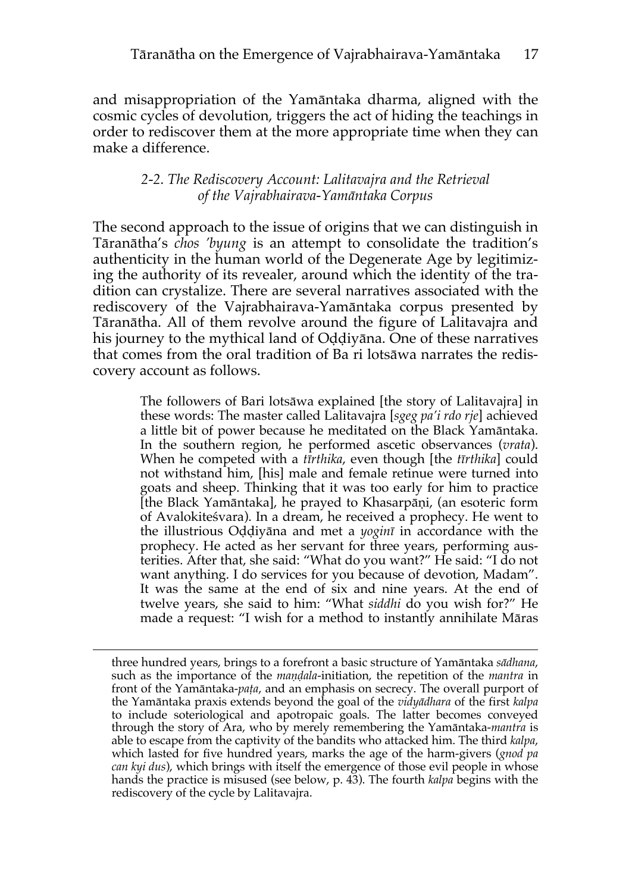and misappropriation of the Yamāntaka dharma, aligned with the cosmic cycles of devolution, triggers the act of hiding the teachings in order to rediscover them at the more appropriate time when they can make a difference.

### *2-2. The Rediscovery Account: Lalitavajra and the Retrieval of the Vajrabhairava-Yamāntaka Corpus*

The second approach to the issue of origins that we can distinguish in Tāranātha's *chos 'byung* is an attempt to consolidate the tradition's authenticity in the human world of the Degenerate Age by legitimizing the authority of its revealer, around which the identity of the tradition can crystalize. There are several narratives associated with the rediscovery of the Vajrabhairava-Yamāntaka corpus presented by Tāranātha. All of them revolve around the figure of Lalitavajra and his journey to the mythical land of Oḍḍiyāna. One of these narratives that comes from the oral tradition of Ba ri lotsāwa narrates the rediscovery account as follows.

> The followers of Bari lotsāwa explained [the story of Lalitavajra] in these words: The master called Lalitavajra [*sgeg pa'i rdo rje*] achieved a little bit of power because he meditated on the Black Yamāntaka. In the southern region, he performed ascetic observances (*vrata*). When he competed with a *tīrthika*, even though [the *tīrthika*] could not withstand him, [his] male and female retinue were turned into goats and sheep. Thinking that it was too early for him to practice [the Black Yamāntaka], he prayed to Khasarpāṇi, (an esoteric form of Avalokiteśvara). In a dream, he received a prophecy. He went to the illustrious Oḍḍiyāna and met a *yoginī* in accordance with the prophecy. He acted as her servant for three years, performing austerities. After that, she said: "What do you want?" He said: "I do not want anything. I do services for you because of devotion, Madam". It was the same at the end of six and nine years. At the end of twelve years, she said to him: "What *siddhi* do you wish for?" He made a request: "I wish for a method to instantly annihilate Māras

three hundred years, brings to a forefront a basic structure of Yamāntaka *sādhana*, such as the importance of the *maṇḍala*-initiation, the repetition of the *mantra* in front of the Yamāntaka-*paṭa*, and an emphasis on secrecy. The overall purport of the Yamāntaka praxis extends beyond the goal of the *vidyādhara* of the first *kalpa* to include soteriological and apotropaic goals. The latter becomes conveyed through the story of Ara, who by merely remembering the Yamāntaka-*mantra* is able to escape from the captivity of the bandits who attacked him. The third *kalpa*, which lasted for five hundred years, marks the age of the harm-givers (*gnod pa can kyi dus*), which brings with itself the emergence of those evil people in whose hands the practice is misused (see below, p. 43). The fourth *kalpa* begins with the rediscovery of the cycle by Lalitavajra.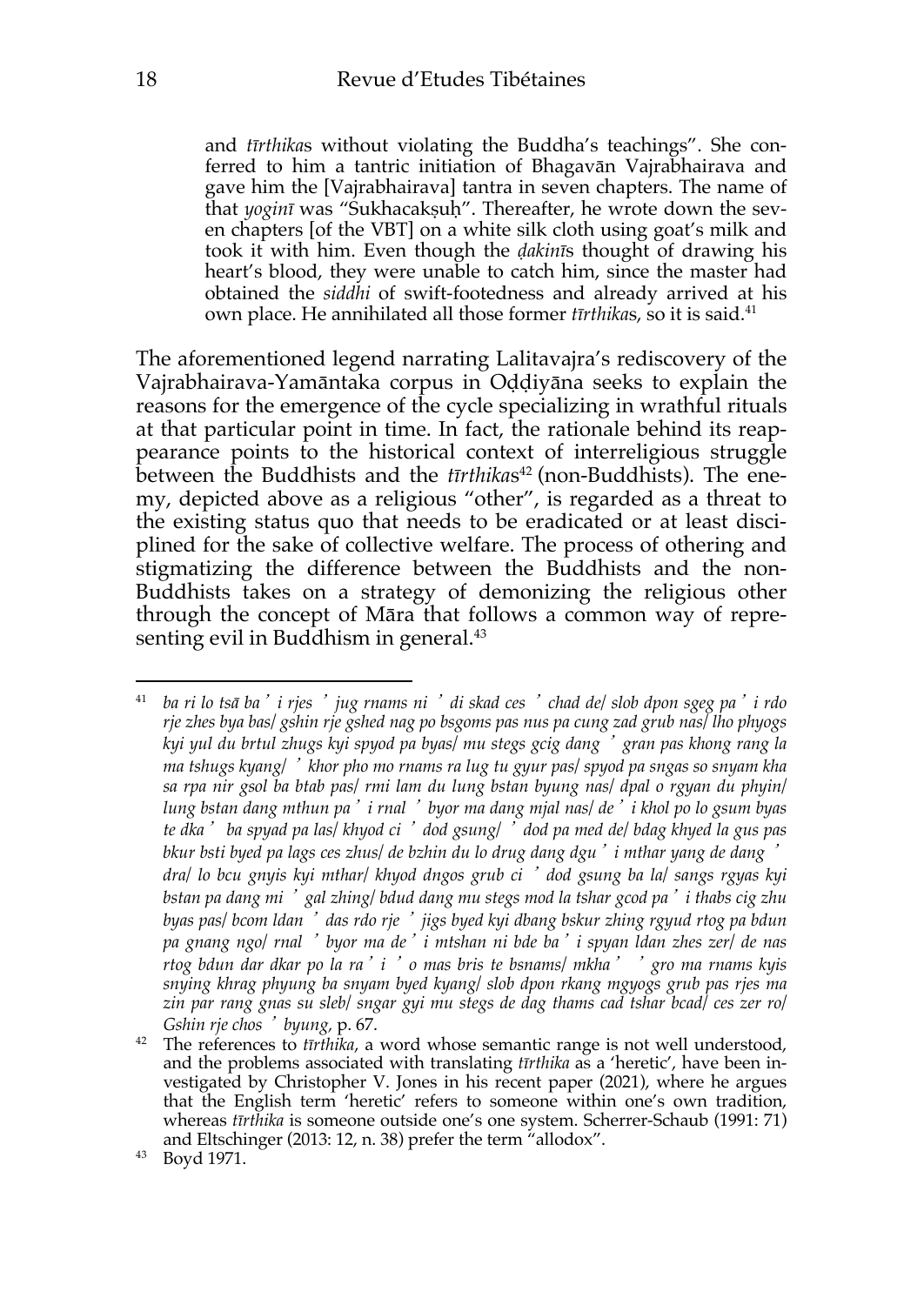> and *tīrthika*s without violating the Buddha's teachings". She conferred to him a tantric initiation of Bhagavān Vajrabhairava and gave him the [Vajrabhairava] tantra in seven chapters. The name of that *yoginī* was "Sukhacakṣuḥ". Thereafter, he wrote down the seven chapters [of the VBT] on a white silk cloth using goat's milk and took it with him. Even though the *ḍakinī*s thought of drawing his heart's blood, they were unable to catch him, since the master had obtained the *siddhi* of swift-footedness and already arrived at his own place. He annihilated all those former *tīrthika*s, so it is said.[41]

The aforementioned legend narrating Lalitavajra's rediscovery of the Vajrabhairava-Yamāntaka corpus in Oḍḍiyāna seeks to explain the reasons for the emergence of the cycle specializing in wrathful rituals at that particular point in time. In fact, the rationale behind its reappearance points to the historical context of interreligious struggle between the Buddhists and the *tīrthika*s[42] (non-Buddhists). The enemy, depicted above as a religious "other", is regarded as a threat to the existing status quo that needs to be eradicated or at least disciplined for the sake of collective welfare. The process of othering and stigmatizing the difference between the Buddhists and the non-Buddhists takes on a strategy of demonizing the religious other through the concept of Māra that follows a common way of representing evil in Buddhism in general.[43]

---

[41] *ba ri lo tsā ba'i rjes 'jug rnams ni 'di skad ces 'chad de/ slob dpon sgeg pa'i rdo rje zhes bya bas/ gshin rje gshed nag po bsgoms pas nus pa cung zad grub nas/ lho phyogs kyi yul du brtul zhugs kyi spyod pa byas/ mu stegs gcig dang 'gran pas khong rang la ma tshugs kyang/ 'khor pho mo rnams ra lug tu gyur pas/ spyod pa sngas so snyam kha sa rpa nir gsol ba btab pas/ rmi lam du lung bstan byung nas/ dpal o rgyan du phyin/ lung bstan dang mthun pa'i rnal 'byor ma dang mjal nas/ de'i khol po lo gsum byas te dka' ba spyad pa las/ khyod ci 'dod gsung/ 'dod pa med de/ bdag khyed la gus pas bkur bsti byed pa lags ces zhus/ de bzhin du lo drug dang dgu'i mthar yang de dang 'dra/ lo bcu gnyis kyi mthar/ khyod dngos grub ci 'dod gsung ba la/ sangs rgyas kyi bstan pa dang mi 'gal zhing/ bdud dang mu stegs mod la tshar gcod pa'i thabs cig zhu byas pas/ bcom ldan 'das rdo rje 'jigs byed kyi dbang bskur zhing rgyud rtog pa bdun pa gnang ngo/ rnal 'byor ma de'i mtshan ni bde ba'i spyan ldan zhes zer/ de nas rtog bdun dar dkar po la ra'i 'o mas bris te bsnams/ mkha' 'gro ma rnams kyis snying khrag phyung ba snyam byed kyang/ slob dpon rkang mgyogs grub pas rjes ma zin par rang gnas su sleb/ sngar gyi mu stegs de dag thams cad tshar bcad/ ces zer ro/ Gshin rje chos 'byung*, p. 67.

[42] The references to *tīrthika*, a word whose semantic range is not well understood, and the problems associated with translating *tīrthika* as a 'heretic', have been investigated by Christopher V. Jones in his recent paper (2021), where he argues that the English term 'heretic' refers to someone within one's own tradition, whereas *tīrthika* is someone outside one's one system. Scherrer-Schaub (1991: 71) and Eltschinger (2013: 12, n. 38) prefer the term "allodox".

[43] Boyd 1971.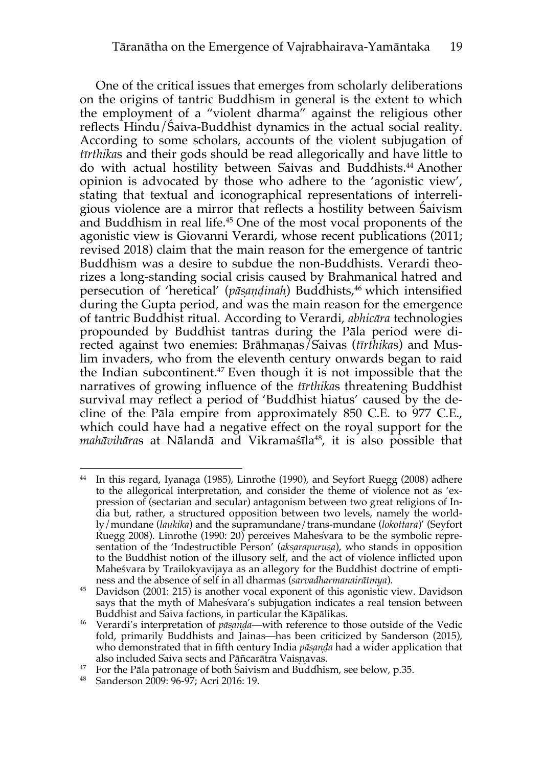One of the critical issues that emerges from scholarly deliberations on the origins of tantric Buddhism in general is the extent to which the employment of a "violent dharma" against the religious other reflects Hindu/Śaiva-Buddhist dynamics in the actual social reality. According to some scholars, accounts of the violent subjugation of *tīrthika*s and their gods should be read allegorically and have little to do with actual hostility between Śaivas and Buddhists.[44] Another opinion is advocated by those who adhere to the 'agonistic view', stating that textual and iconographical representations of interreligious violence are a mirror that reflects a hostility between Śaivism and Buddhism in real life.[45] One of the most vocal proponents of the agonistic view is Giovanni Verardi, whose recent publications (2011; revised 2018) claim that the main reason for the emergence of tantric Buddhism was a desire to subdue the non-Buddhists. Verardi theorizes a long-standing social crisis caused by Brahmanical hatred and persecution of 'heretical' (*pāṣaṇḍinaḥ*) Buddhists,[46] which intensified during the Gupta period, and was the main reason for the emergence of tantric Buddhist ritual. According to Verardi, *abhicāra* technologies propounded by Buddhist tantras during the Pāla period were directed against two enemies: Brāhmaṇas/Śaivas (*tīrthika*s) and Muslim invaders, who from the eleventh century onwards began to raid the Indian subcontinent.[47] Even though it is not impossible that the narratives of growing influence of the *tīrthika*s threatening Buddhist survival may reflect a period of 'Buddhist hiatus' caused by the decline of the Pāla empire from approximately 850 C.E. to 977 C.E., which could have had a negative effect on the royal support for the *mahāvihāra*s at Nālandā and Vikramaśīla[48], it is also possible that

---

[44] In this regard, Iyanaga (1985), Linrothe (1990), and Seyfort Ruegg (2008) adhere to the allegorical interpretation, and consider the theme of violence not as 'expression of (sectarian and secular) antagonism between two great religions of India but, rather, a structured opposition between two levels, namely the worldly/mundane (*laukika*) and the supramundane/trans-mundane (*lokottara*)' (Seyfort Ruegg 2008). Linrothe (1990: 20) perceives Maheśvara to be the symbolic representation of the 'Indestructible Person' (*akṣarapuruṣa*), who stands in opposition to the Buddhist notion of the illusory self, and the act of violence inflicted upon Maheśvara by Trailokyavijaya as an allegory for the Buddhist doctrine of emptiness and the absence of self in all dharmas (*sarvadharmanairātmya*).

[45] Davidson (2001: 215) is another vocal exponent of this agonistic view. Davidson says that the myth of Maheśvara's subjugation indicates a real tension between Buddhist and Śaiva factions, in particular the Kāpālikas.

[46] Verardi's interpretation of *pāṣaṇḍa*—with reference to those outside of the Vedic fold, primarily Buddhists and Jainas—has been criticized by Sanderson (2015), who demonstrated that in fifth century India *pāṣaṇḍa* had a wider application that also included Śaiva sects and Pāñcarātra Vaiṣṇavas.

[47] For the Pāla patronage of both Śaivism and Buddhism, see below, p.35.

[48] Sanderson 2009: 96-97; Acri 2016: 19.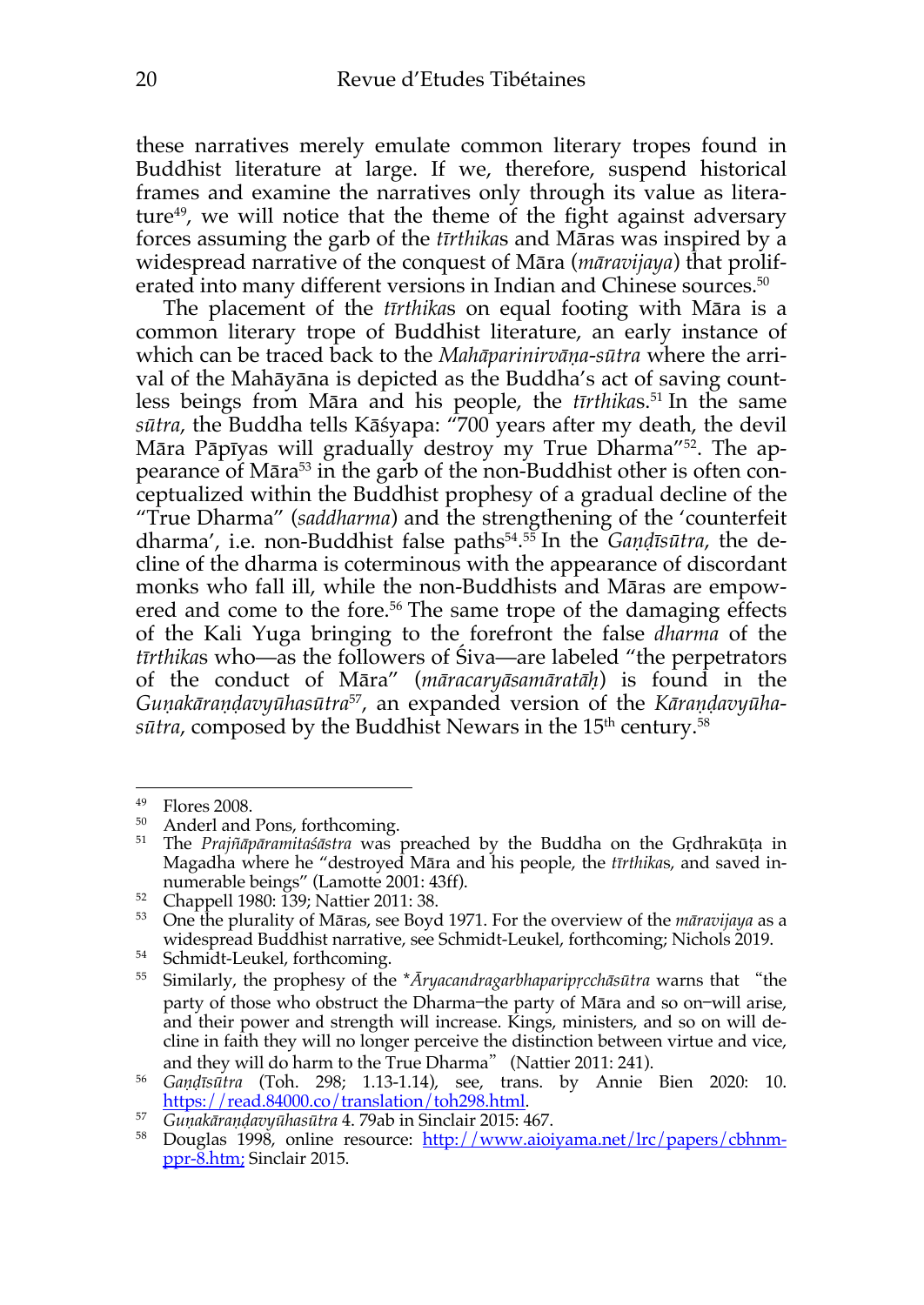these narratives merely emulate common literary tropes found in Buddhist literature at large. If we, therefore, suspend historical frames and examine the narratives only through its value as literature[49], we will notice that the theme of the fight against adversary forces assuming the garb of the *tīrthika*s and Māras was inspired by a widespread narrative of the conquest of Māra (*māravijaya*) that proliferated into many different versions in Indian and Chinese sources.[50]

The placement of the *tīrthika*s on equal footing with Māra is a common literary trope of Buddhist literature, an early instance of which can be traced back to the *Mahāparinirvāṇa-sūtra* where the arrival of the Mahāyāna is depicted as the Buddha's act of saving countless beings from Māra and his people, the *tīrthika*s.[51] In the same *sūtra*, the Buddha tells Kāśyapa: "700 years after my death, the devil Māra Pāpīyas will gradually destroy my True Dharma"[52]. The appearance of Māra[53] in the garb of the non-Buddhist other is often conceptualized within the Buddhist prophesy of a gradual decline of the "True Dharma" (*saddharma*) and the strengthening of the 'counterfeit dharma', i.e. non-Buddhist false paths[54].[55] In the *Gaṇḍīsūtra*, the decline of the dharma is coterminous with the appearance of discordant monks who fall ill, while the non-Buddhists and Māras are empowered and come to the fore.[56] The same trope of the damaging effects of the Kali Yuga bringing to the forefront the false *dharma* of the *tīrthika*s who—as the followers of Śiva—are labeled "the perpetrators of the conduct of Māra" (*māracaryāsamāratāḥ*) is found in the *Guṇakāraṇḍavyūhasūtra*[57], an expanded version of the *Kāraṇḍavyūhasūtra*, composed by the Buddhist Newars in the 15th century.[58]

---

[49] Flores 2008.

[50] Anderl and Pons, forthcoming.

[51] The *Prajñāpāramitaśāstra* was preached by the Buddha on the Gṛdhrakūṭa in Magadha where he "destroyed Māra and his people, the *tīrthika*s, and saved innumerable beings" (Lamotte 2001: 43ff).

[52] Chappell 1980: 139; Nattier 2011: 38.

[53] One the plurality of Māras, see Boyd 1971. For the overview of the *māravijaya* as a widespread Buddhist narrative, see Schmidt-Leukel, forthcoming; Nichols 2019.

[54] Schmidt-Leukel, forthcoming.

[55] Similarly, the prophesy of the \**Āryacandragarbhaparipṛcchāsūtra* warns that "the party of those who obstruct the Dharma–the party of Māra and so on–will arise, and their power and strength will increase. Kings, ministers, and so on will decline in faith they will no longer perceive the distinction between virtue and vice, and they will do harm to the True Dharma" (Nattier 2011: 241).

[56] *Gaṇḍīsūtra* (Toh. 298; 1.13-1.14), see, trans. by Annie Bien 2020: 10. https://read.84000.co/translation/toh298.html.

[57] *Guṇakāraṇḍavyūhasūtra* 4. 79ab in Sinclair 2015: 467.

[58] Douglas 1998, online resource: http://www.aioiyama.net/lrc/papers/cbhnm-ppr-8.htm; Sinclair 2015.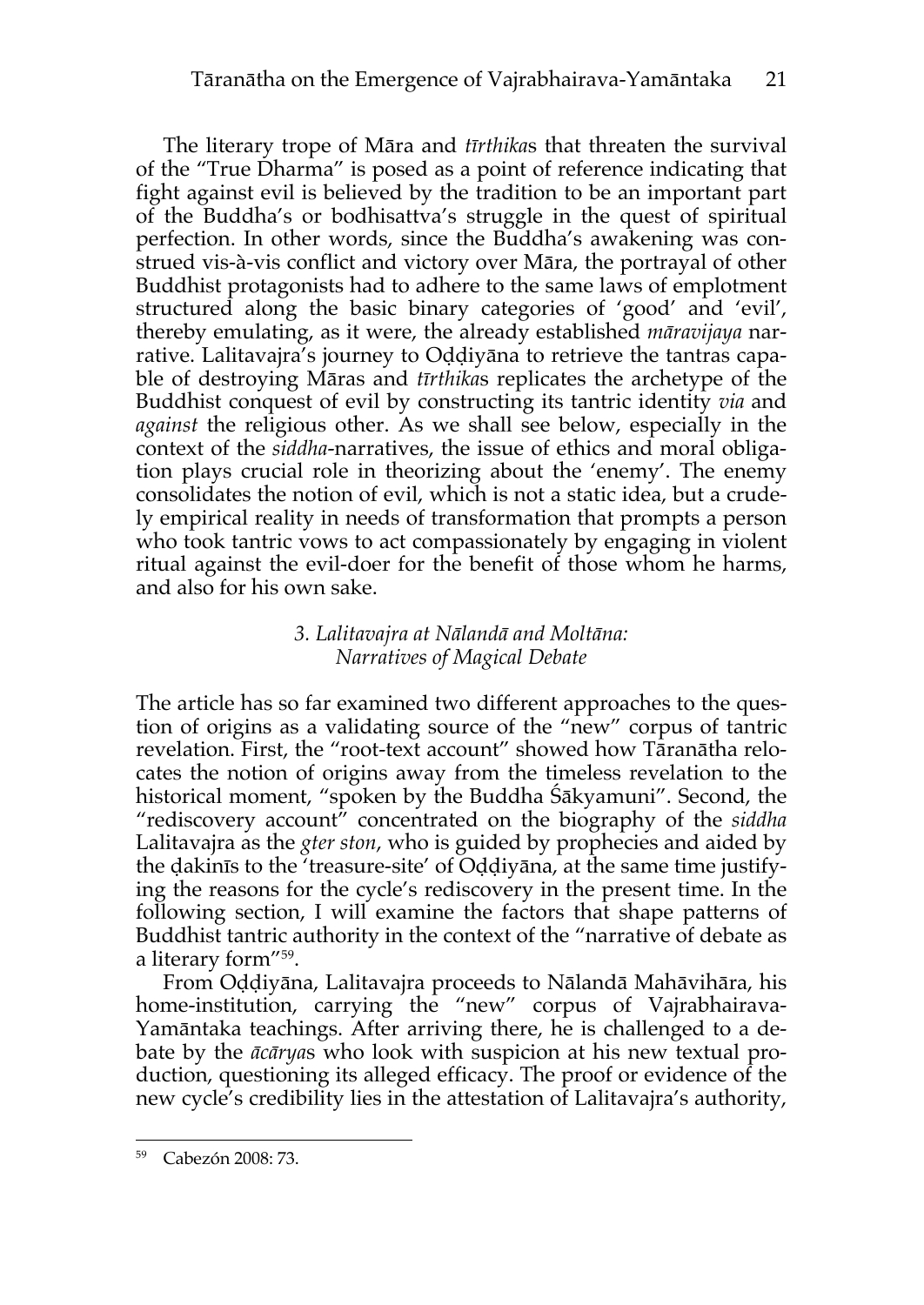The literary trope of Māra and *tīrthika*s that threaten the survival of the "True Dharma" is posed as a point of reference indicating that fight against evil is believed by the tradition to be an important part of the Buddha's or bodhisattva's struggle in the quest of spiritual perfection. In other words, since the Buddha's awakening was construed vis-à-vis conflict and victory over Māra, the portrayal of other Buddhist protagonists had to adhere to the same laws of emplotment structured along the basic binary categories of 'good' and 'evil', thereby emulating, as it were, the already established *māravijaya* narrative. Lalitavajra's journey to Oḍḍiyāna to retrieve the tantras capable of destroying Māras and *tīrthika*s replicates the archetype of the Buddhist conquest of evil by constructing its tantric identity *via* and *against* the religious other. As we shall see below, especially in the context of the *siddha*-narratives, the issue of ethics and moral obligation plays crucial role in theorizing about the 'enemy'. The enemy consolidates the notion of evil, which is not a static idea, but a crudely empirical reality in needs of transformation that prompts a person who took tantric vows to act compassionately by engaging in violent ritual against the evil-doer for the benefit of those whom he harms, and also for his own sake.

### *3. Lalitavajra at Nālandā and Moltāna: Narratives of Magical Debate*

The article has so far examined two different approaches to the question of origins as a validating source of the "new" corpus of tantric revelation. First, the "root-text account" showed how Tāranātha relocates the notion of origins away from the timeless revelation to the historical moment, "spoken by the Buddha Śākyamuni". Second, the "rediscovery account" concentrated on the biography of the *siddha* Lalitavajra as the *gter ston*, who is guided by prophecies and aided by the ḍakinīs to the 'treasure-site' of Oḍḍiyāna, at the same time justifying the reasons for the cycle's rediscovery in the present time. In the following section, I will examine the factors that shape patterns of Buddhist tantric authority in the context of the "narrative of debate as a literary form"[59].

From Oḍḍiyāna, Lalitavajra proceeds to Nālandā Mahāvihāra, his home-institution, carrying the "new" corpus of Vajrabhairava-Yamāntaka teachings. After arriving there, he is challenged to a debate by the *ācārya*s who look with suspicion at his new textual production, questioning its alleged efficacy. The proof or evidence of the new cycle's credibility lies in the attestation of Lalitavajra's authority,

---

[59] Cabezón 2008: 73.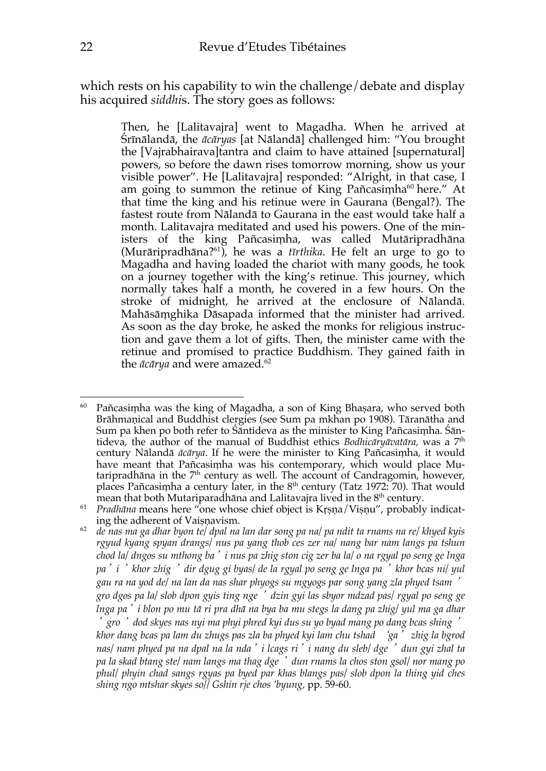which rests on his capability to win the challenge/debate and display his acquired *siddhi*s. The story goes as follows:

> Then, he [Lalitavajra] went to Magadha. When he arrived at Śrīnālandā, the *ācāryas* [at Nālandā] challenged him: "You brought the [Vajrabhairava]tantra and claim to have attained [supernatural] powers, so before the dawn rises tomorrow morning, show us your visible power". He [Lalitavajra] responded: "Alright, in that case, I am going to summon the retinue of King Pañcasiṃha[60] here." At that time the king and his retinue were in Gaurana (Bengal?). The fastest route from Nālandā to Gaurana in the east would take half a month. Lalitavajra meditated and used his powers. One of the ministers of the king Pañcasiṃha, was called Mutāripradhāna (Murāripradhāna?[61]), he was a *tīrthika*. He felt an urge to go to Magadha and having loaded the chariot with many goods, he took on a journey together with the king's retinue. This journey, which normally takes half a month, he covered in a few hours. On the stroke of midnight, he arrived at the enclosure of Nālandā. Mahāsāṃghika Dāsapada informed that the minister had arrived. As soon as the day broke, he asked the monks for religious instruction and gave them a lot of gifts. Then, the minister came with the retinue and promised to practice Buddhism. They gained faith in the *ācārya* and were amazed.[62]

---

[60] Pañcasiṃha was the king of Magadha, a son of King Bhaṣara, who served both Brāhmaṇical and Buddhist clergies (see Sum pa mkhan po 1908). Tāranātha and Sum pa khen po both refer to Śāntideva as the minister to King Pañcasiṃha. Śāntideva, the author of the manual of Buddhist ethics *Bodhicāryāvatāra*, was a 7th century Nālandā *ācārya*. If he were the minister to King Pañcasiṃha, it would have meant that Pañcasiṃha was his contemporary, which would place Mutaripradhāna in the 7th century as well. The account of Candragomin, however, places Pañcasiṃha a century later, in the 8th century (Tatz 1972: 70). That would mean that both Mutariparadhāna and Lalitavajra lived in the 8th century.

[61] *Pradhāna* means here "one whose chief object is Kṛṣṇa/Viṣṇu", probably indicating the adherent of Vaiṣṇavism.

[62] *de nas ma ga dhar byon te/ dpal na lan dar song pa na/ pa ndit ta rnams na re/ khyed kyis rgyud kyang spyan drangs/ nus pa yang thob ces zer na/ nang bar nam langs pa tshun chod la/ dngos su mthong ba' i nus pa zhig ston cig zer ba la/ o na rgyal po seng ge lnga pa' i 'khor zhig 'dir dgug gi byas/ de la rgyal po seng ge lnga pa' khor bcas ni/ yul gau ra na yod de/ na lan da nas shar phyogs su mgyogs par song yang zla phyed tsam 'gro dgos pa la/ slob dpon gyis ting nge 'dzin gyi las sbyor mdzad pas/ rgyal po seng ge lnga pa' i blon po mu tā ri pra dhā na bya ba mu stegs la dang pa zhig/ yul ma ga dhar 'gro 'dod skyes nas nyi ma phyi phred kyi dus su yo byad mang po dang bcas shing 'khor dang bcas pa lam du zhugs pas zla ba phyed kyi lam chu tshad 'ga' zhig la bgrod nas/ nam phyed pa na dpal na la nda' i lcags ri' i nang du sleb/ dge 'dun gyi zhal ta pa la skad btang ste/ nam langs ma thag dge 'dun rnams la chos ston gsol/ nor mang po phul/ phyin chad sangs rgyas pa byed par khas blangs pas/ slob dpon la thing yid ches shing ngo mtshar skyes so// Gshin rje chos 'byung,* pp. 59-60.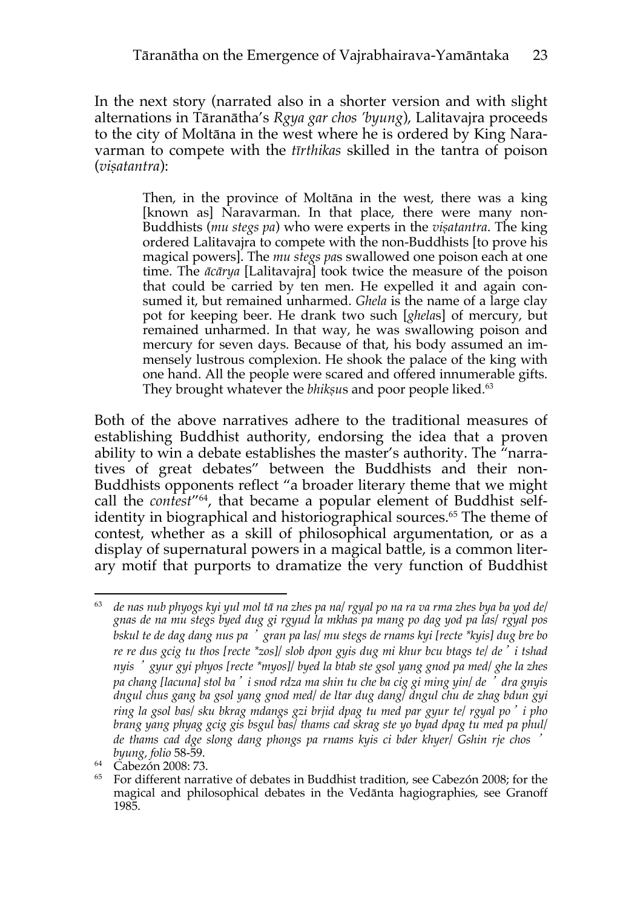In the next story (narrated also in a shorter version and with slight alternations in Tāranātha's *Rgya gar chos 'byung*), Lalitavajra proceeds to the city of Moltāna in the west where he is ordered by King Naravarman to compete with the *tīrthikas* skilled in the tantra of poison (*viṣatantra*):

> Then, in the province of Moltāna in the west, there was a king [known as] Naravarman. In that place, there were many non-Buddhists (*mu stegs pa*) who were experts in the *viṣatantra*. The king ordered Lalitavajra to compete with the non-Buddhists [to prove his magical powers]. The *mu stegs pa*s swallowed one poison each at one time. The *ācārya* [Lalitavajra] took twice the measure of the poison that could be carried by ten men. He expelled it and again consumed it, but remained unharmed. *Ghela* is the name of a large clay pot for keeping beer. He drank two such [*ghela*s] of mercury, but remained unharmed. In that way, he was swallowing poison and mercury for seven days. Because of that, his body assumed an immensely lustrous complexion. He shook the palace of the king with one hand. All the people were scared and offered innumerable gifts. They brought whatever the *bhikṣu*s and poor people liked.[63]

Both of the above narratives adhere to the traditional measures of establishing Buddhist authority, endorsing the idea that a proven ability to win a debate establishes the master's authority. The "narratives of great debates" between the Buddhists and their non-Buddhists opponents reflect "a broader literary theme that we might call the *contest*"[64], that became a popular element of Buddhist self-identity in biographical and historiographical sources.[65] The theme of contest, whether as a skill of philosophical argumentation, or as a display of supernatural powers in a magical battle, is a common literary motif that purports to dramatize the very function of Buddhist

---

[63] *de nas nub phyogs kyi yul mol tā na zhes pa na/ rgyal po na ra va rma zhes bya ba yod de/ gnas de na mu stegs byed dug gi rgyud la mkhas pa mang po dag yod pa las/ rgyal pos bskul te de dag dang nus pa 'gran pa las/ mu stegs de rnams kyi [recte *kyis] dug bre bo re re dus gcig tu thos [recte *zos]/ slob dpon gyis dug mi khur bcu btags te/ de'i tshad nyis 'gyur gyi phyos [recte *myos]/ byed la btab ste gsol yang gnod pa med/ ghe la zhes pa chang [lacuna] stol ba'i snod rdza ma shin tu che ba cig gi ming yin/ de 'dra gnyis dngul chus gang ba gsol yang gnod med/ de ltar dug dang/ dngul chu de zhag bdun gyi ring la gsol bas/ sku bkrag mdangs gzi brjid dpag tu med par gyur te/ rgyal po'i pho brang yang phyag gcig gis bsgul bas/ thams cad skrag ste yo byad dpag tu med pa phul/ de thams cad dge slong dang phongs pa rnams kyis ci bder khyer/ Gshin rje chos 'byung, folio* 58-59.

[64] Cabezón 2008: 73.

[65] For different narrative of debates in Buddhist tradition, see Cabezón 2008; for the magical and philosophical debates in the Vedānta hagiographies, see Granoff 1985.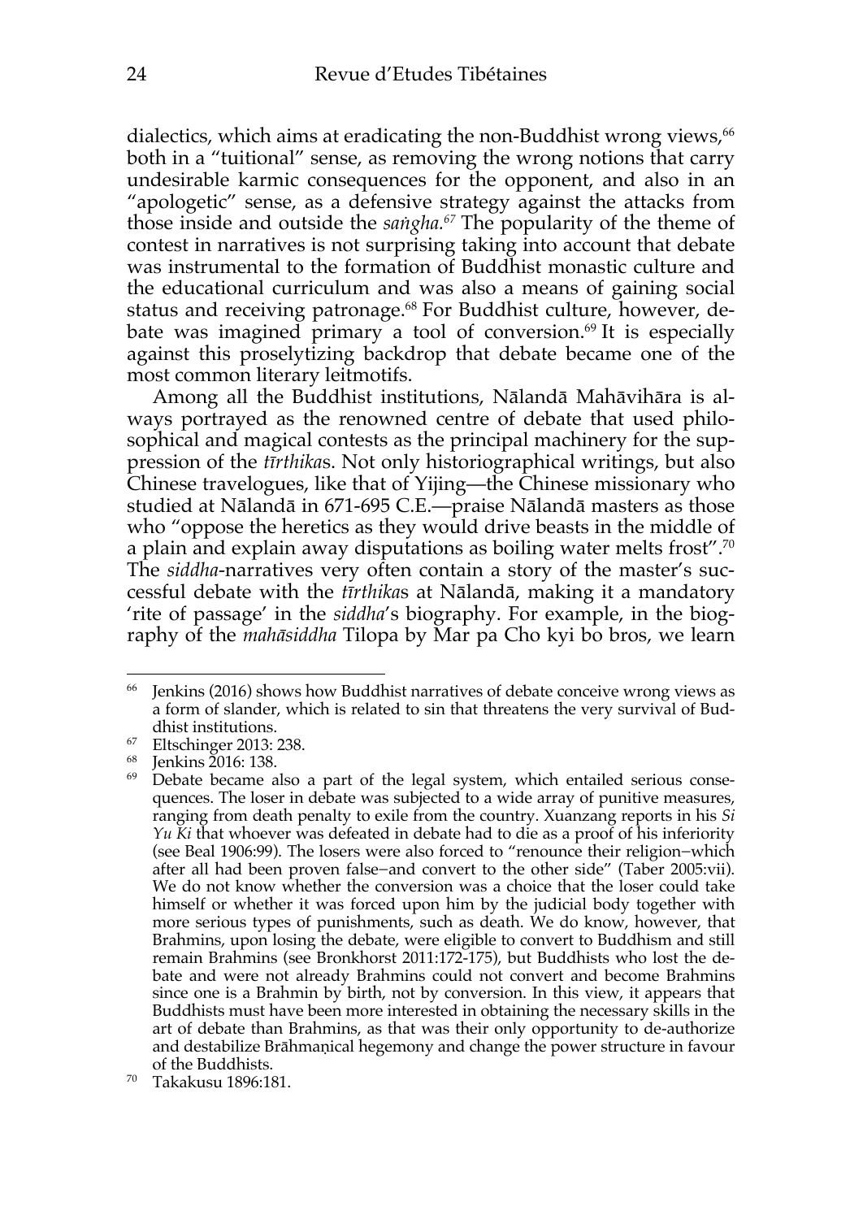dialectics, which aims at eradicating the non-Buddhist wrong views,[66] both in a "tuitional" sense, as removing the wrong notions that carry undesirable karmic consequences for the opponent, and also in an "apologetic" sense, as a defensive strategy against the attacks from those inside and outside the *saṅgha.*[67] The popularity of the theme of contest in narratives is not surprising taking into account that debate was instrumental to the formation of Buddhist monastic culture and the educational curriculum and was also a means of gaining social status and receiving patronage.[68] For Buddhist culture, however, debate was imagined primary a tool of conversion.[69] It is especially against this proselytizing backdrop that debate became one of the most common literary leitmotifs.

Among all the Buddhist institutions, Nālandā Mahāvihāra is always portrayed as the renowned centre of debate that used philosophical and magical contests as the principal machinery for the suppression of the *tīrthika*s. Not only historiographical writings, but also Chinese travelogues, like that of Yijing—the Chinese missionary who studied at Nālandā in 671-695 C.E.—praise Nālandā masters as those who "oppose the heretics as they would drive beasts in the middle of a plain and explain away disputations as boiling water melts frost".[70] The *siddha*-narratives very often contain a story of the master's successful debate with the *tīrthika*s at Nālandā, making it a mandatory 'rite of passage' in the *siddha*'s biography. For example, in the biography of the *mahāsiddha* Tilopa by Mar pa Cho kyi bo bros, we learn

---

[66] Jenkins (2016) shows how Buddhist narratives of debate conceive wrong views as a form of slander, which is related to sin that threatens the very survival of Buddhist institutions.

[67] Eltschinger 2013: 238.

[68] Jenkins 2016: 138.

[69] Debate became also a part of the legal system, which entailed serious consequences. The loser in debate was subjected to a wide array of punitive measures, ranging from death penalty to exile from the country. Xuanzang reports in his *Si Yu Ki* that whoever was defeated in debate had to die as a proof of his inferiority (see Beal 1906:99). The losers were also forced to "renounce their religion−which after all had been proven false−and convert to the other side" (Taber 2005:vii). We do not know whether the conversion was a choice that the loser could take himself or whether it was forced upon him by the judicial body together with more serious types of punishments, such as death. We do know, however, that Brahmins, upon losing the debate, were eligible to convert to Buddhism and still remain Brahmins (see Bronkhorst 2011:172-175), but Buddhists who lost the debate and were not already Brahmins could not convert and become Brahmins since one is a Brahmin by birth, not by conversion. In this view, it appears that Buddhists must have been more interested in obtaining the necessary skills in the art of debate than Brahmins, as that was their only opportunity to de-authorize and destabilize Brāhmaṇical hegemony and change the power structure in favour of the Buddhists.

[70] Takakusu 1896:181.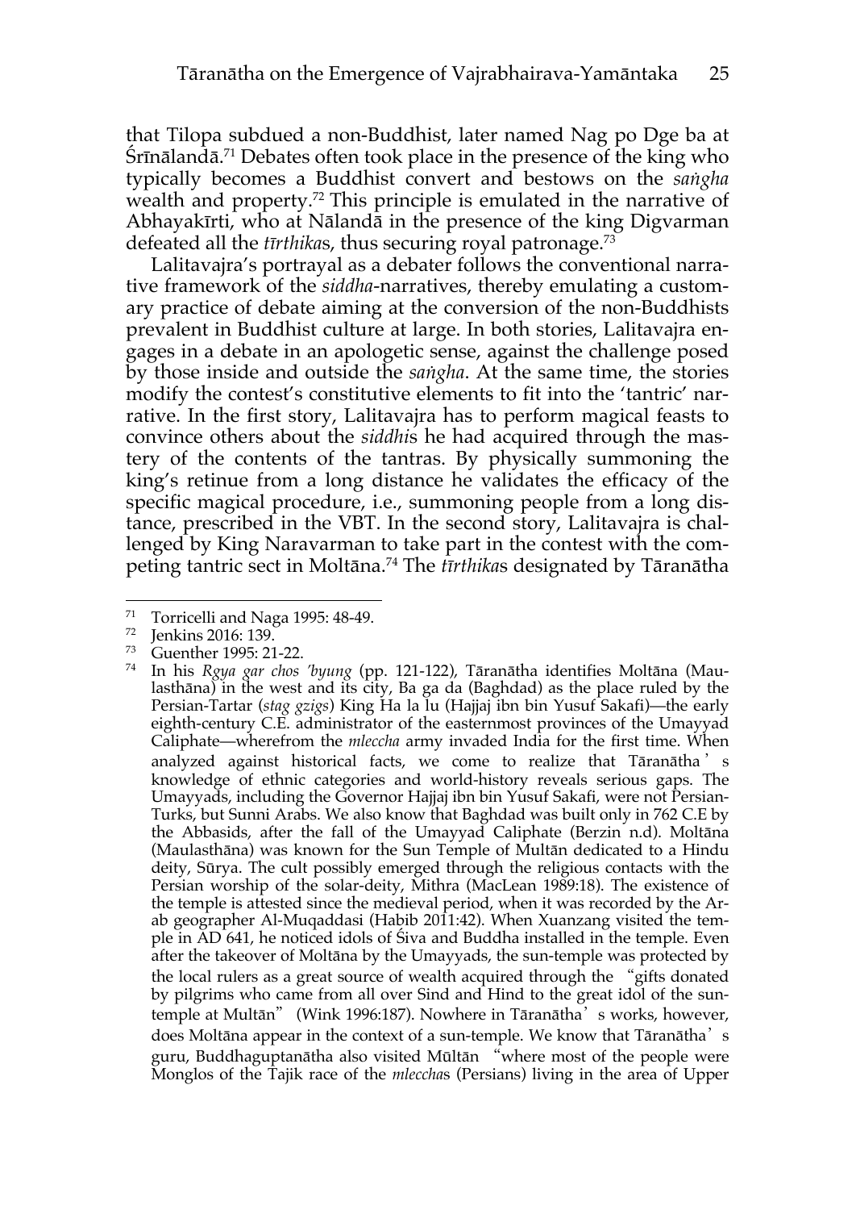that Tilopa subdued a non-Buddhist, later named Nag po Dge ba at Śrīnālandā.[71] Debates often took place in the presence of the king who typically becomes a Buddhist convert and bestows on the *saṅgha* wealth and property.[72] This principle is emulated in the narrative of Abhayakīrti, who at Nālandā in the presence of the king Digvarman defeated all the *tīrthika*s, thus securing royal patronage.[73]

Lalitavajra's portrayal as a debater follows the conventional narrative framework of the *siddha*-narratives, thereby emulating a customary practice of debate aiming at the conversion of the non-Buddhists prevalent in Buddhist culture at large. In both stories, Lalitavajra engages in a debate in an apologetic sense, against the challenge posed by those inside and outside the *saṅgha*. At the same time, the stories modify the contest's constitutive elements to fit into the 'tantric' narrative. In the first story, Lalitavajra has to perform magical feasts to convince others about the *siddhi*s he had acquired through the mastery of the contents of the tantras. By physically summoning the king's retinue from a long distance he validates the efficacy of the specific magical procedure, i.e., summoning people from a long distance, prescribed in the VBT. In the second story, Lalitavajra is challenged by King Naravarman to take part in the contest with the competing tantric sect in Moltāna.[74] The *tīrthika*s designated by Tāranātha

---

[71] Torricelli and Naga 1995: 48-49.

[72] Jenkins 2016: 139.

[73] Guenther 1995: 21-22.

[74] In his *Rgya gar chos 'byung* (pp. 121-122), Tāranātha identifies Moltāna (Maulasthāna) in the west and its city, Ba ga da (Baghdad) as the place ruled by the Persian-Tartar (*stag gzigs*) King Ha la lu (Hajjaj ibn bin Yusuf Sakafi)—the early eighth-century C.E. administrator of the easternmost provinces of the Umayyad Caliphate—wherefrom the *mleccha* army invaded India for the first time. When analyzed against historical facts, we come to realize that Tāranātha's knowledge of ethnic categories and world-history reveals serious gaps. The Umayyads, including the Governor Hajjaj ibn bin Yusuf Sakafi, were not Persian-Turks, but Sunni Arabs. We also know that Baghdad was built only in 762 C.E by the Abbasids, after the fall of the Umayyad Caliphate (Berzin n.d). Moltāna (Maulasthāna) was known for the Sun Temple of Multān dedicated to a Hindu deity, Sūrya. The cult possibly emerged through the religious contacts with the Persian worship of the solar-deity, Mithra (MacLean 1989:18). The existence of the temple is attested since the medieval period, when it was recorded by the Arab geographer Al-Muqaddasi (Habib 2011:42). When Xuanzang visited the temple in AD 641, he noticed idols of Śiva and Buddha installed in the temple. Even after the takeover of Moltāna by the Umayyads, the sun-temple was protected by the local rulers as a great source of wealth acquired through the "gifts donated by pilgrims who came from all over Sind and Hind to the great idol of the sun-temple at Multān" (Wink 1996:187). Nowhere in Tāranātha's works, however, does Moltāna appear in the context of a sun-temple. We know that Tāranātha's guru, Buddhaguptanātha also visited Mūltān "where most of the people were Monglos of the Tajik race of the *mleccha*s (Persians) living in the area of Upper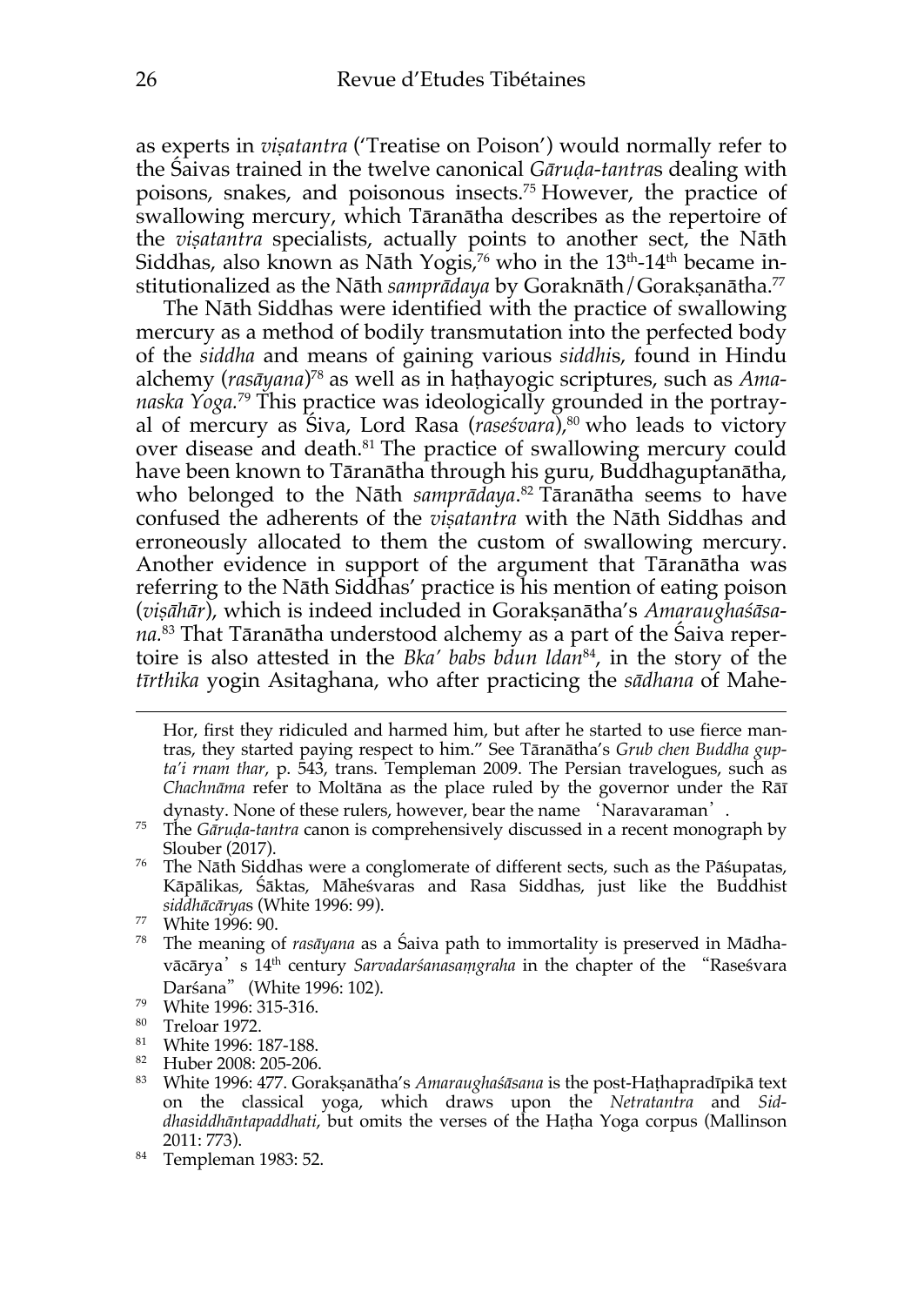as experts in *viṣatantra* ('Treatise on Poison') would normally refer to the Śaivas trained in the twelve canonical *Gāruḍa-tantra*s dealing with poisons, snakes, and poisonous insects.[75] However, the practice of swallowing mercury, which Tāranātha describes as the repertoire of the *viṣatantra* specialists, actually points to another sect, the Nāth Siddhas, also known as Nāth Yogis,[76] who in the 13th-14th became institutionalized as the Nāth *samprādaya* by Goraknāth/Gorakṣanātha.[77]

The Nāth Siddhas were identified with the practice of swallowing mercury as a method of bodily transmutation into the perfected body of the *siddha* and means of gaining various *siddhi*s, found in Hindu alchemy (*rasāyana*)[78] as well as in haṭhayogic scriptures, such as *Amanaska Yoga*.[79] This practice was ideologically grounded in the portrayal of mercury as Śiva, Lord Rasa (*raseśvara*),[80] who leads to victory over disease and death.[81] The practice of swallowing mercury could have been known to Tāranātha through his guru, Buddhaguptanātha, who belonged to the Nāth *samprādaya*.[82] Tāranātha seems to have confused the adherents of the *viṣatantra* with the Nāth Siddhas and erroneously allocated to them the custom of swallowing mercury. Another evidence in support of the argument that Tāranātha was referring to the Nāth Siddhas' practice is his mention of eating poison (*viṣāhār*), which is indeed included in Gorakṣanātha's *Amaraughaśāsana*.[83] That Tāranātha understood alchemy as a part of the Śaiva repertoire is also attested in the *Bka' babs bdun ldan*[84], in the story of the *tīrthika* yogin Asitaghana, who after practicing the *sādhana* of Mahe-

---

Hor, first they ridiculed and harmed him, but after he started to use fierce mantras, they started paying respect to him." See Tāranātha's *Grub chen Buddha gupta'i rnam thar*, p. 543, trans. Templeman 2009. The Persian travelogues, such as *Chachnāma* refer to Moltāna as the place ruled by the governor under the Rāī dynasty. None of these rulers, however, bear the name 'Naravaraman'.

[75] The *Gāruḍa-tantra* canon is comprehensively discussed in a recent monograph by Slouber (2017).

[76] The Nāth Siddhas were a conglomerate of different sects, such as the Pāśupatas, Kāpālikas, Śāktas, Māheśvaras and Rasa Siddhas, just like the Buddhist *siddhācārya*s (White 1996: 99).

[77] White 1996: 90.

[78] The meaning of *rasāyana* as a Śaiva path to immortality is preserved in Mādhavācārya's 14th century *Sarvadarśanasaṃgraha* in the chapter of the "Raseśvara Darśana" (White 1996: 102).

[79] White 1996: 315-316.

[80] Treloar 1972.

[81] White 1996: 187-188.

[82] Huber 2008: 205-206.

[83] White 1996: 477. Gorakṣanātha's *Amaraughaśāsana* is the post-Haṭhapradīpikā text on the classical yoga, which draws upon the *Netratantra* and *Siddhasiddhāntapaddhati*, but omits the verses of the Haṭha Yoga corpus (Mallinson 2011: 773).

[84] Templeman 1983: 52.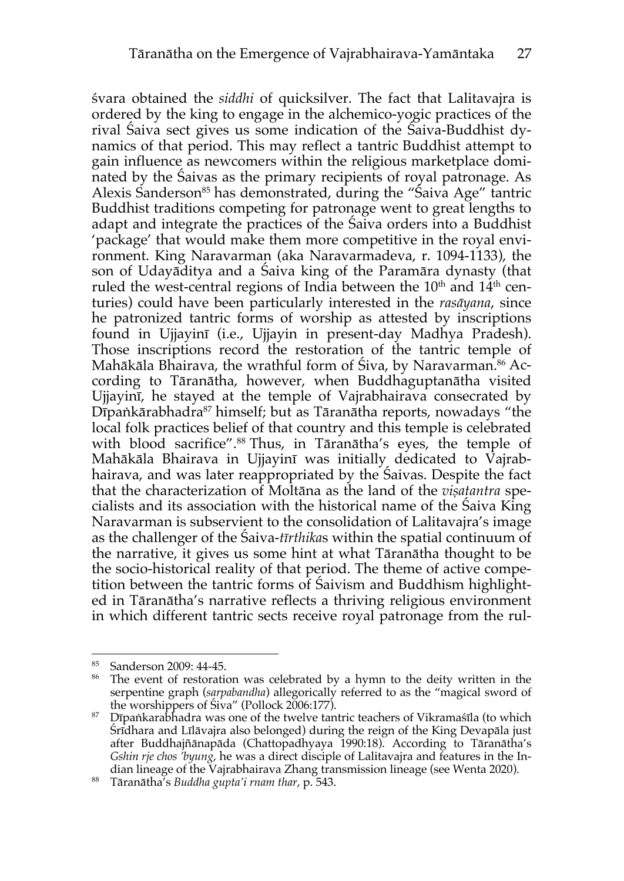śvara obtained the *siddhi* of quicksilver. The fact that Lalitavajra is ordered by the king to engage in the alchemico-yogic practices of the rival Śaiva sect gives us some indication of the Śaiva-Buddhist dynamics of that period. This may reflect a tantric Buddhist attempt to gain influence as newcomers within the religious marketplace dominated by the Śaivas as the primary recipients of royal patronage. As Alexis Sanderson[85] has demonstrated, during the "Śaiva Age" tantric Buddhist traditions competing for patronage went to great lengths to adapt and integrate the practices of the Śaiva orders into a Buddhist 'package' that would make them more competitive in the royal environment. King Naravarman (aka Naravarmadeva, r. 1094-1133), the son of Udayāditya and a Śaiva king of the Paramāra dynasty (that ruled the west-central regions of India between the 10th and 14th centuries) could have been particularly interested in the *rasāyana*, since he patronized tantric forms of worship as attested by inscriptions found in Ujjayinī (i.e., Ujjayin in present-day Madhya Pradesh). Those inscriptions record the restoration of the tantric temple of Mahākāla Bhairava, the wrathful form of Śiva, by Naravarman.[86] According to Tāranātha, however, when Buddhaguptanātha visited Ujjayinī, he stayed at the temple of Vajrabhairava consecrated by Dīpaṅkārabhadra[87] himself; but as Tāranātha reports, nowadays "the local folk practices belief of that country and this temple is celebrated with blood sacrifice".[88] Thus, in Tāranātha's eyes, the temple of Mahākāla Bhairava in Ujjayinī was initially dedicated to Vajrabhairava, and was later reappropriated by the Śaivas. Despite the fact that the characterization of Moltāna as the land of the *viṣaṭantra* specialists and its association with the historical name of the Śaiva King Naravarman is subservient to the consolidation of Lalitavajra's image as the challenger of the Śaiva-*tīrthika*s within the spatial continuum of the narrative, it gives us some hint at what Tāranātha thought to be the socio-historical reality of that period. The theme of active competition between the tantric forms of Śaivism and Buddhism highlighted in Tāranātha's narrative reflects a thriving religious environment in which different tantric sects receive royal patronage from the rul-

---

[85] Sanderson 2009: 44-45.

[86] The event of restoration was celebrated by a hymn to the deity written in the serpentine graph (*sarpabandha*) allegorically referred to as the "magical sword of the worshippers of Śiva" (Pollock 2006:177).

[87] Dīpaṅkarabhadra was one of the twelve tantric teachers of Vikramaśīla (to which Śrīdhara and Līlāvajra also belonged) during the reign of the King Devapāla just after Buddhajñānapāda (Chattopadhyaya 1990:18). According to Tāranātha's *Gshin rje chos 'byung*, he was a direct disciple of Lalitavajra and features in the Indian lineage of the Vajrabhairava Zhang transmission lineage (see Wenta 2020).

[88] Tāranātha's *Buddha gupta'i rnam thar*, p. 543.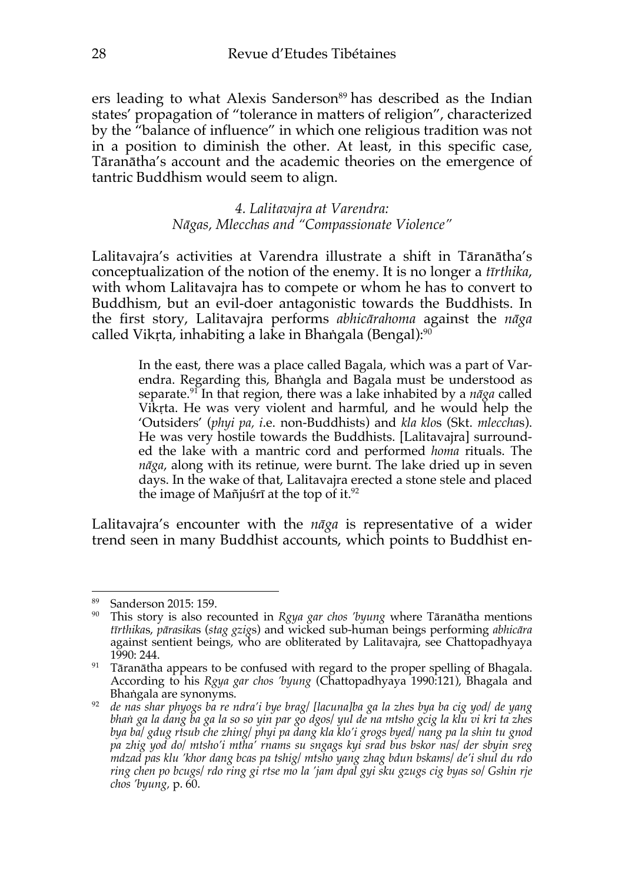ers leading to what Alexis Sanderson[89] has described as the Indian states' propagation of "tolerance in matters of religion", characterized by the "balance of influence" in which one religious tradition was not in a position to diminish the other. At least, in this specific case, Tāranātha's account and the academic theories on the emergence of tantric Buddhism would seem to align.

### *4. Lalitavajra at Varendra: Nāgas, Mlecchas and "Compassionate Violence"*

Lalitavajra's activities at Varendra illustrate a shift in Tāranātha's conceptualization of the notion of the enemy. It is no longer a *tīrthika*, with whom Lalitavajra has to compete or whom he has to convert to Buddhism, but an evil-doer antagonistic towards the Buddhists. In the first story, Lalitavajra performs *abhicārahoma* against the *nāga* called Vikṛta, inhabiting a lake in Bhaṅgala (Bengal):[90]

> In the east, there was a place called Bagala, which was a part of Varendra. Regarding this, Bhaṅgla and Bagala must be understood as separate.[91] In that region, there was a lake inhabited by a *nāga* called Vikṛta. He was very violent and harmful, and he would help the 'Outsiders' (*phyi pa, i.*e. non-Buddhists) and *kla klo*s (Skt. *mleccha*s). He was very hostile towards the Buddhists. [Lalitavajra] surrounded the lake with a mantric cord and performed *homa* rituals. The *nāga*, along with its retinue, were burnt. The lake dried up in seven days. In the wake of that, Lalitavajra erected a stone stele and placed the image of Mañjuśrī at the top of it.[92]

Lalitavajra's encounter with the *nāga* is representative of a wider trend seen in many Buddhist accounts, which points to Buddhist en-

---

[89] Sanderson 2015: 159.

[90] This story is also recounted in *Rgya gar chos 'byung* where Tāranātha mentions *tīrthika*s, *pārasika*s (*stag gzig*s) and wicked sub-human beings performing *abhicāra* against sentient beings, who are obliterated by Lalitavajra, see Chattopadhyaya 1990: 244.

[91] Tāranātha appears to be confused with regard to the proper spelling of Bhagala. According to his *Rgya gar chos 'byung* (Chattopadhyaya 1990:121), Bhagala and Bhaṅgala are synonyms.

[92] *de nas shar phyogs ba re ndra'i bye brag/ [lacuna]ba ga la zhes bya ba cig yod/ de yang bhaṅ ga la dang ba ga la so so yin par go dgos/ yul de na mtsho gcig la klu vi kri ta zhes bya ba/ gdug rtsub che zhing/ phyi pa dang kla klo'i grogs byed/ nang pa la shin tu gnod pa zhig yod do/ mtsho'i mtha' rnams su sngags kyi srad bus bskor nas/ der sbyin sreg mdzad pas klu 'khor dang bcas pa tshig/ mtsho yang zhag bdun bskams/ de'i shul du rdo ring chen po bcugs/ rdo ring gi rtse mo la 'jam dpal gyi sku gzugs cig byas so/ Gshin rje chos 'byung,* p. 60.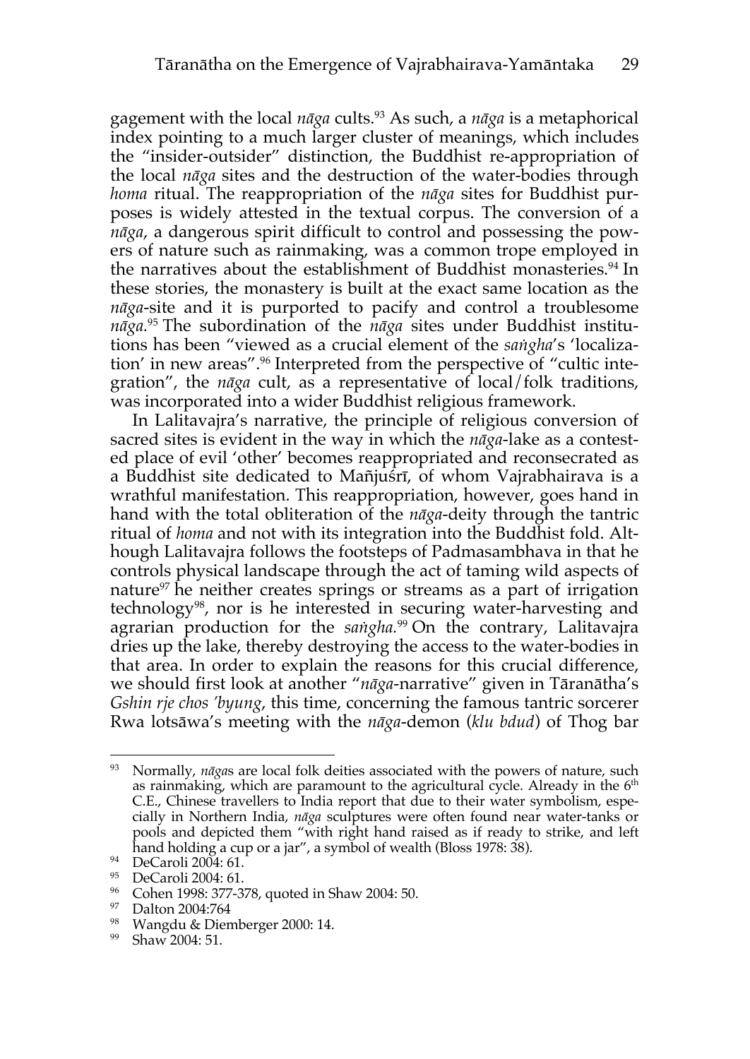gagement with the local *nāga* cults.[93] As such, a *nāga* is a metaphorical index pointing to a much larger cluster of meanings, which includes the "insider-outsider" distinction, the Buddhist re-appropriation of the local *nāga* sites and the destruction of the water-bodies through *homa* ritual. The reappropriation of the *nāga* sites for Buddhist purposes is widely attested in the textual corpus. The conversion of a *nāga*, a dangerous spirit difficult to control and possessing the powers of nature such as rainmaking, was a common trope employed in the narratives about the establishment of Buddhist monasteries.[94] In these stories, the monastery is built at the exact same location as the *nāga*-site and it is purported to pacify and control a troublesome *nāga*.[95] The subordination of the *nāga* sites under Buddhist institutions has been "viewed as a crucial element of the *saṅgha*'s 'localization' in new areas".[96] Interpreted from the perspective of "cultic integration", the *nāga* cult, as a representative of local/folk traditions, was incorporated into a wider Buddhist religious framework.

In Lalitavajra's narrative, the principle of religious conversion of sacred sites is evident in the way in which the *nāga*-lake as a contested place of evil 'other' becomes reappropriated and reconsecrated as a Buddhist site dedicated to Mañjuśrī, of whom Vajrabhairava is a wrathful manifestation. This reappropriation, however, goes hand in hand with the total obliteration of the *nāga*-deity through the tantric ritual of *homa* and not with its integration into the Buddhist fold. Although Lalitavajra follows the footsteps of Padmasambhava in that he controls physical landscape through the act of taming wild aspects of nature[97] he neither creates springs or streams as a part of irrigation technology[98], nor is he interested in securing water-harvesting and agrarian production for the *saṅgha*.[99] On the contrary, Lalitavajra dries up the lake, thereby destroying the access to the water-bodies in that area. In order to explain the reasons for this crucial difference, we should first look at another "*nāga*-narrative" given in Tāranātha's *Gshin rje chos 'byung*, this time, concerning the famous tantric sorcerer Rwa lotsāwa's meeting with the *nāga*-demon (*klu bdud*) of Thog bar

---

[93] Normally, *nāga*s are local folk deities associated with the powers of nature, such as rainmaking, which are paramount to the agricultural cycle. Already in the 6th C.E., Chinese travellers to India report that due to their water symbolism, especially in Northern India, *nāga* sculptures were often found near water-tanks or pools and depicted them "with right hand raised as if ready to strike, and left hand holding a cup or a jar", a symbol of wealth (Bloss 1978: 38).

[94] DeCaroli 2004: 61.

[95] DeCaroli 2004: 61.

[96] Cohen 1998: 377-378, quoted in Shaw 2004: 50.

[97] Dalton 2004:764

[98] Wangdu & Diemberger 2000: 14.

[99] Shaw 2004: 51.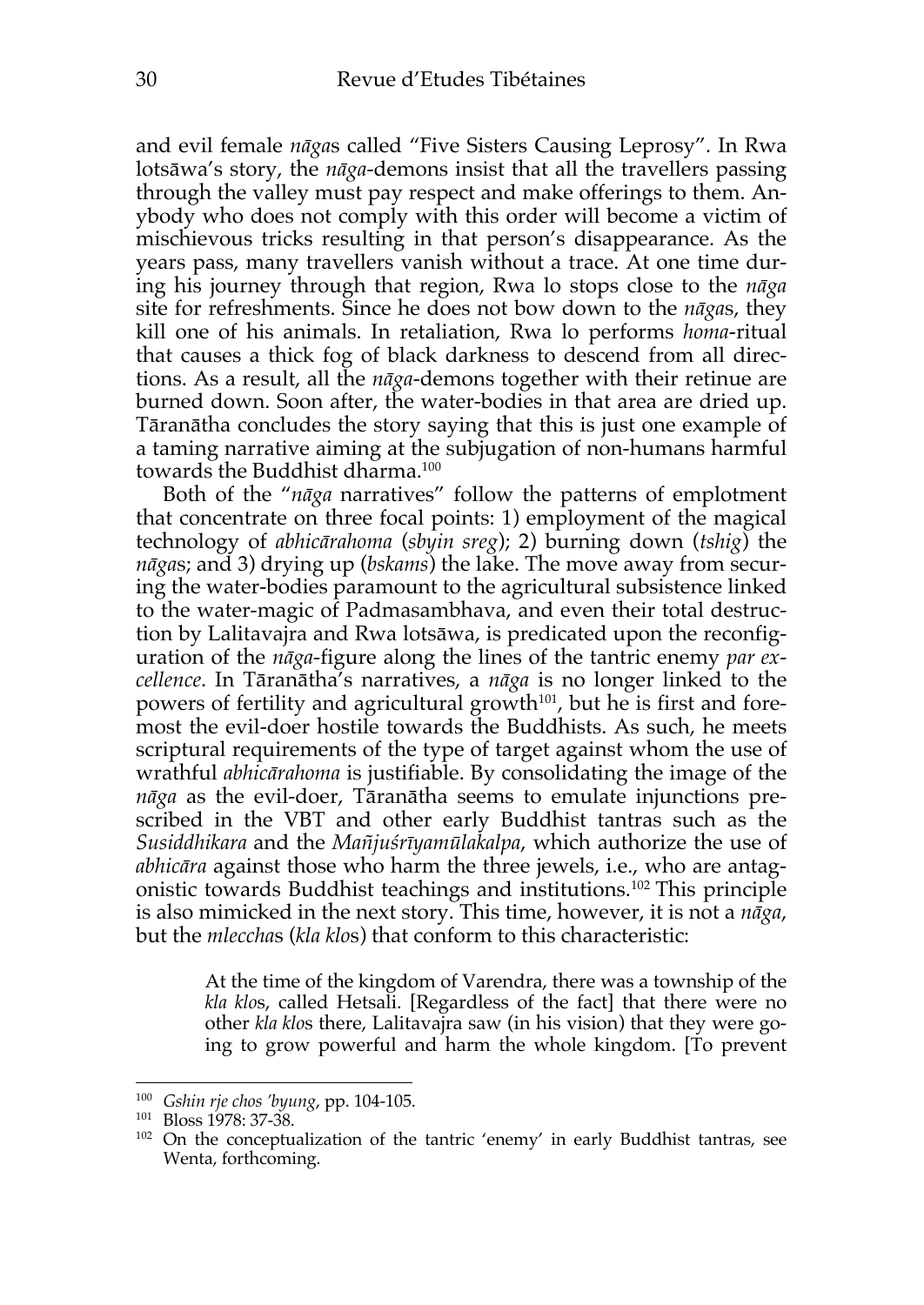and evil female *nāga*s called "Five Sisters Causing Leprosy". In Rwa lotsāwa's story, the *nāga*-demons insist that all the travellers passing through the valley must pay respect and make offerings to them. Anybody who does not comply with this order will become a victim of mischievous tricks resulting in that person's disappearance. As the years pass, many travellers vanish without a trace. At one time during his journey through that region, Rwa lo stops close to the *nāga* site for refreshments. Since he does not bow down to the *nāga*s, they kill one of his animals. In retaliation, Rwa lo performs *homa*-ritual that causes a thick fog of black darkness to descend from all directions. As a result, all the *nāga*-demons together with their retinue are burned down. Soon after, the water-bodies in that area are dried up. Tāranātha concludes the story saying that this is just one example of a taming narrative aiming at the subjugation of non-humans harmful towards the Buddhist dharma.[100]

Both of the "*nāga* narratives" follow the patterns of emplotment that concentrate on three focal points: 1) employment of the magical technology of *abhicārahoma* (*sbyin sreg*); 2) burning down (*tshig*) the *nāga*s; and 3) drying up (*bskams*) the lake. The move away from securing the water-bodies paramount to the agricultural subsistence linked to the water-magic of Padmasambhava, and even their total destruction by Lalitavajra and Rwa lotsāwa, is predicated upon the reconfiguration of the *nāga*-figure along the lines of the tantric enemy *par excellence*. In Tāranātha's narratives, a *nāga* is no longer linked to the powers of fertility and agricultural growth[101], but he is first and foremost the evil-doer hostile towards the Buddhists. As such, he meets scriptural requirements of the type of target against whom the use of wrathful *abhicārahoma* is justifiable. By consolidating the image of the *nāga* as the evil-doer, Tāranātha seems to emulate injunctions prescribed in the VBT and other early Buddhist tantras such as the *Susiddhikara* and the *Mañjuśrīyamūlakalpa*, which authorize the use of *abhicāra* against those who harm the three jewels, i.e., who are antagonistic towards Buddhist teachings and institutions.[102] This principle is also mimicked in the next story. This time, however, it is not a *nāga*, but the *mleccha*s (*kla klo*s) that conform to this characteristic:

> At the time of the kingdom of Varendra, there was a township of the *kla klo*s, called Hetsali. [Regardless of the fact] that there were no other *kla klo*s there, Lalitavajra saw (in his vision) that they were going to grow powerful and harm the whole kingdom. [To prevent

---

[100] *Gshin rje chos 'byung*, pp. 104-105.

[101] Bloss 1978: 37-38.

[102] On the conceptualization of the tantric 'enemy' in early Buddhist tantras, see Wenta, forthcoming.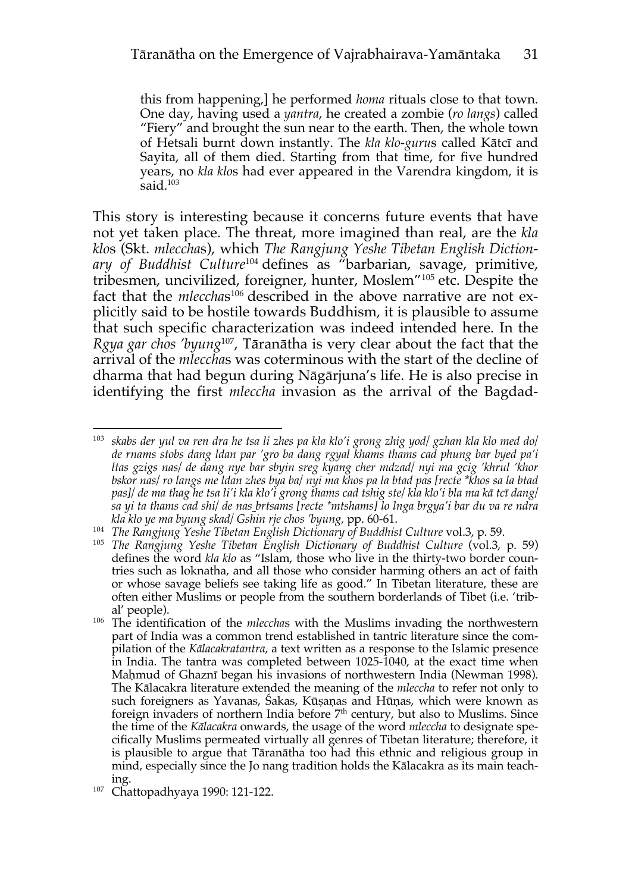this from happening,] he performed *homa* rituals close to that town. One day, having used a *yantra*, he created a zombie (*ro langs*) called "Fiery" and brought the sun near to the earth. Then, the whole town of Hetsali burnt down instantly. The *kla klo*-*guru*s called Kātcī and Sayita, all of them died. Starting from that time, for five hundred years, no *kla klo*s had ever appeared in the Varendra kingdom, it is said.[103]

This story is interesting because it concerns future events that have not yet taken place. The threat, more imagined than real, are the *kla klo*s (Skt. *mleccha*s), which *The Rangjung Yeshe Tibetan English Dictionary of Buddhist Culture*[104] defines as "barbarian, savage, primitive, tribesmen, uncivilized, foreigner, hunter, Moslem"[105] etc. Despite the fact that the *mleccha*s[106] described in the above narrative are not explicitly said to be hostile towards Buddhism, it is plausible to assume that such specific characterization was indeed intended here. In the *Rgya gar chos 'byung*[107], Tāranātha is very clear about the fact that the arrival of the *mleccha*s was coterminous with the start of the decline of dharma that had begun during Nāgārjuna's life. He is also precise in identifying the first *mleccha* invasion as the arrival of the Bagdad-

---

[103] *skabs der yul va ren dra he tsa li zhes pa kla klo'i grong zhig yod/ gzhan kla klo med do/ de rnams stobs dang ldan par 'gro ba dang rgyal khams thams cad phung bar byed pa'i ltas gzigs nas/ de dang nye bar sbyin sreg kyang cher mdzad/ nyi ma gcig 'khrul 'khor bskor nas/ ro langs me ldan zhes bya ba/ nyi ma khos pa la btad pas [recte \*khos sa la btad pas]/ de ma thag he tsa li'i kla klo'i grong thams cad tshig ste/ kla klo'i bla ma kā tcī dang/ sa yi ta thams cad shi/ de nas brtsams [recte \*mtshams] lo lnga brgya'i bar du va re ndra kla klo ye ma byung skad/ Gshin rje chos 'byung*, pp. 60-61.

[104] *The Rangjung Yeshe Tibetan English Dictionary of Buddhist Culture* vol.3, p. 59.

[105] *The Rangjung Yeshe Tibetan English Dictionary of Buddhist Culture* (vol.3, p. 59) defines the word *kla klo* as "Islam, those who live in the thirty-two border countries such as loknatha, and all those who consider harming others an act of faith or whose savage beliefs see taking life as good." In Tibetan literature, these are often either Muslims or people from the southern borderlands of Tibet (i.e. 'tribal' people).

[106] The identification of the *mleccha*s with the Muslims invading the northwestern part of India was a common trend established in tantric literature since the compilation of the *Kālacakratantra*, a text written as a response to the Islamic presence in India. The tantra was completed between 1025-1040, at the exact time when Maḥmud of Ghaznī began his invasions of northwestern India (Newman 1998). The Kālacakra literature extended the meaning of the *mleccha* to refer not only to such foreigners as Yavanas, Śakas, Kūṣaṇas and Hūṇas, which were known as foreign invaders of northern India before 7th century, but also to Muslims. Since the time of the *Kālacakra* onwards, the usage of the word *mleccha* to designate specifically Muslims permeated virtually all genres of Tibetan literature; therefore, it is plausible to argue that Tāranātha too had this ethnic and religious group in mind, especially since the Jo nang tradition holds the Kālacakra as its main teaching.

[107] Chattopadhyaya 1990: 121-122.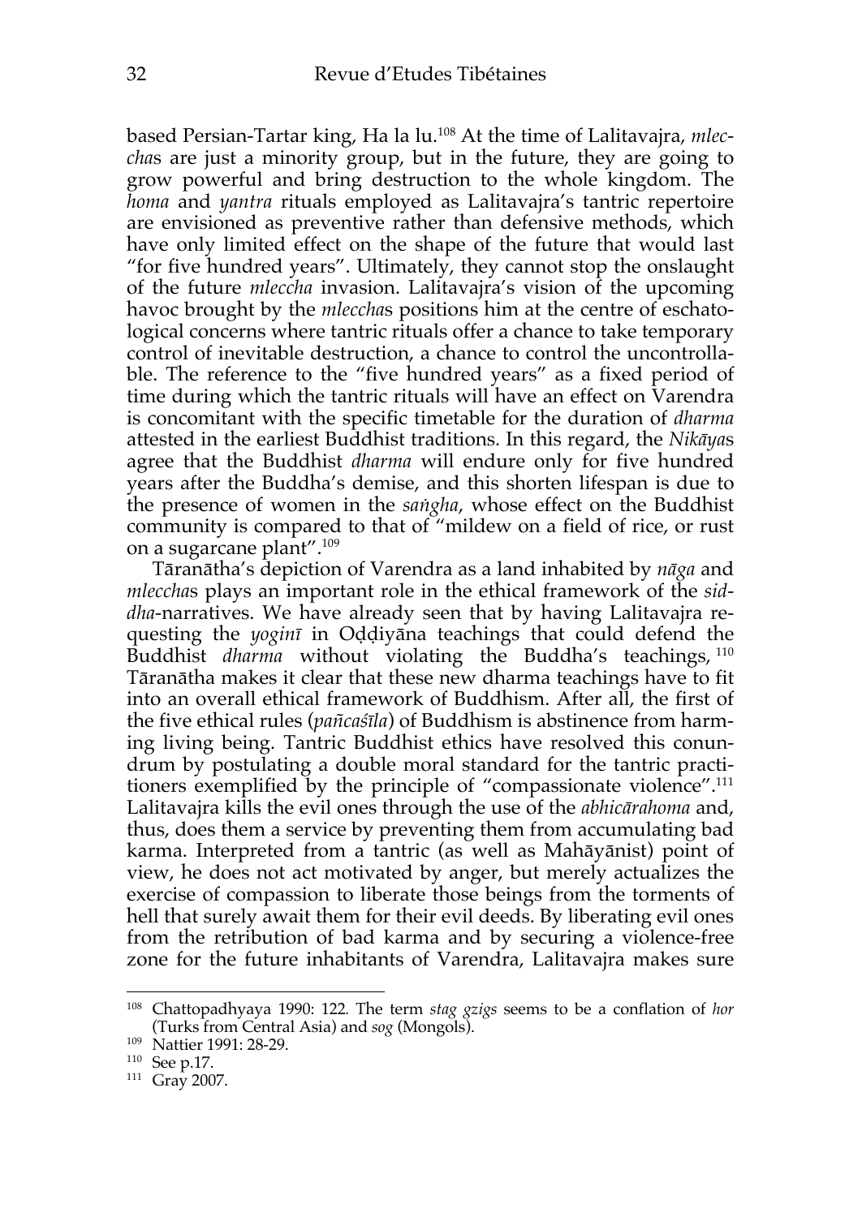based Persian-Tartar king, Ha la lu.[108] At the time of Lalitavajra, *mleccha*s are just a minority group, but in the future, they are going to grow powerful and bring destruction to the whole kingdom. The *homa* and *yantra* rituals employed as Lalitavajra's tantric repertoire are envisioned as preventive rather than defensive methods, which have only limited effect on the shape of the future that would last "for five hundred years". Ultimately, they cannot stop the onslaught of the future *mleccha* invasion. Lalitavajra's vision of the upcoming havoc brought by the *mleccha*s positions him at the centre of eschatological concerns where tantric rituals offer a chance to take temporary control of inevitable destruction, a chance to control the uncontrollable. The reference to the "five hundred years" as a fixed period of time during which the tantric rituals will have an effect on Varendra is concomitant with the specific timetable for the duration of *dharma* attested in the earliest Buddhist traditions. In this regard, the *Nikāya*s agree that the Buddhist *dharma* will endure only for five hundred years after the Buddha's demise, and this shorten lifespan is due to the presence of women in the *saṅgha*, whose effect on the Buddhist community is compared to that of "mildew on a field of rice, or rust on a sugarcane plant".[109]

Tāranātha's depiction of Varendra as a land inhabited by *nāga* and *mleccha*s plays an important role in the ethical framework of the *siddha*-narratives. We have already seen that by having Lalitavajra requesting the *yoginī* in Oḍḍiyāna teachings that could defend the Buddhist *dharma* without violating the Buddha's teachings,[110] Tāranātha makes it clear that these new dharma teachings have to fit into an overall ethical framework of Buddhism. After all, the first of the five ethical rules (*pañcaśīla*) of Buddhism is abstinence from harming living being. Tantric Buddhist ethics have resolved this conundrum by postulating a double moral standard for the tantric practitioners exemplified by the principle of "compassionate violence".[111] Lalitavajra kills the evil ones through the use of the *abhicārahoma* and, thus, does them a service by preventing them from accumulating bad karma. Interpreted from a tantric (as well as Mahāyānist) point of view, he does not act motivated by anger, but merely actualizes the exercise of compassion to liberate those beings from the torments of hell that surely await them for their evil deeds. By liberating evil ones from the retribution of bad karma and by securing a violence-free zone for the future inhabitants of Varendra, Lalitavajra makes sure

---

[108] Chattopadhyaya 1990: 122. The term *stag gzigs* seems to be a conflation of *hor* (Turks from Central Asia) and *sog* (Mongols).

[109] Nattier 1991: 28-29.

[110] See p.17.

[111] Gray 2007.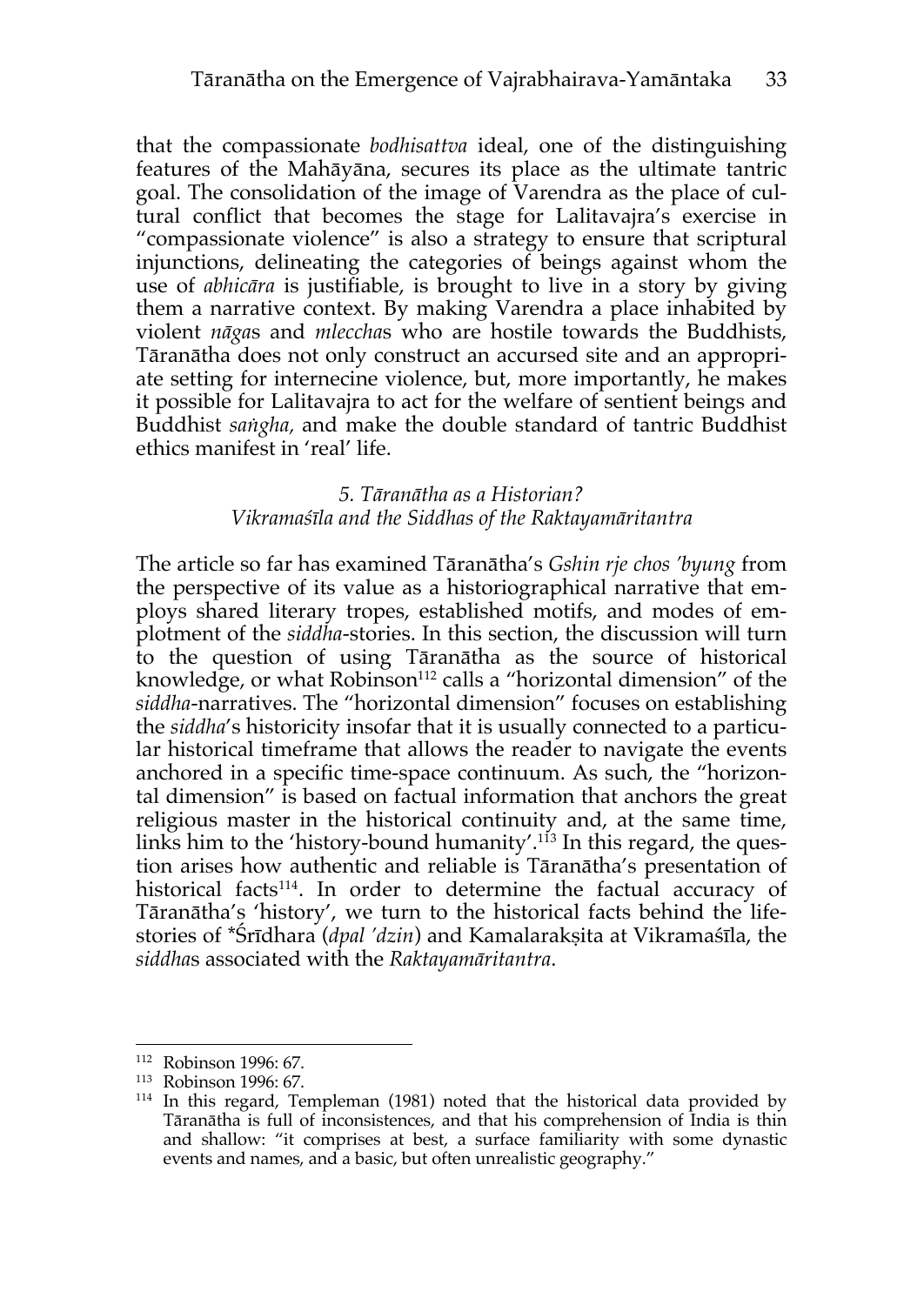that the compassionate *bodhisattva* ideal, one of the distinguishing features of the Mahāyāna, secures its place as the ultimate tantric goal. The consolidation of the image of Varendra as the place of cultural conflict that becomes the stage for Lalitavajra's exercise in "compassionate violence" is also a strategy to ensure that scriptural injunctions, delineating the categories of beings against whom the use of *abhicāra* is justifiable, is brought to live in a story by giving them a narrative context. By making Varendra a place inhabited by violent *nāga*s and *mleccha*s who are hostile towards the Buddhists, Tāranātha does not only construct an accursed site and an appropriate setting for internecine violence, but, more importantly, he makes it possible for Lalitavajra to act for the welfare of sentient beings and Buddhist *saṅgha*, and make the double standard of tantric Buddhist ethics manifest in 'real' life.

### *5. Tāranātha as a Historian? Vikramaśīla and the Siddhas of the Raktayamāritantra*

The article so far has examined Tāranātha's *Gshin rje chos 'byung* from the perspective of its value as a historiographical narrative that employs shared literary tropes, established motifs, and modes of emplotment of the *siddha*-stories. In this section, the discussion will turn to the question of using Tāranātha as the source of historical knowledge, or what Robinson[112] calls a "horizontal dimension" of the *siddha*-narratives. The "horizontal dimension" focuses on establishing the *siddha*'s historicity insofar that it is usually connected to a particular historical timeframe that allows the reader to navigate the events anchored in a specific time-space continuum. As such, the "horizontal dimension" is based on factual information that anchors the great religious master in the historical continuity and, at the same time, links him to the 'history-bound humanity'.[113] In this regard, the question arises how authentic and reliable is Tāranātha's presentation of historical facts[114]. In order to determine the factual accuracy of Tāranātha's 'history', we turn to the historical facts behind the life-stories of *Śrīdhara (*dpal 'dzin*) and Kamalarakṣita at Vikramaśīla, the *siddha*s associated with the *Raktayamāritantra*.

---

[112] Robinson 1996: 67.

[113] Robinson 1996: 67.

[114] In this regard, Templeman (1981) noted that the historical data provided by Tāranātha is full of inconsistences, and that his comprehension of India is thin and shallow: "it comprises at best, a surface familiarity with some dynastic events and names, and a basic, but often unrealistic geography."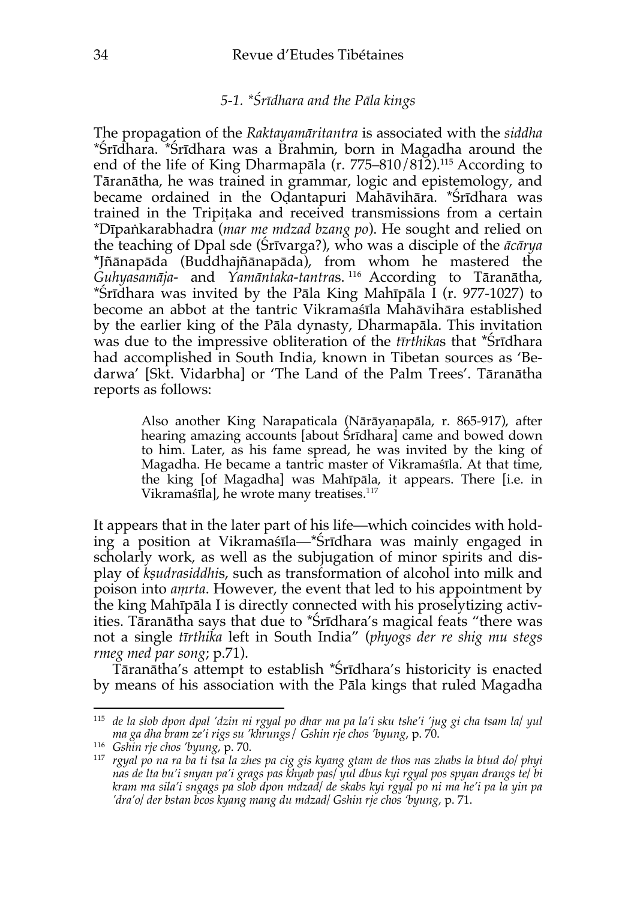### *5-1. *Śrīdhara and the Pāla kings*

The propagation of the *Raktayamāritantra* is associated with the *siddha* *Śrīdhara. *Śrīdhara was a Brahmin, born in Magadha around the end of the life of King Dharmapāla (r. 775–810/812).[115] According to Tāranātha, he was trained in grammar, logic and epistemology, and became ordained in the Oḍantapuri Mahāvihāra. *Śrīdhara was trained in the Tripiṭaka and received transmissions from a certain *Dīpaṅkarabhadra (*mar me mdzad bzang po*). He sought and relied on the teaching of Dpal sde (Śrīvarga?), who was a disciple of the *ācārya* *Jñānapāda (Buddhajñānapāda), from whom he mastered the *Guhyasamāja*- and *Yamāntaka-tantra*s.[116] According to Tāranātha, *Śrīdhara was invited by the Pāla King Mahīpāla I (r. 977-1027) to become an abbot at the tantric Vikramaśīla Mahāvihāra established by the earlier king of the Pāla dynasty, Dharmapāla. This invitation was due to the impressive obliteration of the *tīrthika*s that *Śrīdhara had accomplished in South India, known in Tibetan sources as 'Bedarwa' [Skt. Vidarbha] or 'The Land of the Palm Trees'. Tāranātha reports as follows:

> Also another King Narapaticala (Nārāyaṇapāla, r. 865-917), after hearing amazing accounts [about Śrīdhara] came and bowed down to him. Later, as his fame spread, he was invited by the king of Magadha. He became a tantric master of Vikramaśīla. At that time, the king [of Magadha] was Mahīpāla, it appears. There [i.e. in Vikramaśīla], he wrote many treatises.[117]

It appears that in the later part of his life—which coincides with holding a position at Vikramaśīla—*Śrīdhara was mainly engaged in scholarly work, as well as the subjugation of minor spirits and display of *kṣudrasiddhi*s, such as transformation of alcohol into milk and poison into *amṛta*. However, the event that led to his appointment by the king Mahīpāla I is directly connected with his proselytizing activities. Tāranātha says that due to *Śrīdhara's magical feats "there was not a single *tīrthika* left in South India" (*phyogs der re shig mu stegs rmeg med par song*; p.71).

Tāranātha's attempt to establish *Śrīdhara's historicity is enacted by means of his association with the Pāla kings that ruled Magadha

---

[115] *de la slob dpon dpal 'dzin ni rgyal po dhar ma pa la'i sku tshe'i 'jug gi cha tsam la/ yul ma ga dha bram ze'i rigs su 'khrungs/ Gshin rje chos 'byung*, p. 70.

[116] *Gshin rje chos 'byung*, p. 70.

[117] *rgyal po na ra ba ti tsa la zhes pa cig gis kyang gtam de thos nas zhabs la btud do/ phyi nas de lta bu'i snyan pa'i grags pas khyab pas/ yul dbus kyi rgyal pos spyan drangs te/ bi kram ma sila'i sngags pa slob dpon mdzad/ de skabs kyi rgyal po ni ma he'i pa la yin pa 'dra'o/ der bstan bcos kyang mang du mdzad/ Gshin rje chos 'byung*, p. 71.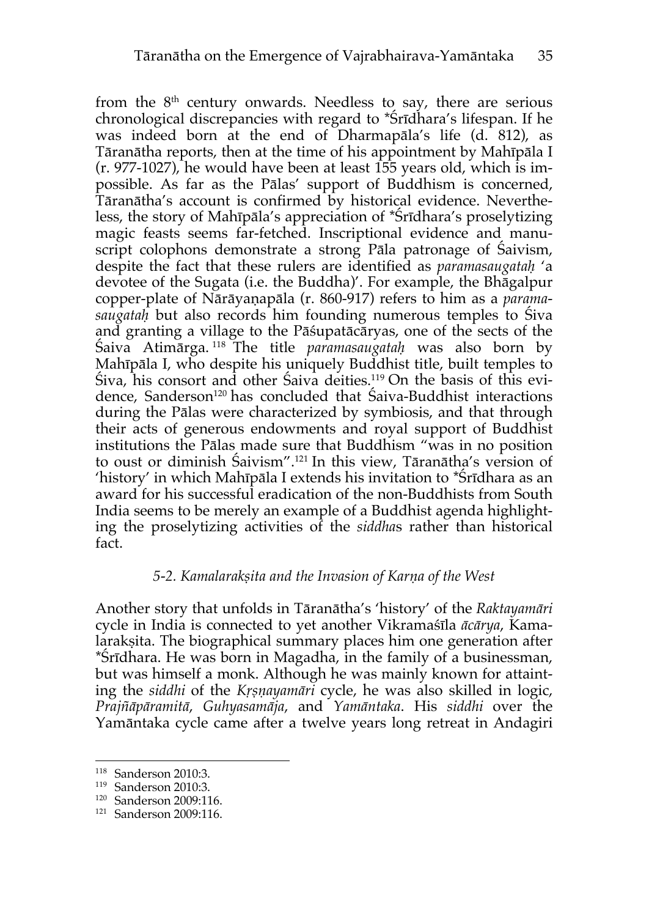from the 8th century onwards. Needless to say, there are serious chronological discrepancies with regard to *Śrīdhara's lifespan. If he was indeed born at the end of Dharmapāla's life (d. 812), as Tāranātha reports, then at the time of his appointment by Mahīpāla I (r. 977-1027), he would have been at least 155 years old, which is impossible. As far as the Pālas' support of Buddhism is concerned, Tāranātha's account is confirmed by historical evidence. Nevertheless, the story of Mahīpāla's appreciation of *Śrīdhara's proselytizing magic feasts seems far-fetched. Inscriptional evidence and manuscript colophons demonstrate a strong Pāla patronage of Śaivism, despite the fact that these rulers are identified as *paramasaugataḥ* 'a devotee of the Sugata (i.e. the Buddha)'. For example, the Bhāgalpur copper-plate of Nārāyaṇapāla (r. 860-917) refers to him as a *paramasaugataḥ* but also records him founding numerous temples to Śiva and granting a village to the Pāśupatācāryas, one of the sects of the Śaiva Atimārga.[118] The title *paramasaugataḥ* was also born by Mahīpāla I, who despite his uniquely Buddhist title, built temples to Śiva, his consort and other Śaiva deities.[119] On the basis of this evidence, Sanderson[120] has concluded that Śaiva-Buddhist interactions during the Pālas were characterized by symbiosis, and that through their acts of generous endowments and royal support of Buddhist institutions the Pālas made sure that Buddhism "was in no position to oust or diminish Śaivism".[121] In this view, Tāranātha's version of 'history' in which Mahīpāla I extends his invitation to *Śrīdhara as an award for his successful eradication of the non-Buddhists from South India seems to be merely an example of a Buddhist agenda highlighting the proselytizing activities of the *siddha*s rather than historical fact.

### *5-2. Kamalarakṣita and the Invasion of Karṇa of the West*

Another story that unfolds in Tāranātha's 'history' of the *Raktayamāri* cycle in India is connected to yet another Vikramaśīla *ācārya*, Kamalarakṣita. The biographical summary places him one generation after *Śrīdhara. He was born in Magadha, in the family of a businessman, but was himself a monk. Although he was mainly known for attainting the *siddhi* of the *Kṛṣṇayamāri* cycle, he was also skilled in logic, *Prajñāpāramitā*, *Guhyasamāja*, and *Yamāntaka*. His *siddhi* over the Yamāntaka cycle came after a twelve years long retreat in Andagiri

---

[118] Sanderson 2010:3.

[119] Sanderson 2010:3.

[120] Sanderson 2009:116.

[121] Sanderson 2009:116.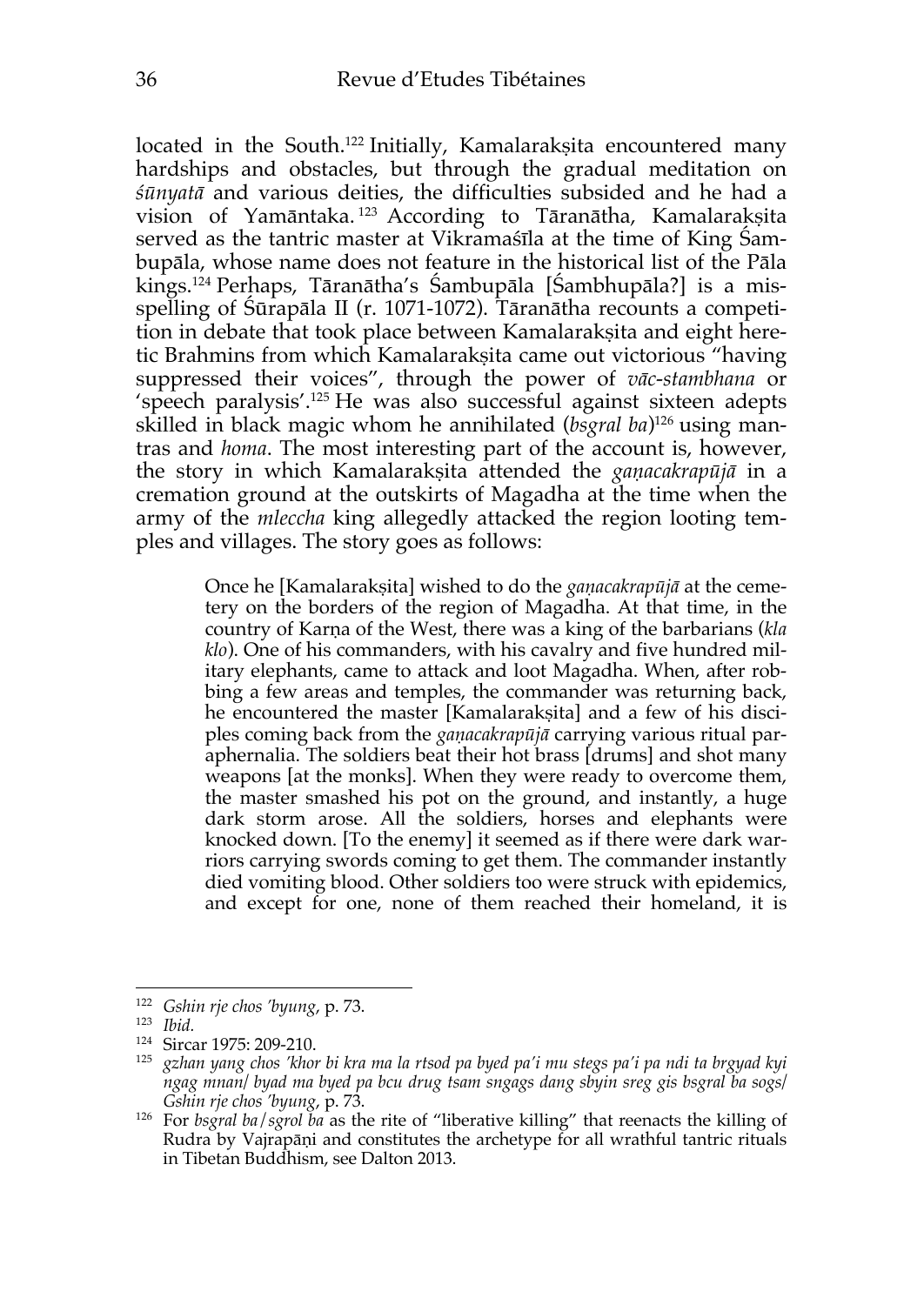located in the South.[122] Initially, Kamalarakṣita encountered many hardships and obstacles, but through the gradual meditation on *śūnyatā* and various deities, the difficulties subsided and he had a vision of Yamāntaka.[123] According to Tāranātha, Kamalarakṣita served as the tantric master at Vikramaśīla at the time of King Śambupāla, whose name does not feature in the historical list of the Pāla kings.[124] Perhaps, Tāranātha's Śambupāla [Śambhupāla?] is a misspelling of Śūrapāla II (r. 1071-1072). Tāranātha recounts a competition in debate that took place between Kamalarakṣita and eight heretic Brahmins from which Kamalarakṣita came out victorious "having suppressed their voices", through the power of *vāc-stambhana* or 'speech paralysis'.[125] He was also successful against sixteen adepts skilled in black magic whom he annihilated (*bsgral ba*)[126] using mantras and *homa*. The most interesting part of the account is, however, the story in which Kamalarakṣita attended the *gaṇacakrapūjā* in a cremation ground at the outskirts of Magadha at the time when the army of the *mleccha* king allegedly attacked the region looting temples and villages. The story goes as follows:

> Once he [Kamalarakṣita] wished to do the *gaṇacakrapūjā* at the cemetery on the borders of the region of Magadha. At that time, in the country of Karṇa of the West, there was a king of the barbarians (*kla klo*). One of his commanders, with his cavalry and five hundred military elephants, came to attack and loot Magadha. When, after robbing a few areas and temples, the commander was returning back, he encountered the master [Kamalarakṣita] and a few of his disciples coming back from the *gaṇacakrapūjā* carrying various ritual paraphernalia. The soldiers beat their hot brass [drums] and shot many weapons [at the monks]. When they were ready to overcome them, the master smashed his pot on the ground, and instantly, a huge dark storm arose. All the soldiers, horses and elephants were knocked down. [To the enemy] it seemed as if there were dark warriors carrying swords coming to get them. The commander instantly died vomiting blood. Other soldiers too were struck with epidemics, and except for one, none of them reached their homeland, it is

---

[122] *Gshin rje chos 'byung*, p. 73.

[123] *Ibid.*

[124] Sircar 1975: 209-210.

[125] *gzhan yang chos 'khor bi kra ma la rtsod pa byed pa'i mu stegs pa'i pa ndi ta brgyad kyi ngag mnan/ byad ma byed pa bcu drug tsam sngags dang sbyin sreg gis bsgral ba sogs/ Gshin rje chos 'byung*, p. 73.

[126] For *bsgral ba/sgrol ba* as the rite of "liberative killing" that reenacts the killing of Rudra by Vajrapāṇi and constitutes the archetype for all wrathful tantric rituals in Tibetan Buddhism, see Dalton 2013.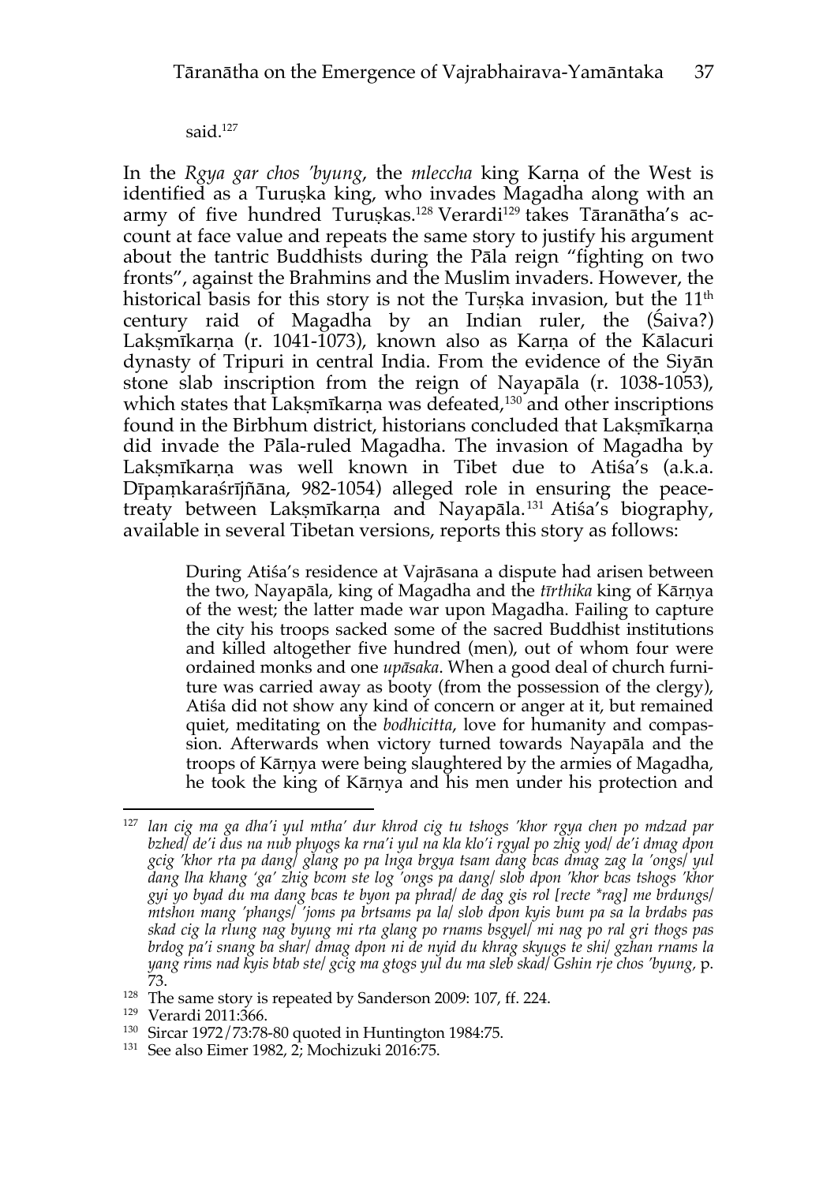said.[127]

In the *Rgya gar chos 'byung*, the *mleccha* king Karṇa of the West is identified as a Turuṣka king, who invades Magadha along with an army of five hundred Turuṣkas.[128] Verardi[129] takes Tāranātha's account at face value and repeats the same story to justify his argument about the tantric Buddhists during the Pāla reign "fighting on two fronts", against the Brahmins and the Muslim invaders. However, the historical basis for this story is not the Turṣka invasion, but the 11th century raid of Magadha by an Indian ruler, the (Śaiva?) Lakṣmīkarṇa (r. 1041-1073), known also as Karṇa of the Kālacuri dynasty of Tripuri in central India. From the evidence of the Siyān stone slab inscription from the reign of Nayapāla (r. 1038-1053), which states that Lakṣmīkarṇa was defeated,[130] and other inscriptions found in the Birbhum district, historians concluded that Lakṣmīkarṇa did invade the Pāla-ruled Magadha. The invasion of Magadha by Lakṣmīkarṇa was well known in Tibet due to Atiśa's (a.k.a. Dīpaṃkaraśrījñāna, 982-1054) alleged role in ensuring the peace-treaty between Lakṣmīkarṇa and Nayapāla.[131] Atiśa's biography, available in several Tibetan versions, reports this story as follows:

> During Atiśa's residence at Vajrāsana a dispute had arisen between the two, Nayapāla, king of Magadha and the *tīrthika* king of Kārṇya of the west; the latter made war upon Magadha. Failing to capture the city his troops sacked some of the sacred Buddhist institutions and killed altogether five hundred (men), out of whom four were ordained monks and one *upāsaka*. When a good deal of church furniture was carried away as booty (from the possession of the clergy), Atiśa did not show any kind of concern or anger at it, but remained quiet, meditating on the *bodhicitta*, love for humanity and compassion. Afterwards when victory turned towards Nayapāla and the troops of Kārṇya were being slaughtered by the armies of Magadha, he took the king of Kārṇya and his men under his protection and

---

[127] *lan cig ma ga dha'i yul mtha' dur khrod cig tu tshogs 'khor rgya chen po mdzad par bzhed/ de'i dus na nub phyogs ka rna'i yul na kla klo'i rgyal po zhig yod/ de'i dmag dpon gcig 'khor rta pa dang/ glang po pa lnga brgya tsam dang bcas dmag zag la 'ongs/ yul dang lha khang 'ga' zhig bcom ste log 'ongs pa dang/ slob dpon 'khor bcas tshogs 'khor gyi yo byad du ma dang bcas te byon pa phrad/ de dag gis rol [recte *rag] me brdungs/ mtshon mang 'phangs/ 'joms pa brtsams pa la/ slob dpon kyis bum pa sa la brdabs pas skad cig la rlung nag byung mi rta glang po rnams bsgyel/ mi nag po ral gri thogs pas brdog pa'i snang ba shar/ dmag dpon ni de nyid du khrag skyugs te shi/ gzhan rnams la yang rims nad kyis btab ste/ gcig ma gtogs yul du ma sleb skad/ Gshin rje chos 'byung*, p. 73.

[128] The same story is repeated by Sanderson 2009: 107, ff. 224.

[129] Verardi 2011:366.

[130] Sircar 1972/73:78-80 quoted in Huntington 1984:75.

[131] See also Eimer 1982, 2; Mochizuki 2016:75.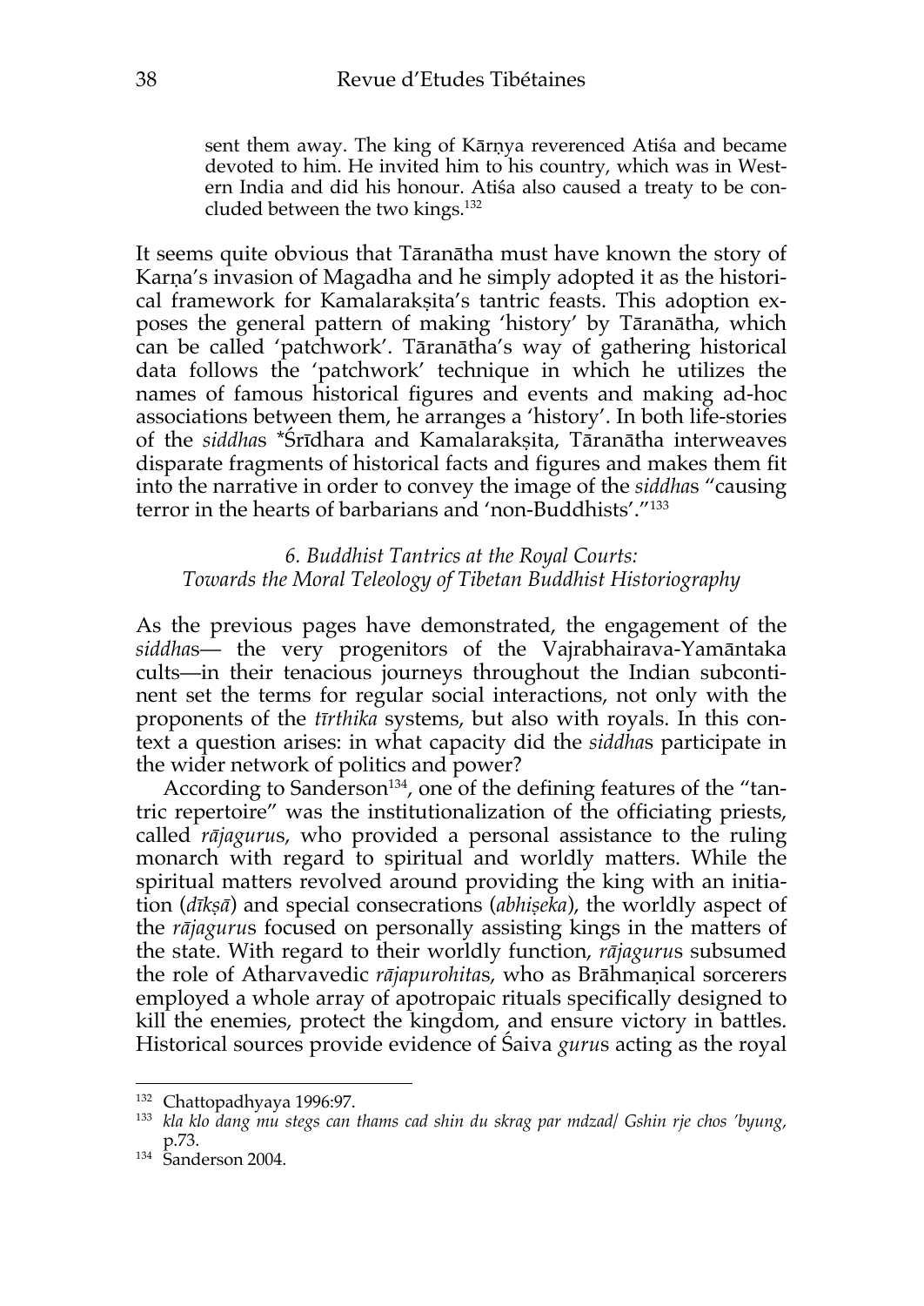> sent them away. The king of Kārṇya reverenced Atiśa and became devoted to him. He invited him to his country, which was in Western India and did his honour. Atiśa also caused a treaty to be concluded between the two kings.[132]

It seems quite obvious that Tāranātha must have known the story of Karṇa's invasion of Magadha and he simply adopted it as the historical framework for Kamalarakṣita's tantric feasts. This adoption exposes the general pattern of making 'history' by Tāranātha, which can be called 'patchwork'. Tāranātha's way of gathering historical data follows the 'patchwork' technique in which he utilizes the names of famous historical figures and events and making ad-hoc associations between them, he arranges a 'history'. In both life-stories of the *siddha*s *Śrīdhara and Kamalarakṣita, Tāranātha interweaves disparate fragments of historical facts and figures and makes them fit into the narrative in order to convey the image of the *siddha*s "causing terror in the hearts of barbarians and 'non-Buddhists'."[133]

### *6. Buddhist Tantrics at the Royal Courts: Towards the Moral Teleology of Tibetan Buddhist Historiography*

As the previous pages have demonstrated, the engagement of the *siddha*s— the very progenitors of the Vajrabhairava-Yamāntaka cults—in their tenacious journeys throughout the Indian subcontinent set the terms for regular social interactions, not only with the proponents of the *tīrthika* systems, but also with royals. In this context a question arises: in what capacity did the *siddha*s participate in the wider network of politics and power?

According to Sanderson[134], one of the defining features of the "tantric repertoire" was the institutionalization of the officiating priests, called *rājaguru*s, who provided a personal assistance to the ruling monarch with regard to spiritual and worldly matters. While the spiritual matters revolved around providing the king with an initiation (*dīkṣā*) and special consecrations (*abhiṣeka*), the worldly aspect of the *rājaguru*s focused on personally assisting kings in the matters of the state. With regard to their worldly function, *rājaguru*s subsumed the role of Atharvavedic *rājapurohita*s, who as Brāhmaṇical sorcerers employed a whole array of apotropaic rituals specifically designed to kill the enemies, protect the kingdom, and ensure victory in battles. Historical sources provide evidence of Śaiva *guru*s acting as the royal

---

[132] Chattopadhyaya 1996:97.

[133] *kla klo dang mu stegs can thams cad shin du skrag par mdzad/ Gshin rje chos 'byung*, p.73.

[134] Sanderson 2004.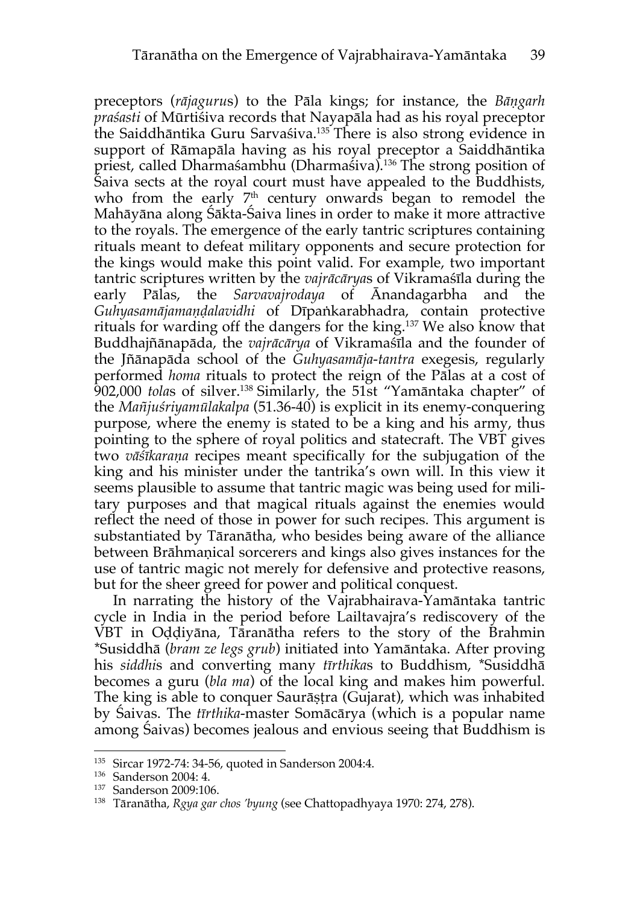preceptors (*rājaguru*s) to the Pāla kings; for instance, the *Bāṇgarh praśasti* of Mūrtiśiva records that Nayapāla had as his royal preceptor the Saiddhāntika Guru Sarvaśiva.[135] There is also strong evidence in support of Rāmapāla having as his royal preceptor a Saiddhāntika priest, called Dharmaśambhu (Dharmaśiva).[136] The strong position of Śaiva sects at the royal court must have appealed to the Buddhists, who from the early 7th century onwards began to remodel the Mahāyāna along Śākta-Śaiva lines in order to make it more attractive to the royals. The emergence of the early tantric scriptures containing rituals meant to defeat military opponents and secure protection for the kings would make this point valid. For example, two important tantric scriptures written by the *vajrācārya*s of Vikramaśīla during the early Pālas, the *Sarvavajrodaya* of Ānandagarbha and the *Guhyasamājamaṇḍalavidhi* of Dīpaṅkarabhadra, contain protective rituals for warding off the dangers for the king.[137] We also know that Buddhajñānapāda, the *vajrācārya* of Vikramaśīla and the founder of the Jñānapāda school of the *Guhyasamāja-tantra* exegesis, regularly performed *homa* rituals to protect the reign of the Pālas at a cost of 902,000 *tola*s of silver.[138] Similarly, the 51st "Yamāntaka chapter" of the *Mañjuśriyamūlakalpa* (51.36-40) is explicit in its enemy-conquering purpose, where the enemy is stated to be a king and his army, thus pointing to the sphere of royal politics and statecraft. The VBT gives two *vāśīkaraṇa* recipes meant specifically for the subjugation of the king and his minister under the tantrika's own will. In this view it seems plausible to assume that tantric magic was being used for military purposes and that magical rituals against the enemies would reflect the need of those in power for such recipes. This argument is substantiated by Tāranātha, who besides being aware of the alliance between Brāhmaṇical sorcerers and kings also gives instances for the use of tantric magic not merely for defensive and protective reasons, but for the sheer greed for power and political conquest.

In narrating the history of the Vajrabhairava-Yamāntaka tantric cycle in India in the period before Lailtavajra's rediscovery of the VBT in Oḍḍiyāna, Tāranātha refers to the story of the Brahmin *Susiddhā (*bram ze legs grub*) initiated into Yamāntaka. After proving his *siddhi*s and converting many *tīrthika*s to Buddhism, *Susiddhā becomes a guru (*bla ma*) of the local king and makes him powerful. The king is able to conquer Saurāṣṭra (Gujarat), which was inhabited by Śaivas. The *tīrthika*-master Somācārya (which is a popular name among Śaivas) becomes jealous and envious seeing that Buddhism is

---

[135] Sircar 1972-74: 34-56, quoted in Sanderson 2004:4.

[136] Sanderson 2004: 4.

[137] Sanderson 2009:106.

[138] Tāranātha, *Rgya gar chos 'byung* (see Chattopadhyaya 1970: 274, 278).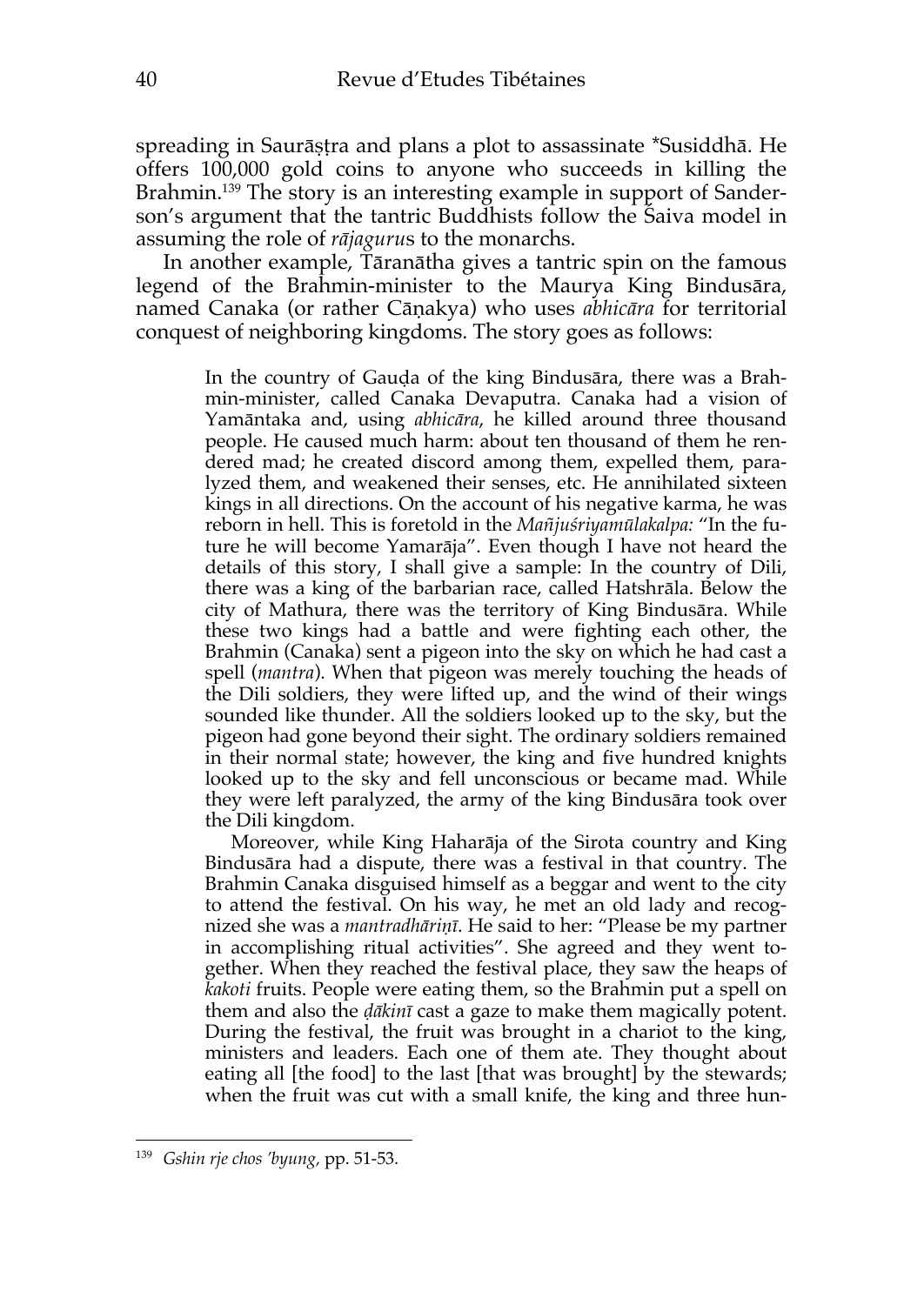spreading in Saurāṣṭra and plans a plot to assassinate *Susiddhā. He offers 100,000 gold coins to anyone who succeeds in killing the Brahmin.[139] The story is an interesting example in support of Sanderson's argument that the tantric Buddhists follow the Śaiva model in assuming the role of *rājaguru*s to the monarchs.

In another example, Tāranātha gives a tantric spin on the famous legend of the Brahmin-minister to the Maurya King Bindusāra, named Canaka (or rather Cāṇakya) who uses *abhicāra* for territorial conquest of neighboring kingdoms. The story goes as follows:

> In the country of Gauḍa of the king Bindusāra, there was a Brahmin-minister, called Canaka Devaputra. Canaka had a vision of Yamāntaka and, using *abhicāra*, he killed around three thousand people. He caused much harm: about ten thousand of them he rendered mad; he created discord among them, expelled them, paralyzed them, and weakened their senses, etc. He annihilated sixteen kings in all directions. On the account of his negative karma, he was reborn in hell. This is foretold in the *Mañjuśriyamūlakalpa:* "In the future he will become Yamarāja". Even though I have not heard the details of this story, I shall give a sample: In the country of Dili, there was a king of the barbarian race, called Hatshrāla. Below the city of Mathura, there was the territory of King Bindusāra. While these two kings had a battle and were fighting each other, the Brahmin (Canaka) sent a pigeon into the sky on which he had cast a spell (*mantra*). When that pigeon was merely touching the heads of the Dili soldiers, they were lifted up, and the wind of their wings sounded like thunder. All the soldiers looked up to the sky, but the pigeon had gone beyond their sight. The ordinary soldiers remained in their normal state; however, the king and five hundred knights looked up to the sky and fell unconscious or became mad. While they were left paralyzed, the army of the king Bindusāra took over the Dili kingdom.
>
> Moreover, while King Haharāja of the Sirota country and King Bindusāra had a dispute, there was a festival in that country. The Brahmin Canaka disguised himself as a beggar and went to the city to attend the festival. On his way, he met an old lady and recognized she was a *mantradhāriṇī*. He said to her: "Please be my partner in accomplishing ritual activities". She agreed and they went together. When they reached the festival place, they saw the heaps of *kakoti* fruits. People were eating them, so the Brahmin put a spell on them and also the *ḍākinī* cast a gaze to make them magically potent. During the festival, the fruit was brought in a chariot to the king, ministers and leaders. Each one of them ate. They thought about eating all [the food] to the last [that was brought] by the stewards; when the fruit was cut with a small knife, the king and three hun-

---

[139] *Gshin rje chos 'byung*, pp. 51-53.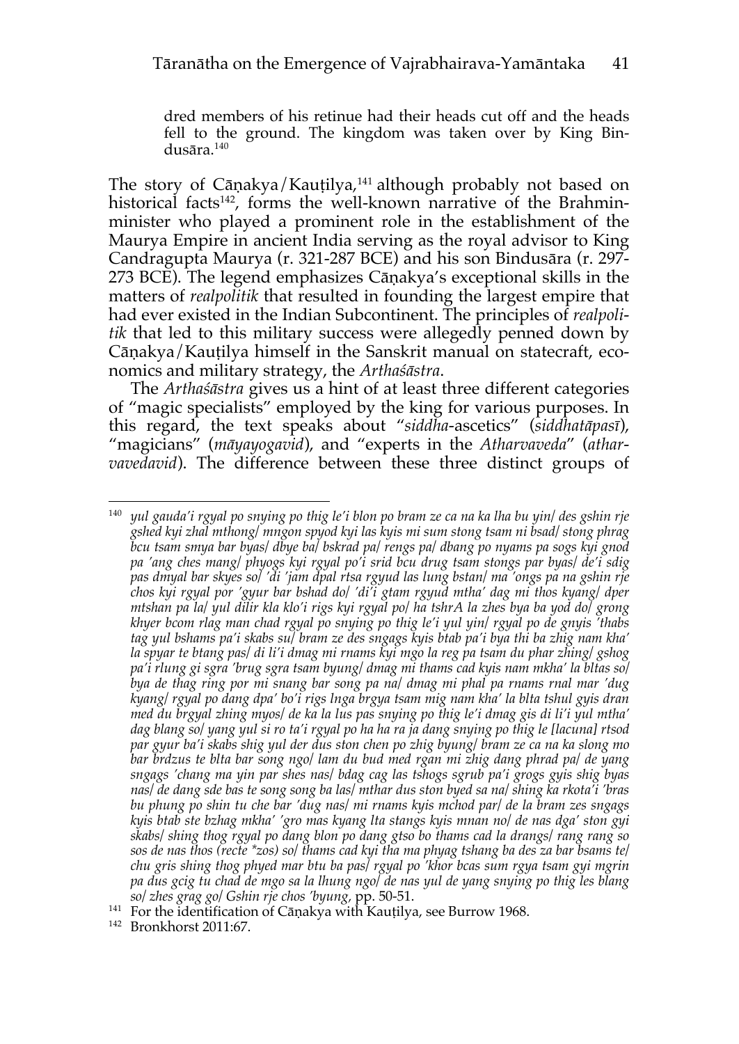dred members of his retinue had their heads cut off and the heads fell to the ground. The kingdom was taken over by King Bindusāra.[140]

The story of Cāṇakya/Kauṭilya,[141] although probably not based on historical facts[142], forms the well-known narrative of the Brahmin-minister who played a prominent role in the establishment of the Maurya Empire in ancient India serving as the royal advisor to King Candragupta Maurya (r. 321-287 BCE) and his son Bindusāra (r. 297-273 BCE). The legend emphasizes Cāṇakya's exceptional skills in the matters of *realpolitik* that resulted in founding the largest empire that had ever existed in the Indian Subcontinent. The principles of *realpolitik* that led to this military success were allegedly penned down by Cāṇakya/Kauṭilya himself in the Sanskrit manual on statecraft, economics and military strategy, the *Arthaśāstra*.

The *Arthaśāstra* gives us a hint of at least three different categories of "magic specialists" employed by the king for various purposes. In this regard, the text speaks about "*siddha*-ascetics" (*siddhatāpasī*), "magicians" (*māyayogavid*), and "experts in the *Atharvaveda*" (*atharvavedavid*). The difference between these three distinct groups of

---

[140] *yul gauda'i rgyal po snying po thig le'i blon po bram ze ca na ka lha bu yin/ des gshin rje gshed kyi zhal mthong/ mngon spyod kyi las kyis mi sum stong tsam ni bsad/ stong phrag bcu tsam smya bar byas/ dbye ba/ bskrad pa/ rengs pa/ dbang po nyams pa sogs kyi gnod pa 'ang ches mang/ phyogs kyi rgyal po'i srid bcu drug tsam stongs par byas/ de'i sdig pas dmyal bar skyes so/ 'di 'jam dpal rtsa rgyud las lung bstan/ ma 'ongs pa na gshin rje chos kyi rgyal por 'gyur bar bshad do/ 'di'i gtam rgyud mtha' dag mi thos kyang/ dper mtshan pa la/ yul dilir kla klo'i rigs kyi rgyal po/ ha tshrA la zhes bya ba yod do/ grong khyer bcom rlag man chad rgyal po snying po thig le'i yul yin/ rgyal po de gnyis 'thabs tag yul bshams pa'i skabs su/ bram ze des sngags kyis btab pa'i bya thi ba zhig nam kha' la spyar te btang pas/ di li'i dmag mi rnams kyi mgo la reg pa tsam du phar zhing/ gshog pa'i rlung gi sgra 'brug sgra tsam byung/ dmag mi thams cad kyis nam mkha' la bltas so/ bya de thag ring por mi snang bar song pa na/ dmag mi phal pa rnams rnal mar 'dug kyang/ rgyal po dang dpa' bo'i rigs lnga brgya tsam mig nam kha' la blta tshul gyis dran med du brgyal zhing myos/ de ka la lus pas snying po thig le'i dmag gis di li'i yul mtha' dag blang so/ yang yul si ro ta'i rgyal po ha ha ra ja dang snying po thig le [lacuna] rtsod par gyur ba'i skabs shig yul der dus ston chen po zhig byung/ bram ze ca na ka slong mo bar brdzus te blta bar song ngo/ lam du bud med rgan mi zhig dang phrad pa/ de yang sngags 'chang ma yin par shes nas/ bdag cag las tshogs sgrub pa'i grogs gyis shig byas nas/ de dang sde bas te song song ba las/ mthar dus ston byed sa na/ shing ka rkota'i 'bras bu phung po shin tu che bar 'dug nas/ mi rnams kyis mchod par/ de la bram zes sngags kyis btab ste bzhag mkha' 'gro mas kyang lta stangs kyis mnan no/ de nas dga' ston gyi skabs/ shing thog rgyal po dang blon po dang gtso bo thams cad la drangs/ rang rang so sos de nas thos (recte \*zos) so/ thams cad kyi tha ma phyag tshang ba des za bar bsams te/ chu gris shing thog phyed mar btu ba pas/ rgyal po 'khor bcas sum rgya tsam gyi mgrin pa dus gcig tu chad de mgo sa la lhung ngo/ de nas yul de yang snying po thig les blang so/ zhes grag go/ Gshin rje chos 'byung,* pp. 50-51.

[141] For the identification of Cāṇakya with Kauṭilya, see Burrow 1968.

[142] Bronkhorst 2011:67.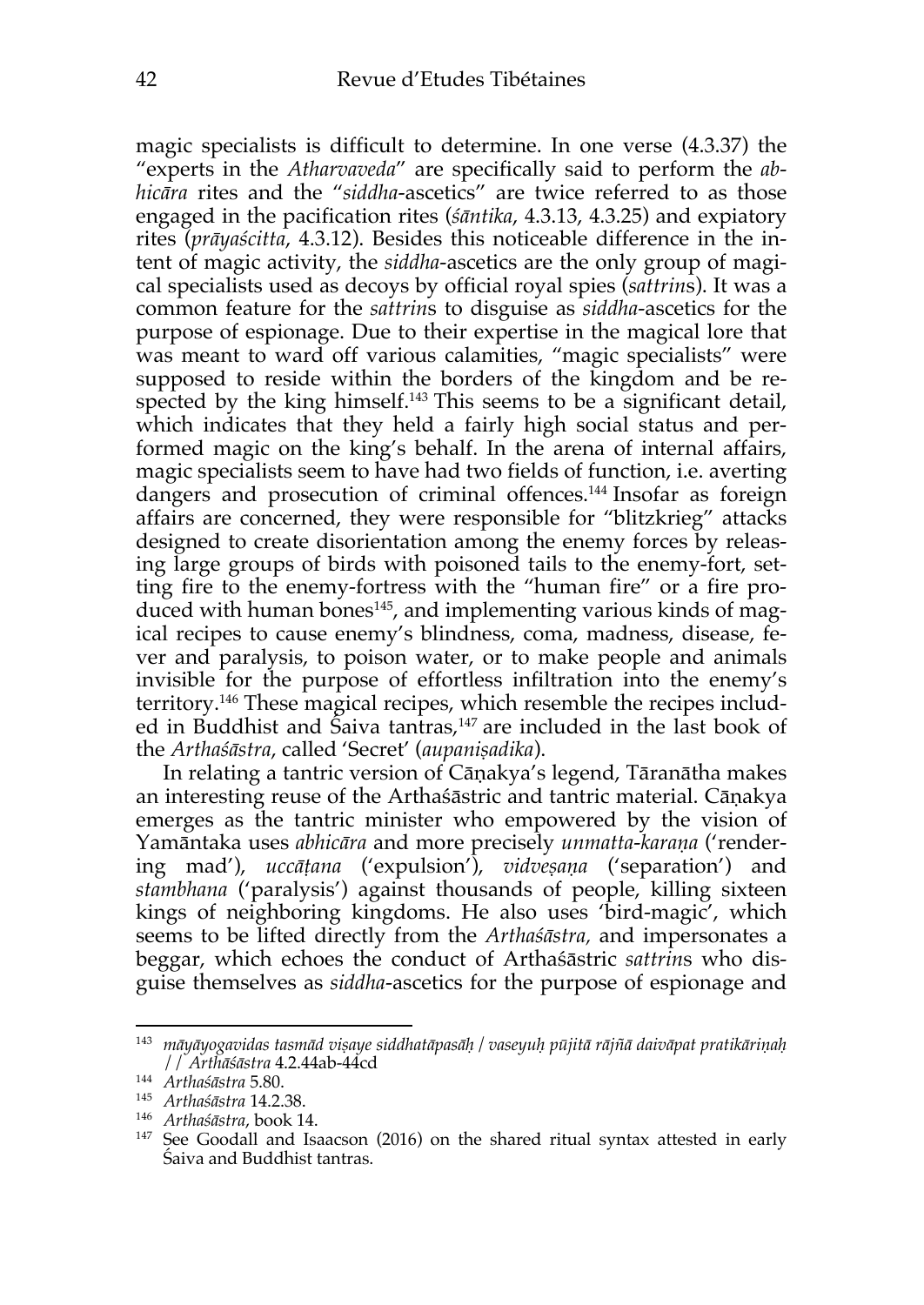magic specialists is difficult to determine. In one verse (4.3.37) the "experts in the *Atharvaveda*" are specifically said to perform the *abhicāra* rites and the "*siddha*-ascetics" are twice referred to as those engaged in the pacification rites (*śāntika*, 4.3.13, 4.3.25) and expiatory rites (*prāyaścitta*, 4.3.12). Besides this noticeable difference in the intent of magic activity, the *siddha*-ascetics are the only group of magical specialists used as decoys by official royal spies (*sattrin*s). It was a common feature for the *sattrin*s to disguise as *siddha*-ascetics for the purpose of espionage. Due to their expertise in the magical lore that was meant to ward off various calamities, "magic specialists" were supposed to reside within the borders of the kingdom and be respected by the king himself.[143] This seems to be a significant detail, which indicates that they held a fairly high social status and performed magic on the king's behalf. In the arena of internal affairs, magic specialists seem to have had two fields of function, i.e. averting dangers and prosecution of criminal offences.[144] Insofar as foreign affairs are concerned, they were responsible for "blitzkrieg" attacks designed to create disorientation among the enemy forces by releasing large groups of birds with poisoned tails to the enemy-fort, setting fire to the enemy-fortress with the "human fire" or a fire produced with human bones[145], and implementing various kinds of magical recipes to cause enemy's blindness, coma, madness, disease, fever and paralysis, to poison water, or to make people and animals invisible for the purpose of effortless infiltration into the enemy's territory.[146] These magical recipes, which resemble the recipes included in Buddhist and Śaiva tantras,[147] are included in the last book of the *Arthaśāstra*, called 'Secret' (*aupaniṣadika*).

In relating a tantric version of Cāṇakya's legend, Tāranātha makes an interesting reuse of the Arthaśāstric and tantric material. Cāṇakya emerges as the tantric minister who empowered by the vision of Yamāntaka uses *abhicāra* and more precisely *unmatta-karaṇa* ('rendering mad'), *uccāṭana* ('expulsion'), *vidveṣaṇa* ('separation') and *stambhana* ('paralysis') against thousands of people, killing sixteen kings of neighboring kingdoms. He also uses 'bird-magic', which seems to be lifted directly from the *Arthaśāstra*, and impersonates a beggar, which echoes the conduct of Arthaśāstric *sattrin*s who disguise themselves as *siddha*-ascetics for the purpose of espionage and

---

[143] *māyāyogavidas tasmād viṣaye siddhatāpasāḥ / vaseyuḥ pūjitā rājñā daivāpat pratikāriṇaḥ //* *Arthāśāstra* 4.2.44ab-44cd

[144] *Arthaśāstra* 5.80.

[145] *Arthaśāstra* 14.2.38.

[146] *Arthaśāstra*, book 14.

[147] See Goodall and Isaacson (2016) on the shared ritual syntax attested in early Śaiva and Buddhist tantras.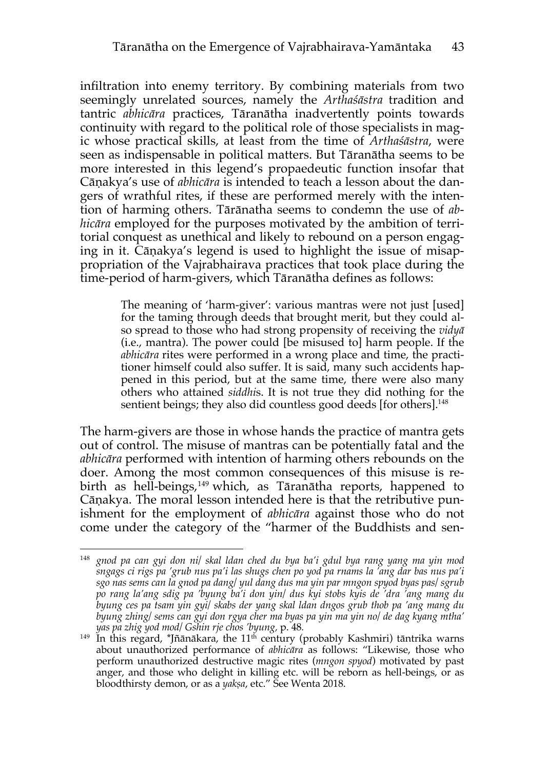infiltration into enemy territory. By combining materials from two seemingly unrelated sources, namely the *Arthaśāstra* tradition and tantric *abhicāra* practices, Tāranātha inadvertently points towards continuity with regard to the political role of those specialists in magic whose practical skills, at least from the time of *Arthaśāstra*, were seen as indispensable in political matters. But Tāranātha seems to be more interested in this legend's propaedeutic function insofar that Cāṇakya's use of *abhicāra* is intended to teach a lesson about the dangers of wrathful rites, if these are performed merely with the intention of harming others. Tārānatha seems to condemn the use of *abhicāra* employed for the purposes motivated by the ambition of territorial conquest as unethical and likely to rebound on a person engaging in it. Cāṇakya's legend is used to highlight the issue of misappropriation of the Vajrabhairava practices that took place during the time-period of harm-givers, which Tāranātha defines as follows:

> The meaning of 'harm-giver': various mantras were not just [used] for the taming through deeds that brought merit, but they could also spread to those who had strong propensity of receiving the *vidyā* (i.e., mantra). The power could [be misused to] harm people. If the *abhicāra* rites were performed in a wrong place and time, the practitioner himself could also suffer. It is said, many such accidents happened in this period, but at the same time, there were also many others who attained *siddhi*s. It is not true they did nothing for the sentient beings; they also did countless good deeds [for others].[148]

The harm-givers are those in whose hands the practice of mantra gets out of control. The misuse of mantras can be potentially fatal and the *abhicāra* performed with intention of harming others rebounds on the doer. Among the most common consequences of this misuse is rebirth as hell-beings,[149] which, as Tāranātha reports, happened to Cāṇakya. The moral lesson intended here is that the retributive punishment for the employment of *abhicāra* against those who do not come under the category of the "harmer of the Buddhists and sen-

---

[148] *gnod pa can gyi don ni/ skal ldan ched du bya ba'i gdul bya rang yang ma yin mod sngags ci rigs pa 'grub nus pa'i las shugs chen po yod pa rnams la 'ang dar bas nus pa'i sgo nas sems can la gnod pa dang/ yul dang dus ma yin par mngon spyod byas pas/ sgrub po rang la'ang sdig pa 'byung ba'i don yin/ dus kyi stobs kyis de 'dra 'ang mang du byung ces pa tsam yin gyi/ skabs der yang skal ldan dngos grub thob pa 'ang mang du byung zhing/ sems can gyi don rgya cher ma byas pa yin ma yin no/ de dag kyang mtha' yas pa zhig yod mod/ Gshin rje chos 'byung,* p. 48.

[149] In this regard, *Jñānākara, the 11[th] century (probably Kashmiri) tāntrika warns about unauthorized performance of *abhicāra* as follows: "Likewise, those who perform unauthorized destructive magic rites (*mngon spyod*) motivated by past anger, and those who delight in killing etc. will be reborn as hell-beings, or as bloodthirsty demon, or as a *yakṣa*, etc." See Wenta 2018.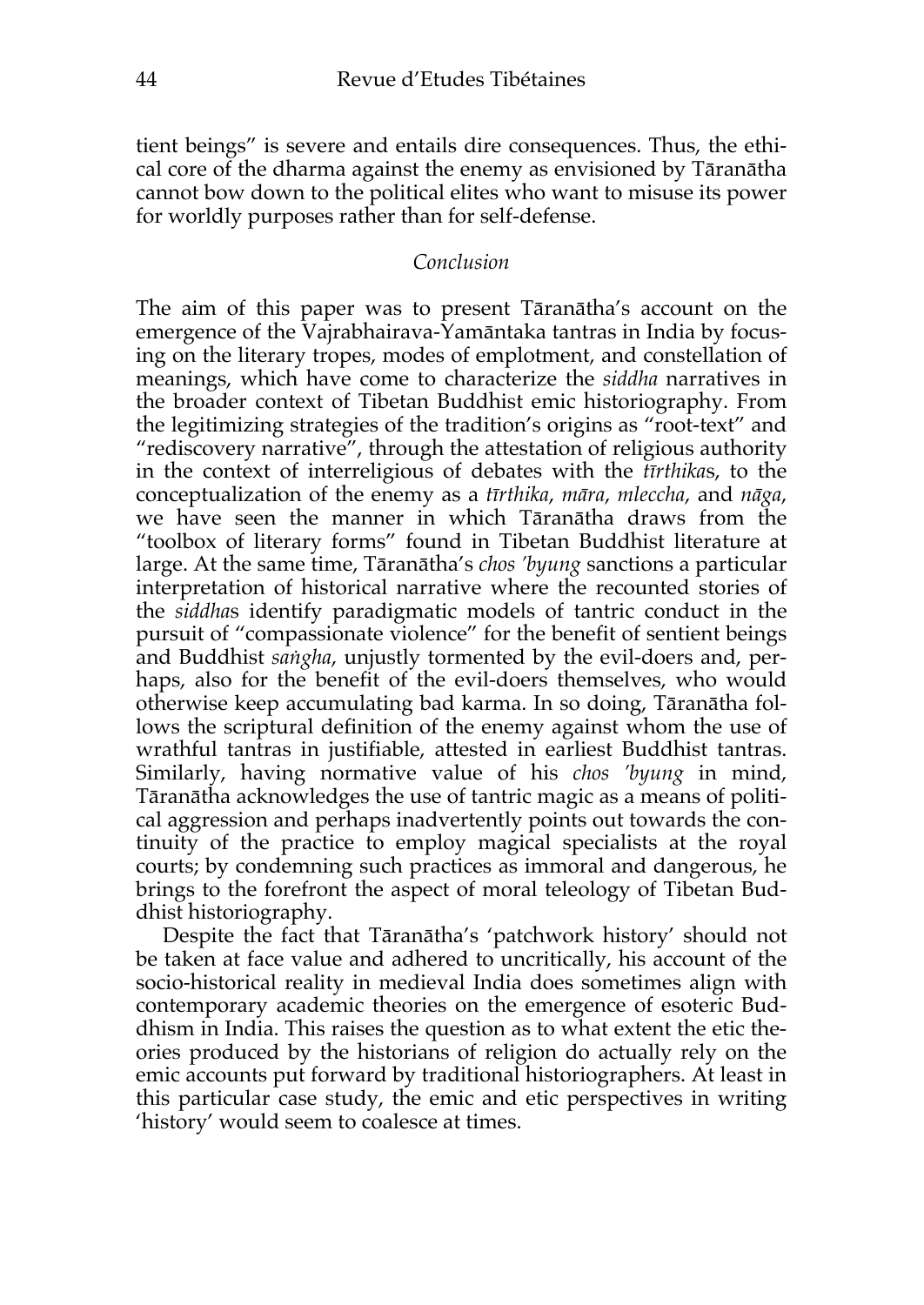tient beings" is severe and entails dire consequences. Thus, the ethical core of the dharma against the enemy as envisioned by Tāranātha cannot bow down to the political elites who want to misuse its power for worldly purposes rather than for self-defense.

## *Conclusion*

The aim of this paper was to present Tāranātha's account on the emergence of the Vajrabhairava-Yamāntaka tantras in India by focusing on the literary tropes, modes of emplotment, and constellation of meanings, which have come to characterize the *siddha* narratives in the broader context of Tibetan Buddhist emic historiography. From the legitimizing strategies of the tradition's origins as "root-text" and "rediscovery narrative", through the attestation of religious authority in the context of interreligious of debates with the *tīrthika*s, to the conceptualization of the enemy as a *tīrthika*, *māra*, *mleccha*, and *nāga*, we have seen the manner in which Tāranātha draws from the "toolbox of literary forms" found in Tibetan Buddhist literature at large. At the same time, Tāranātha's *chos 'byung* sanctions a particular interpretation of historical narrative where the recounted stories of the *siddha*s identify paradigmatic models of tantric conduct in the pursuit of "compassionate violence" for the benefit of sentient beings and Buddhist *saṅgha*, unjustly tormented by the evil-doers and, perhaps, also for the benefit of the evil-doers themselves, who would otherwise keep accumulating bad karma. In so doing, Tāranātha follows the scriptural definition of the enemy against whom the use of wrathful tantras in justifiable, attested in earliest Buddhist tantras. Similarly, having normative value of his *chos 'byung* in mind, Tāranātha acknowledges the use of tantric magic as a means of political aggression and perhaps inadvertently points out towards the continuity of the practice to employ magical specialists at the royal courts; by condemning such practices as immoral and dangerous, he brings to the forefront the aspect of moral teleology of Tibetan Buddhist historiography.

Despite the fact that Tāranātha's 'patchwork history' should not be taken at face value and adhered to uncritically, his account of the socio-historical reality in medieval India does sometimes align with contemporary academic theories on the emergence of esoteric Buddhism in India. This raises the question as to what extent the etic theories produced by the historians of religion do actually rely on the emic accounts put forward by traditional historiographers. At least in this particular case study, the emic and etic perspectives in writing 'history' would seem to coalesce at times.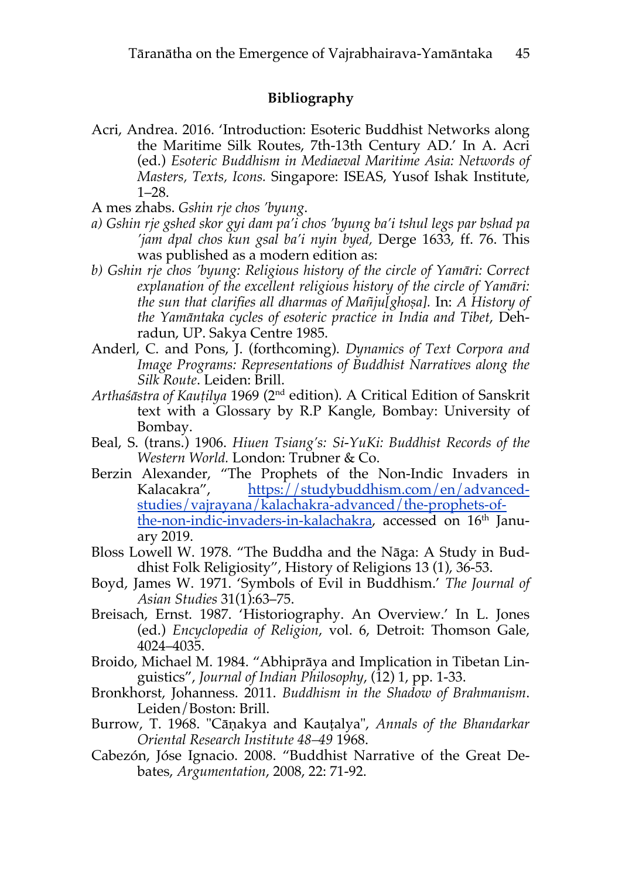## Bibliography

Acri, Andrea. 2016. 'Introduction: Esoteric Buddhist Networks along the Maritime Silk Routes, 7th-13th Century AD.' In A. Acri (ed.) *Esoteric Buddhism in Mediaeval Maritime Asia: Networds of Masters, Texts, Icons.* Singapore: ISEAS, Yusof Ishak Institute, 1–28.

A mes zhabs. *Gshin rje chos 'byung*.

*a) Gshin rje gshed skor gyi dam pa'i chos 'byung ba'i tshul legs par bshad pa 'jam dpal chos kun gsal ba'i nyin byed,* Derge 1633, ff. 76. This was published as a modern edition as:

*b) Gshin rje chos 'byung: Religious history of the circle of Yamāri: Correct explanation of the excellent religious history of the circle of Yamāri: the sun that clarifies all dharmas of Mañju[ghoṣa].* In: *A History of the Yamāntaka cycles of esoteric practice in India and Tibet*, Dehradun, UP. Sakya Centre 1985.

Anderl, C. and Pons, J. (forthcoming). *Dynamics of Text Corpora and Image Programs: Representations of Buddhist Narratives along the Silk Route*. Leiden: Brill.

*Arthaśāstra of Kauṭilya* 1969 (2nd edition). A Critical Edition of Sanskrit text with a Glossary by R.P Kangle, Bombay: University of Bombay.

Beal, S. (trans.) 1906. *Hiuen Tsiang's: Si-YuKi: Buddhist Records of the Western World.* London: Trubner & Co.

Berzin Alexander, "The Prophets of the Non-Indic Invaders in Kalacakra", https://studybuddhism.com/en/advanced-studies/vajrayana/kalachakra-advanced/the-prophets-of-the-non-indic-invaders-in-kalachakra, accessed on 16th January 2019.

Bloss Lowell W. 1978. "The Buddha and the Nāga: A Study in Buddhist Folk Religiosity", History of Religions 13 (1), 36-53.

Boyd, James W. 1971. 'Symbols of Evil in Buddhism.' *The Journal of Asian Studies* 31(1):63–75.

Breisach, Ernst. 1987. 'Historiography. An Overview.' In L. Jones (ed.) *Encyclopedia of Religion*, vol. 6, Detroit: Thomson Gale, 4024–4035.

Broido, Michael M. 1984. "Abhiprāya and Implication in Tibetan Linguistics", *Journal of Indian Philosophy*, (12) 1, pp. 1-33.

Bronkhorst, Johanness. 2011. *Buddhism in the Shadow of Brahmanism*. Leiden/Boston: Brill.

Burrow, T. 1968. "Cāṇakya and Kauṭalya", *Annals of the Bhandarkar Oriental Research Institute 48–49* 1968.

Cabezón, Jóse Ignacio. 2008. "Buddhist Narrative of the Great Debates, *Argumentation*, 2008, 22: 71-92.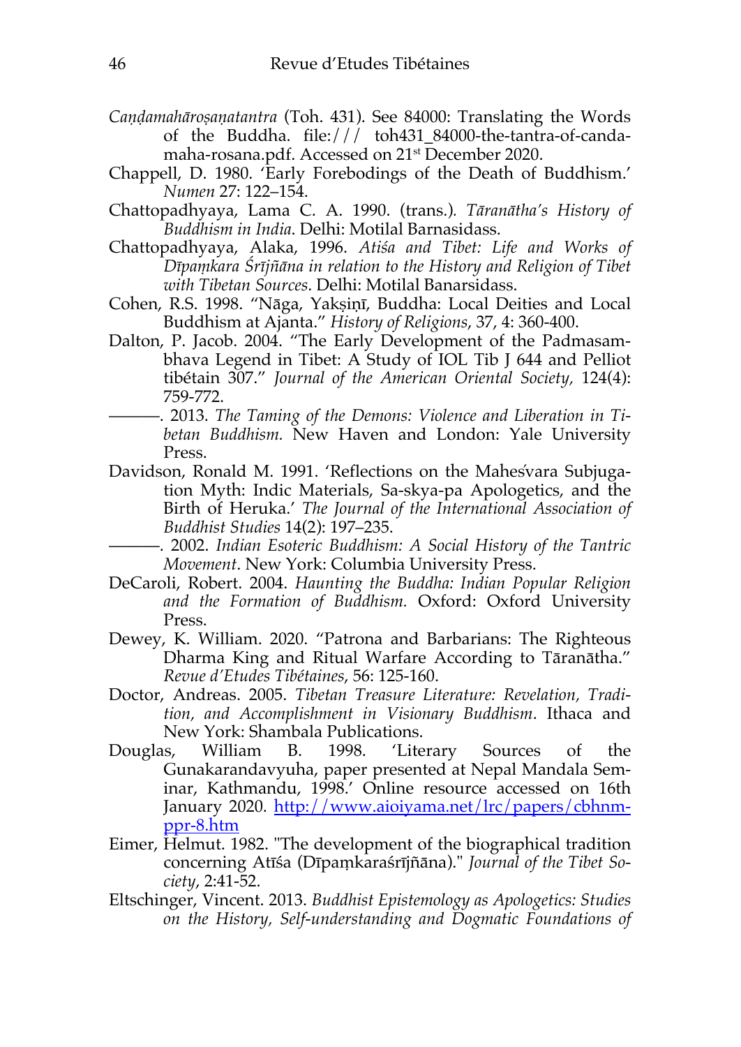*Caṇḍamahāroṣaṇatantra* (Toh. 431). See 84000: Translating the Words of the Buddha. file:/// toh431_84000-the-tantra-of-canda-maha-rosana.pdf. Accessed on 21st December 2020.

Chappell, D. 1980. 'Early Forebodings of the Death of Buddhism.' *Numen* 27: 122–154.

Chattopadhyaya, Lama C. A. 1990. (trans.). *Tāranātha's History of Buddhism in India*. Delhi: Motilal Barnasidass.

Chattopadhyaya, Alaka, 1996. *Atiśa and Tibet: Life and Works of Dīpaṃkara Śrījñāna in relation to the History and Religion of Tibet with Tibetan Sources*. Delhi: Motilal Banarsidass.

Cohen, R.S. 1998. "Nāga, Yakṣiṇī, Buddha: Local Deities and Local Buddhism at Ajanta." *History of Religions*, 37, 4: 360-400.

Dalton, P. Jacob. 2004. "The Early Development of the Padmasambhava Legend in Tibet: A Study of IOL Tib J 644 and Pelliot tibétain 307." *Journal of the American Oriental Society*, 124(4): 759-772.

———. 2013. *The Taming of the Demons: Violence and Liberation in Tibetan Buddhism.* New Haven and London: Yale University Press.

Davidson, Ronald M. 1991. 'Reflections on the Maheśvara Subjugation Myth: Indic Materials, Sa-skya-pa Apologetics, and the Birth of Heruka.' *The Journal of the International Association of Buddhist Studies* 14(2): 197–235.

———. 2002. *Indian Esoteric Buddhism: A Social History of the Tantric Movement*. New York: Columbia University Press.

DeCaroli, Robert. 2004. *Haunting the Buddha: Indian Popular Religion and the Formation of Buddhism.* Oxford: Oxford University Press.

Dewey, K. William. 2020. "Patrona and Barbarians: The Righteous Dharma King and Ritual Warfare According to Tāranātha." *Revue d'Etudes Tibétaines*, 56: 125-160.

Doctor, Andreas. 2005. *Tibetan Treasure Literature: Revelation, Tradition, and Accomplishment in Visionary Buddhism*. Ithaca and New York: Shambala Publications.

Douglas, William B. 1998. 'Literary Sources of the Gunakarandavyuha, paper presented at Nepal Mandala Seminar, Kathmandu, 1998.' Online resource accessed on 16th January 2020. [http://www.aioiyama.net/lrc/papers/cbhnm-ppr-8.htm](http://www.aioiyama.net/lrc/papers/cbhnm-ppr-8.htm)

Eimer, Helmut. 1982. "The development of the biographical tradition concerning Atīśa (Dīpaṃkaraśrījñāna)." *Journal of the Tibet Society*, 2:41-52.

Eltschinger, Vincent. 2013. *Buddhist Epistemology as Apologetics: Studies on the History, Self-understanding and Dogmatic Foundations of*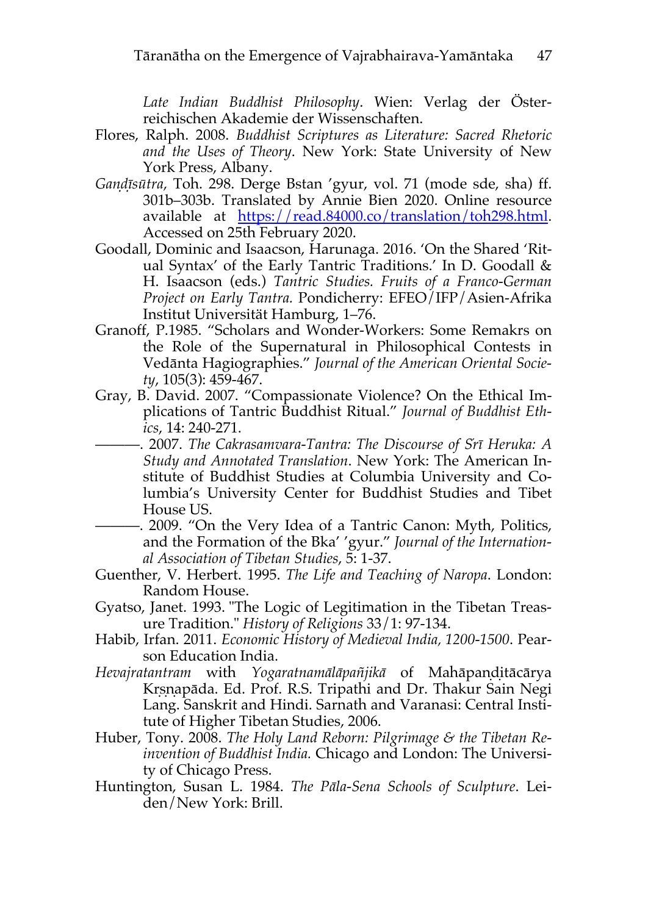*Late Indian Buddhist Philosophy*. Wien: Verlag der Österreichischen Akademie der Wissenschaften.

Flores, Ralph. 2008. *Buddhist Scriptures as Literature: Sacred Rhetoric and the Uses of Theory*. New York: State University of New York Press, Albany.

*Gaṇḍīsūtra*, Toh. 298. Derge Bstan 'gyur, vol. 71 (mode sde, sha) ff. 301b–303b. Translated by Annie Bien 2020. Online resource available at https://read.84000.co/translation/toh298.html. Accessed on 25th February 2020.

Goodall, Dominic and Isaacson, Harunaga. 2016. 'On the Shared 'Ritual Syntax' of the Early Tantric Traditions.' In D. Goodall & H. Isaacson (eds.) *Tantric Studies. Fruits of a Franco-German Project on Early Tantra.* Pondicherry: EFEO/IFP/Asien-Afrika Institut Universität Hamburg, 1–76.

Granoff, P.1985. "Scholars and Wonder-Workers: Some Remakrs on the Role of the Supernatural in Philosophical Contests in Vedānta Hagiographies." *Journal of the American Oriental Society*, 105(3): 459-467.

Gray, B. David. 2007. "Compassionate Violence? On the Ethical Implications of Tantric Buddhist Ritual." *Journal of Buddhist Ethics*, 14: 240-271.

———. 2007. *The Cakrasamvara-Tantra: The Discourse of Śrī Heruka: A Study and Annotated Translation*. New York: The American Institute of Buddhist Studies at Columbia University and Columbia's University Center for Buddhist Studies and Tibet House US.

———. 2009. "On the Very Idea of a Tantric Canon: Myth, Politics, and the Formation of the Bka' 'gyur." *Journal of the International Association of Tibetan Studies*, 5: 1-37.

Guenther, V. Herbert. 1995. *The Life and Teaching of Naropa*. London: Random House.

Gyatso, Janet. 1993. "The Logic of Legitimation in the Tibetan Treasure Tradition." *History of Religions* 33/1: 97-134.

Habib, Irfan. 2011. *Economic History of Medieval India, 1200-1500*. Pearson Education India.

*Hevajratantram* with *Yogaratnamālāpañjikā* of Mahāpaṇḍitācārya Kṛṣṇapāda. Ed. Prof. R.S. Tripathi and Dr. Thakur Sain Negi Lang. Sanskrit and Hindi. Sarnath and Varanasi: Central Institute of Higher Tibetan Studies, 2006.

Huber, Tony. 2008. *The Holy Land Reborn: Pilgrimage & the Tibetan Reinvention of Buddhist India.* Chicago and London: The University of Chicago Press.

Huntington, Susan L. 1984. *The Pāla-Sena Schools of Sculpture*. Leiden/New York: Brill.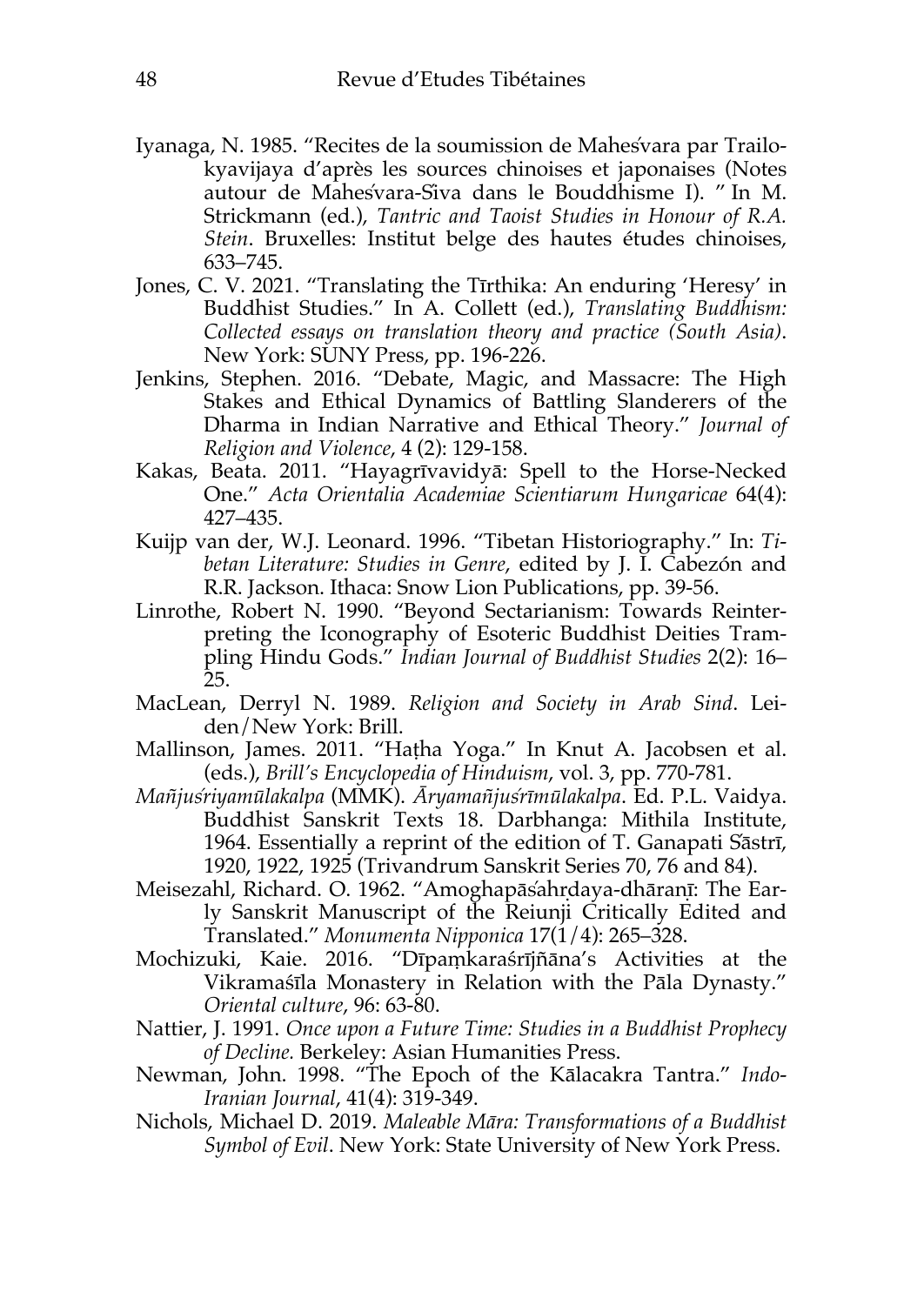Iyanaga, N. 1985. "Recites de la soumission de Maheśvara par Trailokyavijaya d'après les sources chinoises et japonaises (Notes autour de Maheśvara-Śiva dans le Bouddhisme I). " In M. Strickmann (ed.), *Tantric and Taoist Studies in Honour of R.A. Stein*. Bruxelles: Institut belge des hautes études chinoises, 633–745.

Jones, C. V. 2021. "Translating the Tīrthika: An enduring 'Heresy' in Buddhist Studies." In A. Collett (ed.), *Translating Buddhism: Collected essays on translation theory and practice (South Asia)*. New York: SUNY Press, pp. 196-226.

Jenkins, Stephen. 2016. "Debate, Magic, and Massacre: The High Stakes and Ethical Dynamics of Battling Slanderers of the Dharma in Indian Narrative and Ethical Theory." *Journal of Religion and Violence*, 4 (2): 129-158.

Kakas, Beata. 2011. "Hayagrīvavidyā: Spell to the Horse-Necked One." *Acta Orientalia Academiae Scientiarum Hungaricae* 64(4): 427–435.

Kuijp van der, W.J. Leonard. 1996. "Tibetan Historiography." In: *Tibetan Literature: Studies in Genre*, edited by J. I. Cabezón and R.R. Jackson. Ithaca: Snow Lion Publications, pp. 39-56.

Linrothe, Robert N. 1990. "Beyond Sectarianism: Towards Reinterpreting the Iconography of Esoteric Buddhist Deities Trampling Hindu Gods." *Indian Journal of Buddhist Studies* 2(2): 16–25.

MacLean, Derryl N. 1989. *Religion and Society in Arab Sind*. Leiden/New York: Brill.

Mallinson, James. 2011. "Haṭha Yoga." In Knut A. Jacobsen et al. (eds.), *Brill's Encyclopedia of Hinduism*, vol. 3, pp. 770-781.

*Mañjuśriyamūlakalpa* (MMK). *Āryamañjuśrīmūlakalpa*. Ed. P.L. Vaidya. Buddhist Sanskrit Texts 18. Darbhanga: Mithila Institute, 1964. Essentially a reprint of the edition of T. Ganapati Śāstrī, 1920, 1922, 1925 (Trivandrum Sanskrit Series 70, 76 and 84).

Meisezahl, Richard. O. 1962. "Amoghapāśahṛdaya-dhāraṇī: The Early Sanskrit Manuscript of the Reiunji Critically Edited and Translated." *Monumenta Nipponica* 17(1/4): 265–328.

Mochizuki, Kaie. 2016. "Dīpaṃkaraśrījñāna's Activities at the Vikramaśīla Monastery in Relation with the Pāla Dynasty." *Oriental culture*, 96: 63-80.

Nattier, J. 1991. *Once upon a Future Time: Studies in a Buddhist Prophecy of Decline.* Berkeley: Asian Humanities Press.

Newman, John. 1998. "The Epoch of the Kālacakra Tantra." *Indo-Iranian Journal*, 41(4): 319-349.

Nichols, Michael D. 2019. *Maleable Māra: Transformations of a Buddhist Symbol of Evil*. New York: State University of New York Press.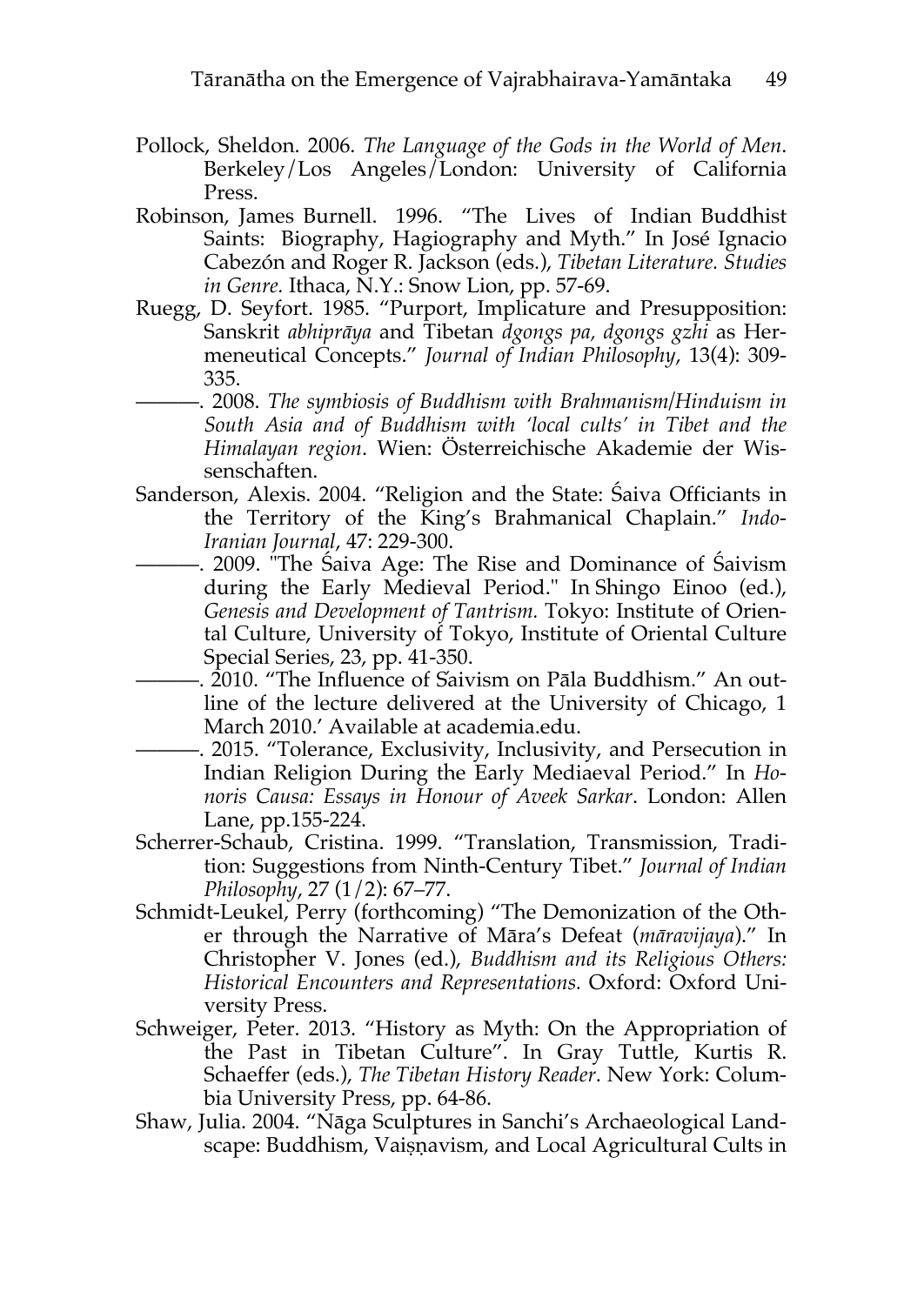Pollock, Sheldon. 2006. *The Language of the Gods in the World of Men*. Berkeley/Los Angeles/London: University of California Press.

Robinson, James Burnell. 1996. "The Lives of Indian Buddhist Saints: Biography, Hagiography and Myth." In José Ignacio Cabezón and Roger R. Jackson (eds.), *Tibetan Literature. Studies in Genre.* Ithaca, N.Y.: Snow Lion, pp. 57-69.

Ruegg, D. Seyfort. 1985. "Purport, Implicature and Presupposition: Sanskrit *abhiprāya* and Tibetan *dgongs pa, dgongs gzhi* as Hermeneutical Concepts." *Journal of Indian Philosophy*, 13(4): 309-335.

———. 2008. *The symbiosis of Buddhism with Brahmanism/Hinduism in South Asia and of Buddhism with 'local cults' in Tibet and the Himalayan region*. Wien: Österreichische Akademie der Wissenschaften.

Sanderson, Alexis. 2004. "Religion and the State: Śaiva Officiants in the Territory of the King's Brahmanical Chaplain." *Indo-Iranian Journal*, 47: 229-300.

———. 2009. "The Śaiva Age: The Rise and Dominance of Śaivism during the Early Medieval Period." In Shingo Einoo (ed.), *Genesis and Development of Tantrism.* Tokyo: Institute of Oriental Culture, University of Tokyo, Institute of Oriental Culture Special Series, 23, pp. 41-350.

———. 2010. "The Influence of Śaivism on Pāla Buddhism." An outline of the lecture delivered at the University of Chicago, 1 March 2010.' Available at academia.edu.

———. 2015. "Tolerance, Exclusivity, Inclusivity, and Persecution in Indian Religion During the Early Mediaeval Period." In *Honoris Causa: Essays in Honour of Aveek Sarkar*. London: Allen Lane, pp.155-224.

Scherrer-Schaub, Cristina. 1999. "Translation, Transmission, Tradition: Suggestions from Ninth-Century Tibet." *Journal of Indian Philosophy*, 27 (1/2): 67–77.

Schmidt-Leukel, Perry (forthcoming) "The Demonization of the Other through the Narrative of Māra's Defeat (*māravijaya*)." In Christopher V. Jones (ed.), *Buddhism and its Religious Others: Historical Encounters and Representations.* Oxford: Oxford University Press.

Schweiger, Peter. 2013. "History as Myth: On the Appropriation of the Past in Tibetan Culture". In Gray Tuttle, Kurtis R. Schaeffer (eds.), *The Tibetan History Reader*. New York: Columbia University Press, pp. 64-86.

Shaw, Julia. 2004. "Nāga Sculptures in Sanchi's Archaeological Landscape: Buddhism, Vaiṣṇavism, and Local Agricultural Cults in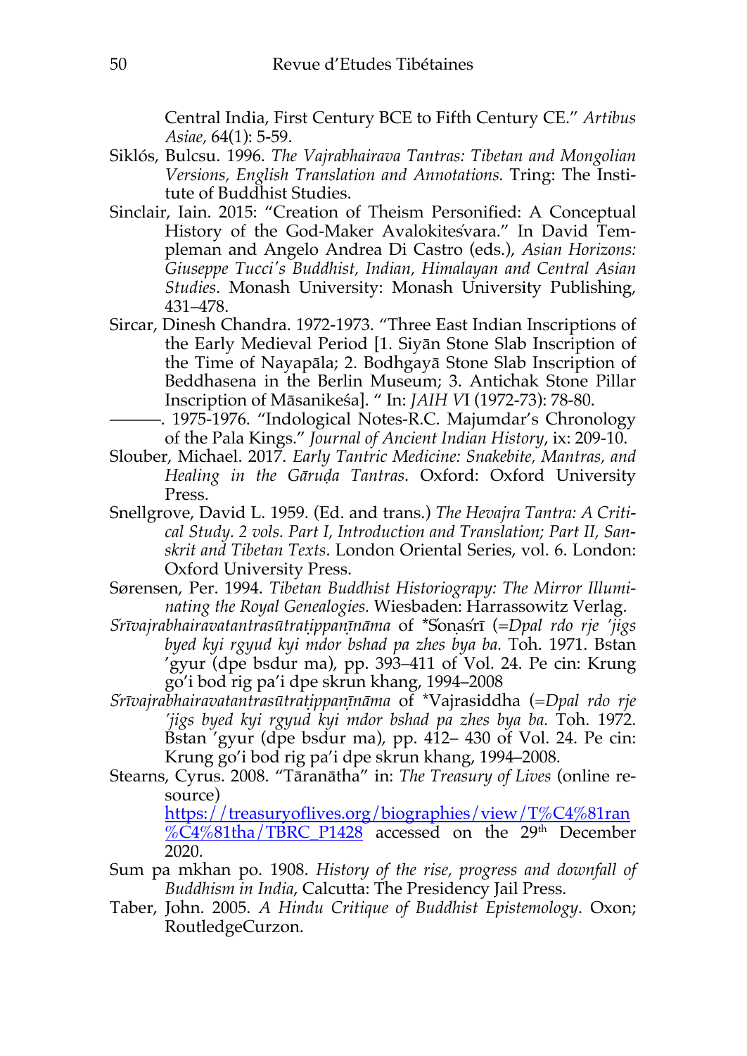Central India, First Century BCE to Fifth Century CE." *Artibus Asiae*, 64(1): 5-59.

Siklós, Bulcsu. 1996. *The Vajrabhairava Tantras: Tibetan and Mongolian Versions, English Translation and Annotations.* Tring: The Institute of Buddhist Studies.

Sinclair, Iain. 2015: "Creation of Theism Personified: A Conceptual History of the God-Maker Avalokiteśvara." In David Templeman and Angelo Andrea Di Castro (eds.), *Asian Horizons: Giuseppe Tucci's Buddhist, Indian, Himalayan and Central Asian Studies*. Monash University: Monash University Publishing, 431–478.

Sircar, Dinesh Chandra. 1972-1973. "Three East Indian Inscriptions of the Early Medieval Period [1. Siyān Stone Slab Inscription of the Time of Nayapāla; 2. Bodhgayā Stone Slab Inscription of Beddhasena in the Berlin Museum; 3. Antichak Stone Pillar Inscription of Māsanikeśa]. " In: *JAIH V*I (1972-73): 78-80.

———. 1975-1976. "Indological Notes-R.C. Majumdar's Chronology of the Pala Kings." *Journal of Ancient Indian History*, ix: 209-10.

Slouber, Michael. 2017. *Early Tantric Medicine: Snakebite, Mantras, and Healing in the Gāruḍa Tantras*. Oxford: Oxford University Press.

Snellgrove, David L. 1959. (Ed. and trans.) *The Hevajra Tantra: A Critical Study. 2 vols. Part I, Introduction and Translation; Part II, Sanskrit and Tibetan Texts*. London Oriental Series, vol. 6. London: Oxford University Press.

Sørensen, Per. 1994. *Tibetan Buddhist Historiograpy: The Mirror Illuminating the Royal Genealogies.* Wiesbaden: Harrassowitz Verlag.

*Śrīvajrabhairavatantrasūtraṭippaṇīnāma* of *Śoṇaśrī (=*Dpal rdo rje 'jigs byed kyi rgyud kyi mdor bshad pa zhes bya ba.* Toh. 1971. Bstan 'gyur (dpe bsdur ma), pp. 393–411 of Vol. 24. Pe cin: Krung go'i bod rig pa'i dpe skrun khang, 1994–2008

*Śrīvajrabhairavatantrasūtraṭippaṇīnāma* of *Vajrasiddha (=*Dpal rdo rje 'jigs byed kyi rgyud kyi mdor bshad pa zhes bya ba.* Toh. 1972. Bstan 'gyur (dpe bsdur ma), pp. 412– 430 of Vol. 24. Pe cin: Krung go'i bod rig pa'i dpe skrun khang, 1994–2008.

Stearns, Cyrus. 2008. "Tāranātha" in: *The Treasury of Lives* (online resource) https://treasuryoflives.org/biographies/view/T%C4%81ran%C4%81tha/TBRC_P1428 accessed on the 29th December 2020.

Sum pa mkhan po. 1908. *History of the rise, progress and downfall of Buddhism in India*, Calcutta: The Presidency Jail Press.

Taber, John. 2005. *A Hindu Critique of Buddhist Epistemology*. Oxon; RoutledgeCurzon.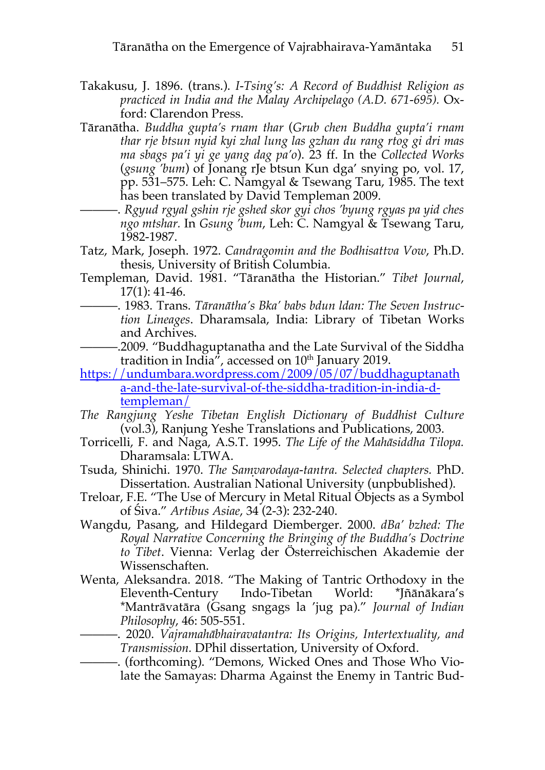Takakusu, J. 1896. (trans.). *I-Tsing's: A Record of Buddhist Religion as practiced in India and the Malay Archipelago (A.D. 671-695).* Oxford: Clarendon Press.

Tāranātha. *Buddha gupta's rnam thar* (*Grub chen Buddha gupta'i rnam thar rje btsun nyid kyi zhal lung las gzhan du rang rtog gi dri mas ma sbags pa'i yi ge yang dag pa'o*). 23 ff. In the *Collected Works* (*gsung 'bum*) of Jonang rJe btsun Kun dga' snying po, vol. 17, pp. 531–575. Leh: C. Namgyal & Tsewang Taru, 1985. The text has been translated by David Templeman 2009.

———. *Rgyud rgyal gshin rje gshed skor gyi chos 'byung rgyas pa yid ches ngo mtshar*. In *Gsung 'bum*, Leh: C. Namgyal & Tsewang Taru, 1982-1987.

Tatz, Mark, Joseph. 1972. *Candragomin and the Bodhisattva Vow*, Ph.D. thesis, University of British Columbia.

Templeman, David. 1981. "Tāranātha the Historian." *Tibet Journal*, 17(1): 41-46.

———. 1983. Trans. *Tāranātha's Bka' babs bdun ldan: The Seven Instruction Lineages*. Dharamsala, India: Library of Tibetan Works and Archives.

———.2009. "Buddhaguptanatha and the Late Survival of the Siddha tradition in India", accessed on 10th January 2019. [https://undumbara.wordpress.com/2009/05/07/buddhaguptanatha-and-the-late-survival-of-the-siddha-tradition-in-india-d-templeman/](https://undumbara.wordpress.com/2009/05/07/buddhaguptanatha-and-the-late-survival-of-the-siddha-tradition-in-india-d-templeman/)

*The Rangjung Yeshe Tibetan English Dictionary of Buddhist Culture* (vol.3), Ranjung Yeshe Translations and Publications, 2003.

Torricelli, F. and Naga, A.S.T. 1995. *The Life of the Mahāsiddha Tilopa.* Dharamsala: LTWA.

Tsuda, Shinichi. 1970. *The Saṃvarodaya-tantra. Selected chapters.* PhD. Dissertation. Australian National University (unpbublished).

Treloar, F.E. "The Use of Mercury in Metal Ritual Objects as a Symbol of Śiva." *Artibus Asiae*, 34 (2-3): 232-240.

Wangdu, Pasang, and Hildegard Diemberger. 2000. *dBa' bzhed: The Royal Narrative Concerning the Bringing of the Buddha's Doctrine to Tibet*. Vienna: Verlag der Österreichischen Akademie der Wissenschaften.

Wenta, Aleksandra. 2018. "The Making of Tantric Orthodoxy in the Eleventh-Century Indo-Tibetan World: *Jñānākara's *Mantrāvatāra (Gsang sngags la 'jug pa)." *Journal of Indian Philosophy*, 46: 505-551.

———. 2020. *Vajramahābhairavatantra: Its Origins, Intertextuality, and Transmission.* DPhil dissertation, University of Oxford.

———. (forthcoming). "Demons, Wicked Ones and Those Who Violate the Samayas: Dharma Against the Enemy in Tantric Bud-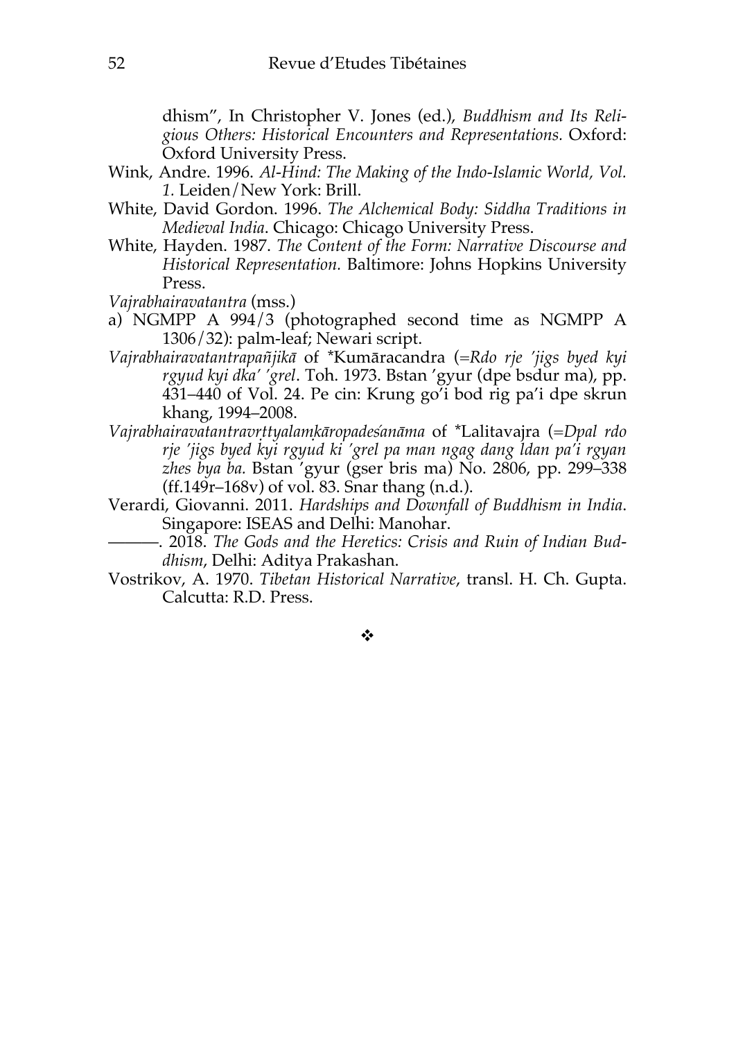dhism", In Christopher V. Jones (ed.), *Buddhism and Its Religious Others: Historical Encounters and Representations.* Oxford: Oxford University Press.

Wink, Andre. 1996. *Al-Hind: The Making of the Indo-Islamic World, Vol. 1.* Leiden/New York: Brill.

White, David Gordon. 1996. *The Alchemical Body: Siddha Traditions in Medieval India*. Chicago: Chicago University Press.

White, Hayden. 1987. *The Content of the Form: Narrative Discourse and Historical Representation.* Baltimore: Johns Hopkins University Press.

*Vajrabhairavatantra* (mss.)

a) NGMPP A 994/3 (photographed second time as NGMPP A 1306/32): palm-leaf; Newari script.

*Vajrabhairavatantrapañjikā* of *Kumāracandra (=*Rdo rje 'jigs byed kyi rgyud kyi dka' 'grel*. Toh. 1973. Bstan 'gyur (dpe bsdur ma), pp. 431–440 of Vol. 24. Pe cin: Krung go'i bod rig pa'i dpe skrun khang, 1994–2008.

*Vajrabhairavatantravṛttyalaṃkāropadeśanāma* of *Lalitavajra (=*Dpal rdo rje 'jigs byed kyi rgyud ki 'grel pa man ngag dang ldan pa'i rgyan zhes bya ba.* Bstan 'gyur (gser bris ma) No. 2806, pp. 299–338 (ff.149r–168v) of vol. 83. Snar thang (n.d.).

Verardi, Giovanni. 2011. *Hardships and Downfall of Buddhism in India*. Singapore: ISEAS and Delhi: Manohar.

———. 2018. *The Gods and the Heretics: Crisis and Ruin of Indian Buddhism*, Delhi: Aditya Prakashan.

Vostrikov, A. 1970. *Tibetan Historical Narrative*, transl. H. Ch. Gupta. Calcutta: R.D. Press.

❖